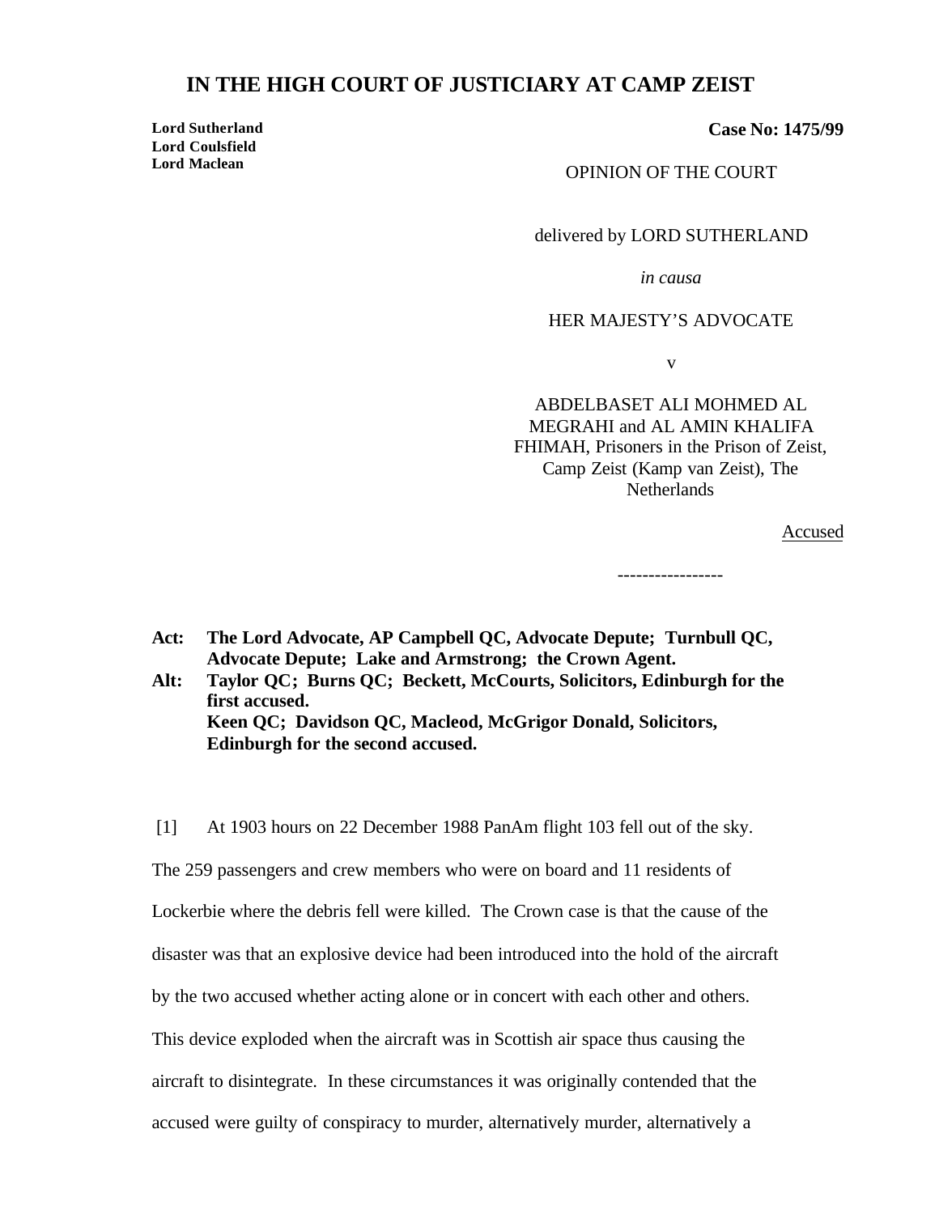# IN THE HIGH COURT OF JUSTICIARY AT CAMP ZEIST

**Lord Sutherland**
**Lord Coulsfield**
**Lord Maclean**

**Case No: 1475/99**

OPINION OF THE COURT

delivered by LORD SUTHERLAND

*in causa*

HER MAJESTY'S ADVOCATE

v

ABDELBASET ALI MOHMED AL MEGRAHI and AL AMIN KHALIFA FHIMAH, Prisoners in the Prison of Zeist, Camp Zeist (Kamp van Zeist), The Netherlands

Accused

-----------------

**Act: The Lord Advocate, AP Campbell QC, Advocate Depute; Turnbull QC, Advocate Depute; Lake and Armstrong; the Crown Agent.**

**Alt: Taylor QC; Burns QC; Beckett, McCourts, Solicitors, Edinburgh for the first accused.**
**Keen QC; Davidson QC, Macleod, McGrigor Donald, Solicitors, Edinburgh for the second accused.**

[1] At 1903 hours on 22 December 1988 PanAm flight 103 fell out of the sky. The 259 passengers and crew members who were on board and 11 residents of Lockerbie where the debris fell were killed. The Crown case is that the cause of the disaster was that an explosive device had been introduced into the hold of the aircraft by the two accused whether acting alone or in concert with each other and others. This device exploded when the aircraft was in Scottish air space thus causing the aircraft to disintegrate. In these circumstances it was originally contended that the accused were guilty of conspiracy to murder, alternatively murder, alternatively a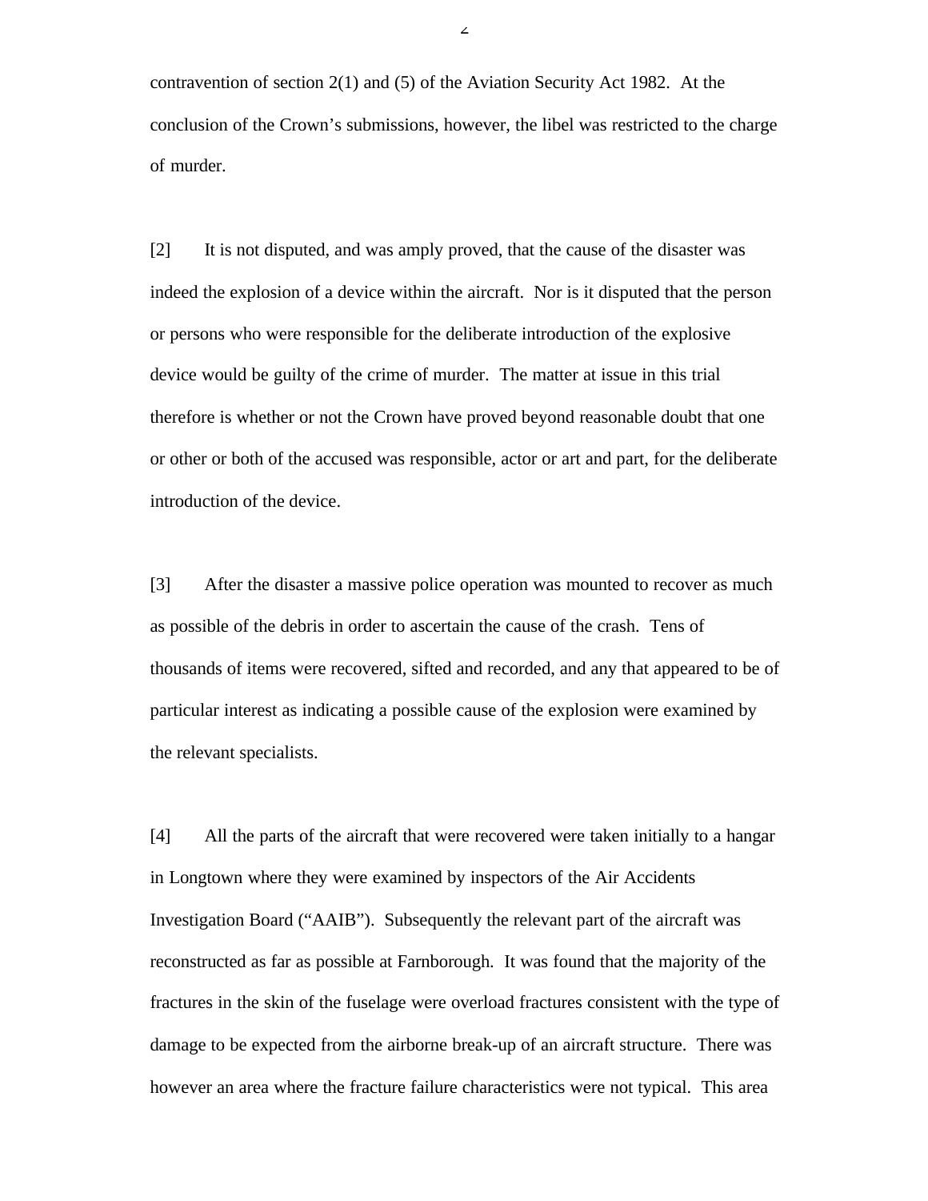contravention of section 2(1) and (5) of the Aviation Security Act 1982. At the conclusion of the Crown's submissions, however, the libel was restricted to the charge of murder.

[2] It is not disputed, and was amply proved, that the cause of the disaster was indeed the explosion of a device within the aircraft. Nor is it disputed that the person or persons who were responsible for the deliberate introduction of the explosive device would be guilty of the crime of murder. The matter at issue in this trial therefore is whether or not the Crown have proved beyond reasonable doubt that one or other or both of the accused was responsible, actor or art and part, for the deliberate introduction of the device.

[3] After the disaster a massive police operation was mounted to recover as much as possible of the debris in order to ascertain the cause of the crash. Tens of thousands of items were recovered, sifted and recorded, and any that appeared to be of particular interest as indicating a possible cause of the explosion were examined by the relevant specialists.

[4] All the parts of the aircraft that were recovered were taken initially to a hangar in Longtown where they were examined by inspectors of the Air Accidents Investigation Board ("AAIB"). Subsequently the relevant part of the aircraft was reconstructed as far as possible at Farnborough. It was found that the majority of the fractures in the skin of the fuselage were overload fractures consistent with the type of damage to be expected from the airborne break-up of an aircraft structure. There was however an area where the fracture failure characteristics were not typical. This area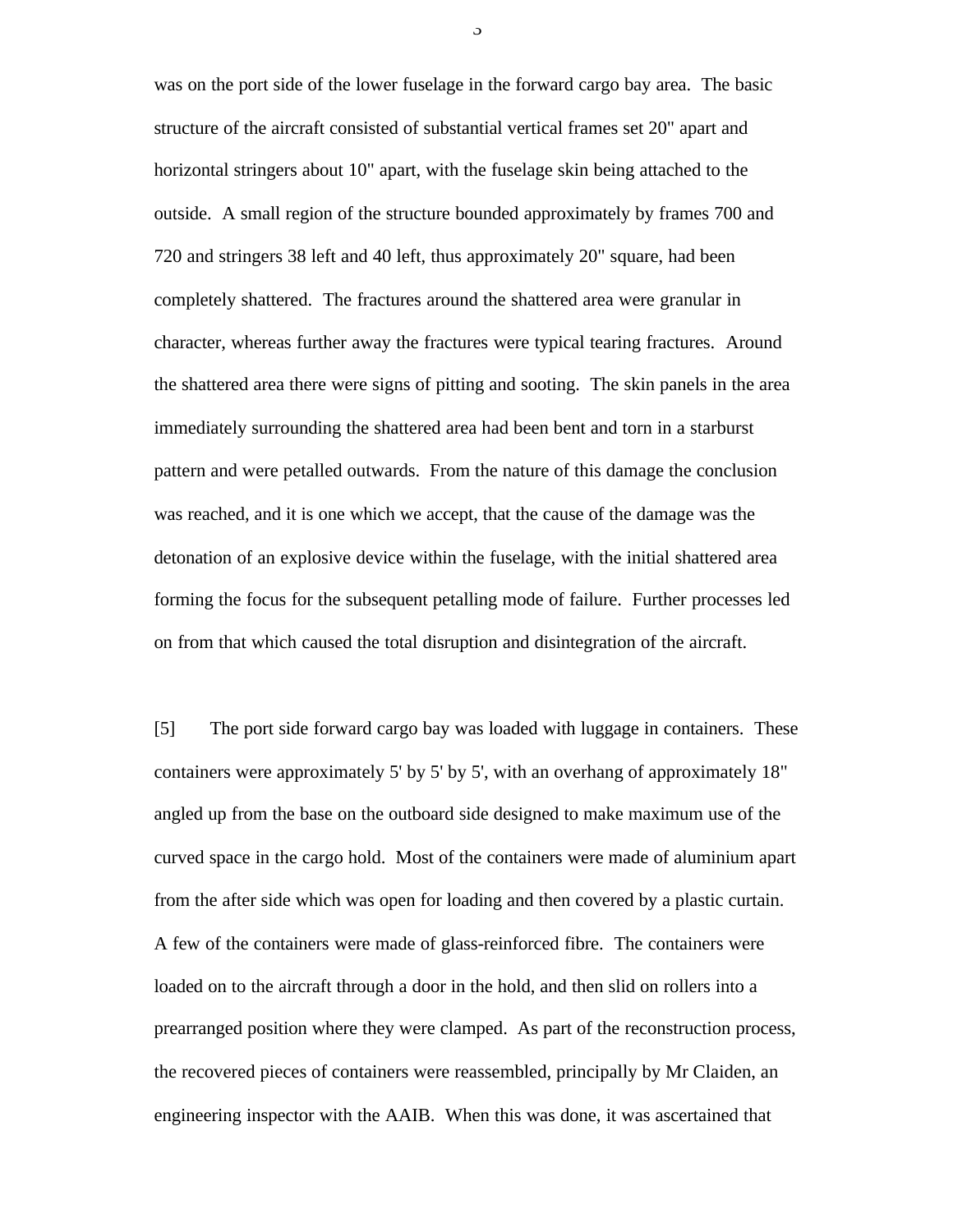was on the port side of the lower fuselage in the forward cargo bay area. The basic structure of the aircraft consisted of substantial vertical frames set 20" apart and horizontal stringers about 10" apart, with the fuselage skin being attached to the outside. A small region of the structure bounded approximately by frames 700 and 720 and stringers 38 left and 40 left, thus approximately 20" square, had been completely shattered. The fractures around the shattered area were granular in character, whereas further away the fractures were typical tearing fractures. Around the shattered area there were signs of pitting and sooting. The skin panels in the area immediately surrounding the shattered area had been bent and torn in a starburst pattern and were petalled outwards. From the nature of this damage the conclusion was reached, and it is one which we accept, that the cause of the damage was the detonation of an explosive device within the fuselage, with the initial shattered area forming the focus for the subsequent petalling mode of failure. Further processes led on from that which caused the total disruption and disintegration of the aircraft.

[5] The port side forward cargo bay was loaded with luggage in containers. These containers were approximately 5' by 5' by 5', with an overhang of approximately 18" angled up from the base on the outboard side designed to make maximum use of the curved space in the cargo hold. Most of the containers were made of aluminium apart from the after side which was open for loading and then covered by a plastic curtain. A few of the containers were made of glass-reinforced fibre. The containers were loaded on to the aircraft through a door in the hold, and then slid on rollers into a prearranged position where they were clamped. As part of the reconstruction process, the recovered pieces of containers were reassembled, principally by Mr Claiden, an engineering inspector with the AAIB. When this was done, it was ascertained that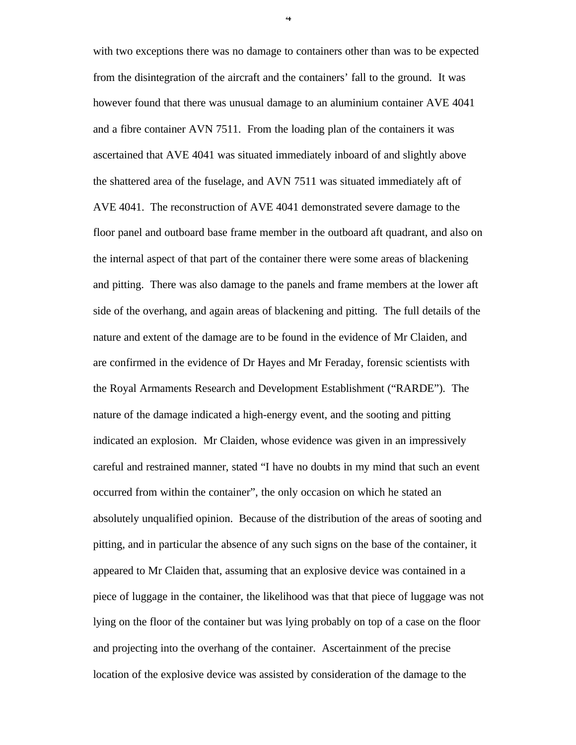with two exceptions there was no damage to containers other than was to be expected from the disintegration of the aircraft and the containers' fall to the ground. It was however found that there was unusual damage to an aluminium container AVE 4041 and a fibre container AVN 7511. From the loading plan of the containers it was ascertained that AVE 4041 was situated immediately inboard of and slightly above the shattered area of the fuselage, and AVN 7511 was situated immediately aft of AVE 4041. The reconstruction of AVE 4041 demonstrated severe damage to the floor panel and outboard base frame member in the outboard aft quadrant, and also on the internal aspect of that part of the container there were some areas of blackening and pitting. There was also damage to the panels and frame members at the lower aft side of the overhang, and again areas of blackening and pitting. The full details of the nature and extent of the damage are to be found in the evidence of Mr Claiden, and are confirmed in the evidence of Dr Hayes and Mr Feraday, forensic scientists with the Royal Armaments Research and Development Establishment ("RARDE"). The nature of the damage indicated a high-energy event, and the sooting and pitting indicated an explosion. Mr Claiden, whose evidence was given in an impressively careful and restrained manner, stated "I have no doubts in my mind that such an event occurred from within the container", the only occasion on which he stated an absolutely unqualified opinion. Because of the distribution of the areas of sooting and pitting, and in particular the absence of any such signs on the base of the container, it appeared to Mr Claiden that, assuming that an explosive device was contained in a piece of luggage in the container, the likelihood was that that piece of luggage was not lying on the floor of the container but was lying probably on top of a case on the floor and projecting into the overhang of the container. Ascertainment of the precise location of the explosive device was assisted by consideration of the damage to the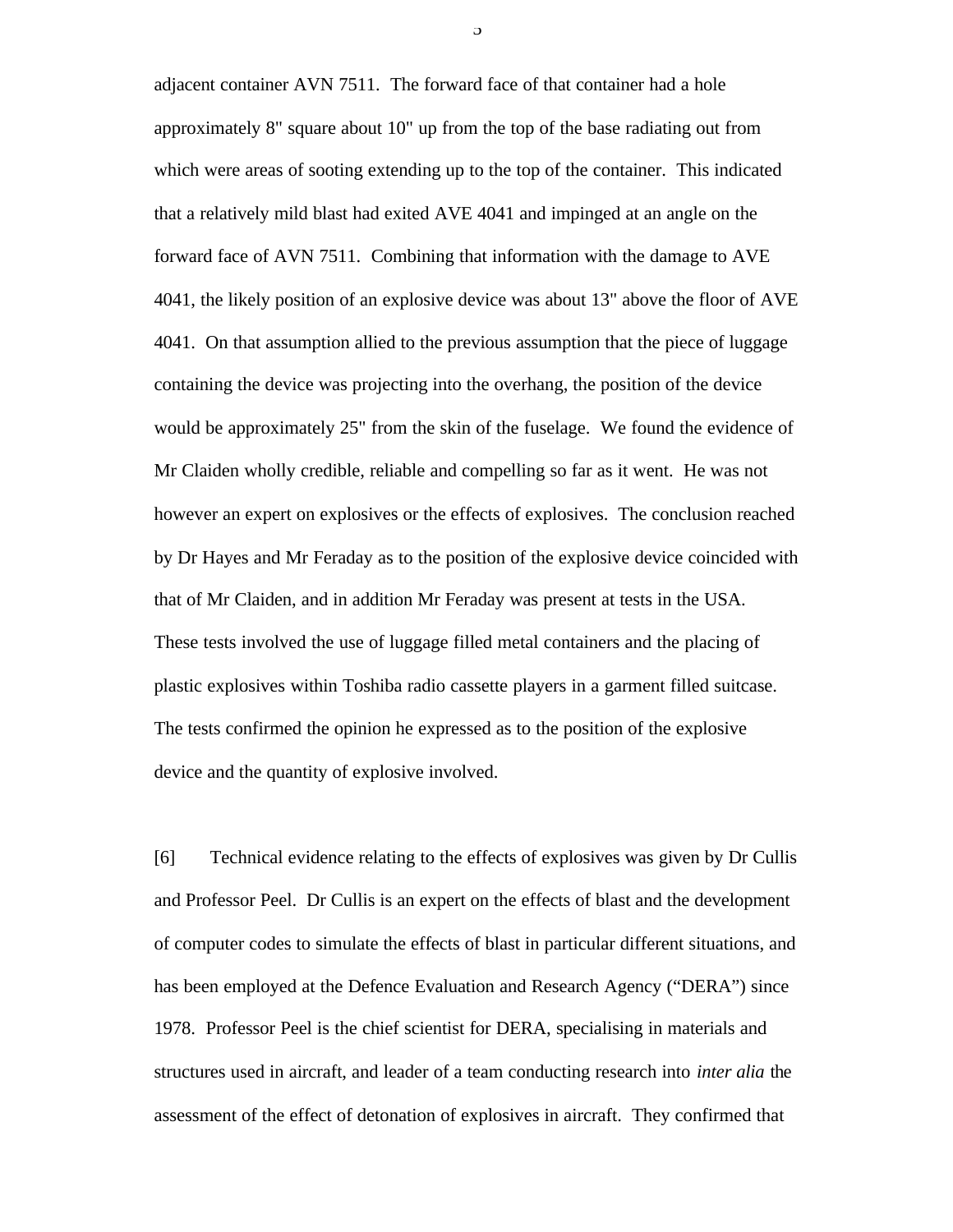adjacent container AVN 7511. The forward face of that container had a hole approximately 8" square about 10" up from the top of the base radiating out from which were areas of sooting extending up to the top of the container. This indicated that a relatively mild blast had exited AVE 4041 and impinged at an angle on the forward face of AVN 7511. Combining that information with the damage to AVE 4041, the likely position of an explosive device was about 13" above the floor of AVE 4041. On that assumption allied to the previous assumption that the piece of luggage containing the device was projecting into the overhang, the position of the device would be approximately 25" from the skin of the fuselage. We found the evidence of Mr Claiden wholly credible, reliable and compelling so far as it went. He was not however an expert on explosives or the effects of explosives. The conclusion reached by Dr Hayes and Mr Feraday as to the position of the explosive device coincided with that of Mr Claiden, and in addition Mr Feraday was present at tests in the USA. These tests involved the use of luggage filled metal containers and the placing of plastic explosives within Toshiba radio cassette players in a garment filled suitcase. The tests confirmed the opinion he expressed as to the position of the explosive device and the quantity of explosive involved.

[6] Technical evidence relating to the effects of explosives was given by Dr Cullis and Professor Peel. Dr Cullis is an expert on the effects of blast and the development of computer codes to simulate the effects of blast in particular different situations, and has been employed at the Defence Evaluation and Research Agency ("DERA") since 1978. Professor Peel is the chief scientist for DERA, specialising in materials and structures used in aircraft, and leader of a team conducting research into *inter alia* the assessment of the effect of detonation of explosives in aircraft. They confirmed that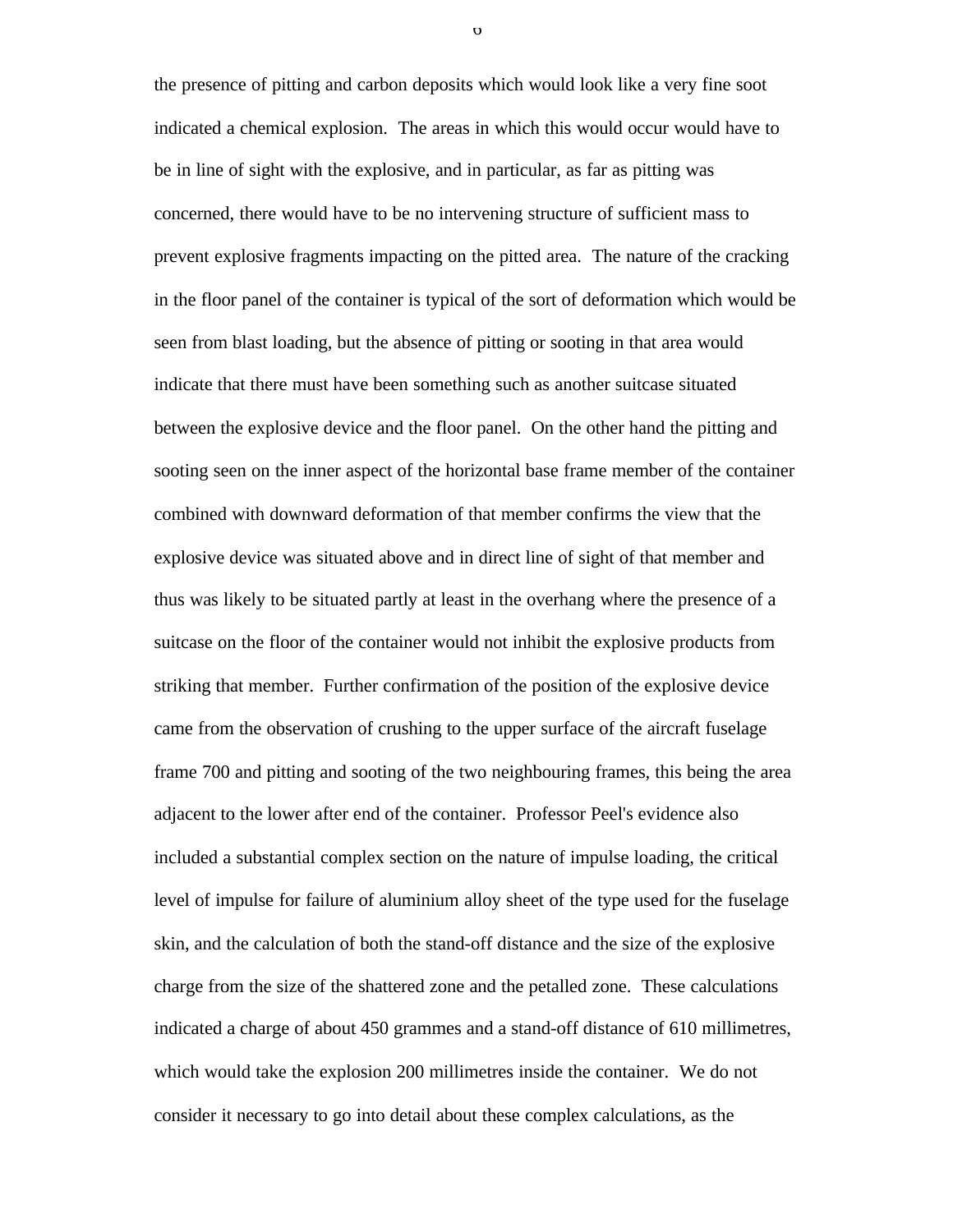the presence of pitting and carbon deposits which would look like a very fine soot indicated a chemical explosion. The areas in which this would occur would have to be in line of sight with the explosive, and in particular, as far as pitting was concerned, there would have to be no intervening structure of sufficient mass to prevent explosive fragments impacting on the pitted area. The nature of the cracking in the floor panel of the container is typical of the sort of deformation which would be seen from blast loading, but the absence of pitting or sooting in that area would indicate that there must have been something such as another suitcase situated between the explosive device and the floor panel. On the other hand the pitting and sooting seen on the inner aspect of the horizontal base frame member of the container combined with downward deformation of that member confirms the view that the explosive device was situated above and in direct line of sight of that member and thus was likely to be situated partly at least in the overhang where the presence of a suitcase on the floor of the container would not inhibit the explosive products from striking that member. Further confirmation of the position of the explosive device came from the observation of crushing to the upper surface of the aircraft fuselage frame 700 and pitting and sooting of the two neighbouring frames, this being the area adjacent to the lower after end of the container. Professor Peel's evidence also included a substantial complex section on the nature of impulse loading, the critical level of impulse for failure of aluminium alloy sheet of the type used for the fuselage skin, and the calculation of both the stand-off distance and the size of the explosive charge from the size of the shattered zone and the petalled zone. These calculations indicated a charge of about 450 grammes and a stand-off distance of 610 millimetres, which would take the explosion 200 millimetres inside the container. We do not consider it necessary to go into detail about these complex calculations, as the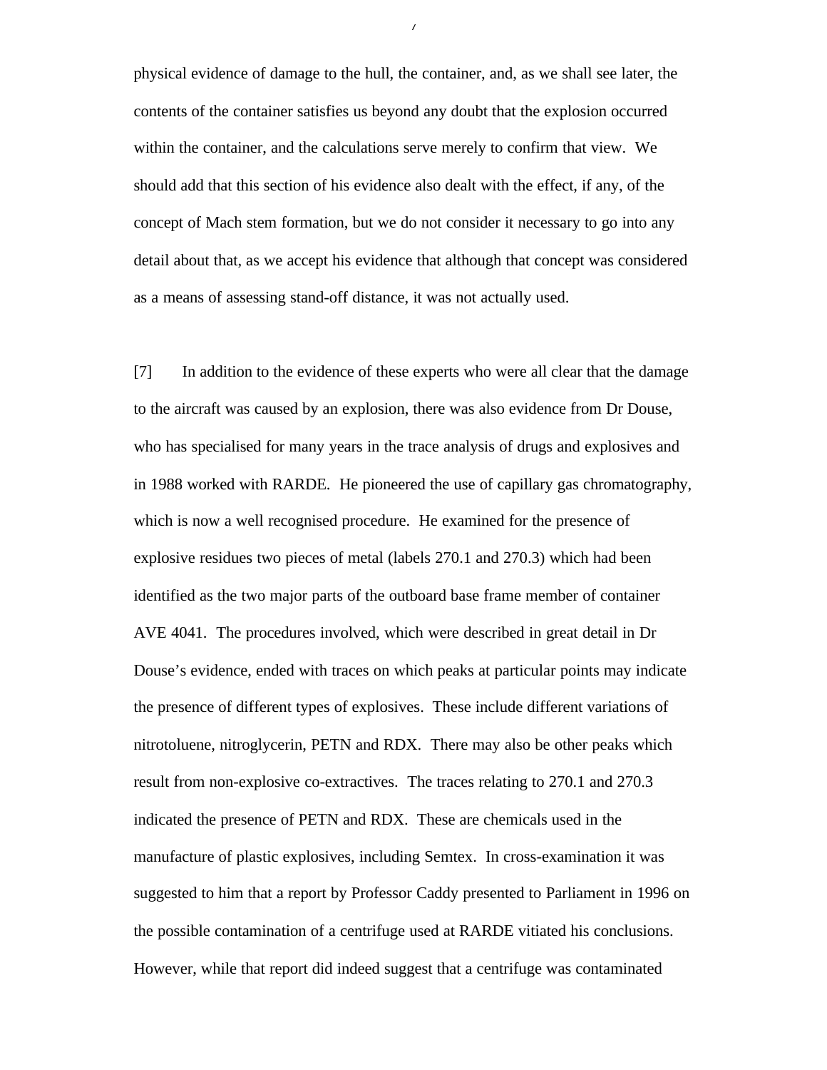physical evidence of damage to the hull, the container, and, as we shall see later, the contents of the container satisfies us beyond any doubt that the explosion occurred within the container, and the calculations serve merely to confirm that view. We should add that this section of his evidence also dealt with the effect, if any, of the concept of Mach stem formation, but we do not consider it necessary to go into any detail about that, as we accept his evidence that although that concept was considered as a means of assessing stand-off distance, it was not actually used.

[7] In addition to the evidence of these experts who were all clear that the damage to the aircraft was caused by an explosion, there was also evidence from Dr Douse, who has specialised for many years in the trace analysis of drugs and explosives and in 1988 worked with RARDE. He pioneered the use of capillary gas chromatography, which is now a well recognised procedure. He examined for the presence of explosive residues two pieces of metal (labels 270.1 and 270.3) which had been identified as the two major parts of the outboard base frame member of container AVE 4041. The procedures involved, which were described in great detail in Dr Douse's evidence, ended with traces on which peaks at particular points may indicate the presence of different types of explosives. These include different variations of nitrotoluene, nitroglycerin, PETN and RDX. There may also be other peaks which result from non-explosive co-extractives. The traces relating to 270.1 and 270.3 indicated the presence of PETN and RDX. These are chemicals used in the manufacture of plastic explosives, including Semtex. In cross-examination it was suggested to him that a report by Professor Caddy presented to Parliament in 1996 on the possible contamination of a centrifuge used at RARDE vitiated his conclusions. However, while that report did indeed suggest that a centrifuge was contaminated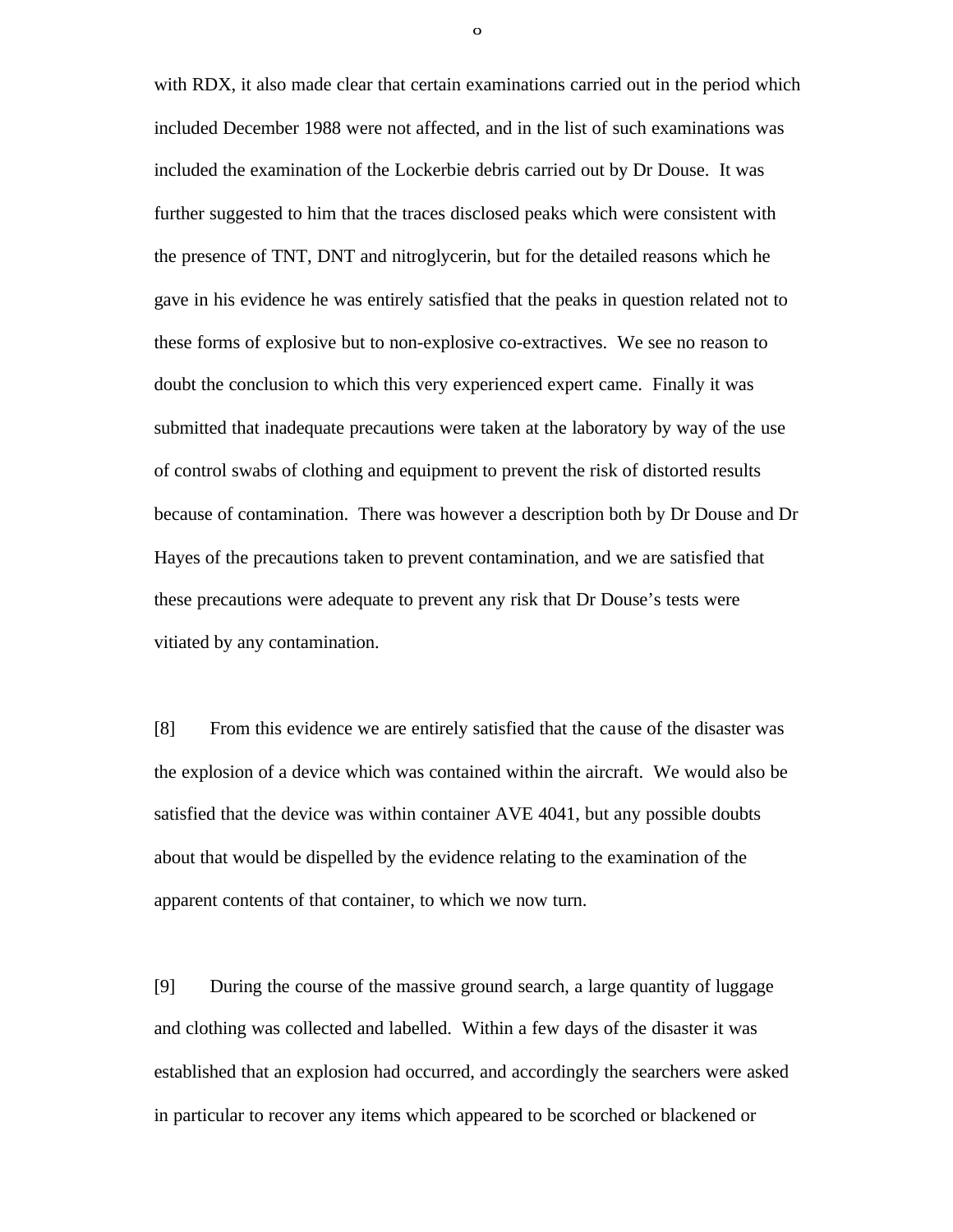with RDX, it also made clear that certain examinations carried out in the period which included December 1988 were not affected, and in the list of such examinations was included the examination of the Lockerbie debris carried out by Dr Douse. It was further suggested to him that the traces disclosed peaks which were consistent with the presence of TNT, DNT and nitroglycerin, but for the detailed reasons which he gave in his evidence he was entirely satisfied that the peaks in question related not to these forms of explosive but to non-explosive co-extractives. We see no reason to doubt the conclusion to which this very experienced expert came. Finally it was submitted that inadequate precautions were taken at the laboratory by way of the use of control swabs of clothing and equipment to prevent the risk of distorted results because of contamination. There was however a description both by Dr Douse and Dr Hayes of the precautions taken to prevent contamination, and we are satisfied that these precautions were adequate to prevent any risk that Dr Douse's tests were vitiated by any contamination.

[8] From this evidence we are entirely satisfied that the cause of the disaster was the explosion of a device which was contained within the aircraft. We would also be satisfied that the device was within container AVE 4041, but any possible doubts about that would be dispelled by the evidence relating to the examination of the apparent contents of that container, to which we now turn.

[9] During the course of the massive ground search, a large quantity of luggage and clothing was collected and labelled. Within a few days of the disaster it was established that an explosion had occurred, and accordingly the searchers were asked in particular to recover any items which appeared to be scorched or blackened or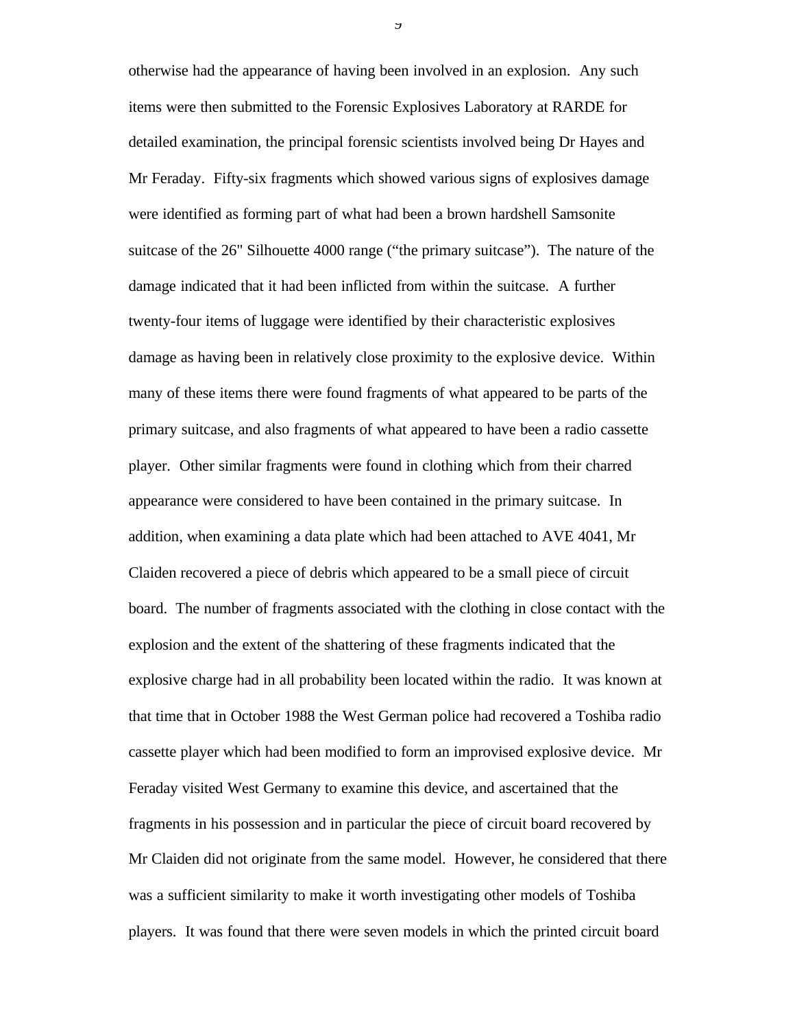otherwise had the appearance of having been involved in an explosion.  Any such items were then submitted to the Forensic Explosives Laboratory at RARDE for detailed examination, the principal forensic scientists involved being Dr Hayes and Mr Feraday.  Fifty-six fragments which showed various signs of explosives damage were identified as forming part of what had been a brown hardshell Samsonite suitcase of the 26" Silhouette 4000 range ("the primary suitcase").  The nature of the damage indicated that it had been inflicted from within the suitcase.  A further twenty-four items of luggage were identified by their characteristic explosives damage as having been in relatively close proximity to the explosive device.  Within many of these items there were found fragments of what appeared to be parts of the primary suitcase, and also fragments of what appeared to have been a radio cassette player.  Other similar fragments were found in clothing which from their charred appearance were considered to have been contained in the primary suitcase.  In addition, when examining a data plate which had been attached to AVE 4041, Mr Claiden recovered a piece of debris which appeared to be a small piece of circuit board.  The number of fragments associated with the clothing in close contact with the explosion and the extent of the shattering of these fragments indicated that the explosive charge had in all probability been located within the radio.  It was known at that time that in October 1988 the West German police had recovered a Toshiba radio cassette player which had been modified to form an improvised explosive device.  Mr Feraday visited West Germany to examine this device, and ascertained that the fragments in his possession and in particular the piece of circuit board recovered by Mr Claiden did not originate from the same model.  However, he considered that there was a sufficient similarity to make it worth investigating other models of Toshiba players.  It was found that there were seven models in which the printed circuit board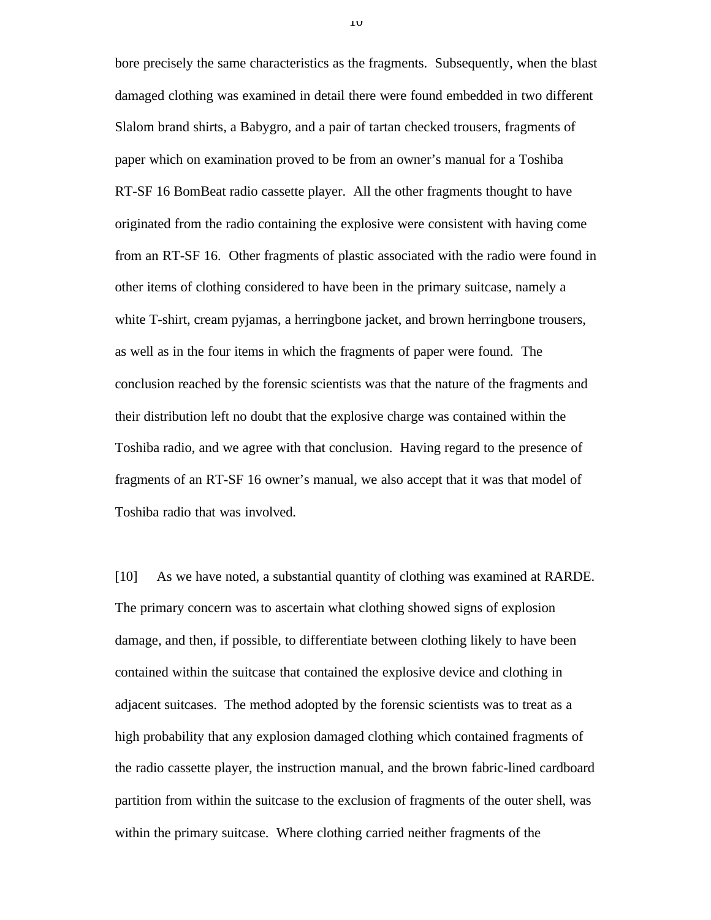bore precisely the same characteristics as the fragments. Subsequently, when the blast damaged clothing was examined in detail there were found embedded in two different Slalom brand shirts, a Babygro, and a pair of tartan checked trousers, fragments of paper which on examination proved to be from an owner's manual for a Toshiba RT-SF 16 BomBeat radio cassette player. All the other fragments thought to have originated from the radio containing the explosive were consistent with having come from an RT-SF 16. Other fragments of plastic associated with the radio were found in other items of clothing considered to have been in the primary suitcase, namely a white T-shirt, cream pyjamas, a herringbone jacket, and brown herringbone trousers, as well as in the four items in which the fragments of paper were found. The conclusion reached by the forensic scientists was that the nature of the fragments and their distribution left no doubt that the explosive charge was contained within the Toshiba radio, and we agree with that conclusion. Having regard to the presence of fragments of an RT-SF 16 owner's manual, we also accept that it was that model of Toshiba radio that was involved.

[10] As we have noted, a substantial quantity of clothing was examined at RARDE. The primary concern was to ascertain what clothing showed signs of explosion damage, and then, if possible, to differentiate between clothing likely to have been contained within the suitcase that contained the explosive device and clothing in adjacent suitcases. The method adopted by the forensic scientists was to treat as a high probability that any explosion damaged clothing which contained fragments of the radio cassette player, the instruction manual, and the brown fabric-lined cardboard partition from within the suitcase to the exclusion of fragments of the outer shell, was within the primary suitcase. Where clothing carried neither fragments of the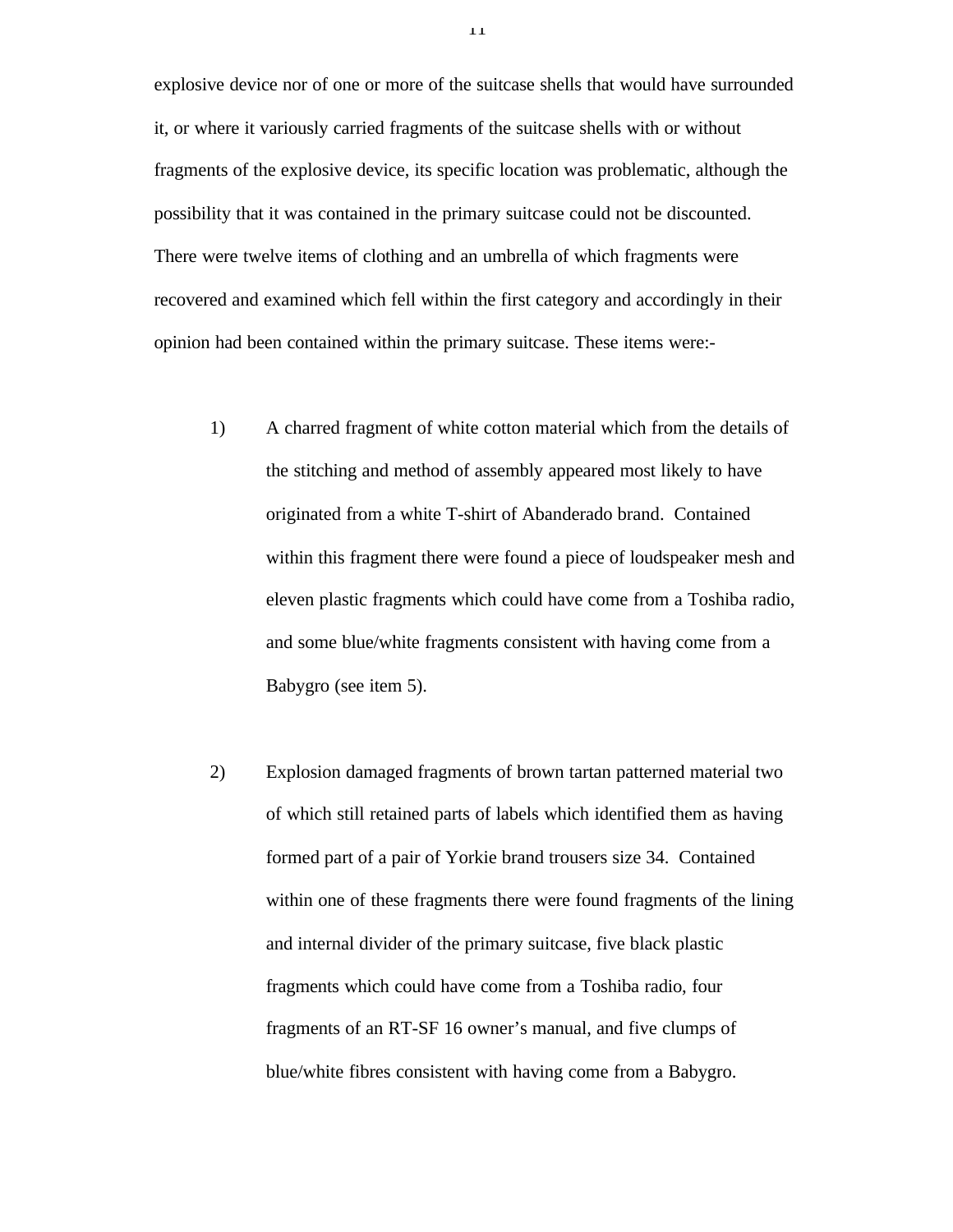explosive device nor of one or more of the suitcase shells that would have surrounded it, or where it variously carried fragments of the suitcase shells with or without fragments of the explosive device, its specific location was problematic, although the possibility that it was contained in the primary suitcase could not be discounted. There were twelve items of clothing and an umbrella of which fragments were recovered and examined which fell within the first category and accordingly in their opinion had been contained within the primary suitcase. These items were:-

1) A charred fragment of white cotton material which from the details of the stitching and method of assembly appeared most likely to have originated from a white T-shirt of Abanderado brand. Contained within this fragment there were found a piece of loudspeaker mesh and eleven plastic fragments which could have come from a Toshiba radio, and some blue/white fragments consistent with having come from a Babygro (see item 5).

2) Explosion damaged fragments of brown tartan patterned material two of which still retained parts of labels which identified them as having formed part of a pair of Yorkie brand trousers size 34. Contained within one of these fragments there were found fragments of the lining and internal divider of the primary suitcase, five black plastic fragments which could have come from a Toshiba radio, four fragments of an RT-SF 16 owner's manual, and five clumps of blue/white fibres consistent with having come from a Babygro.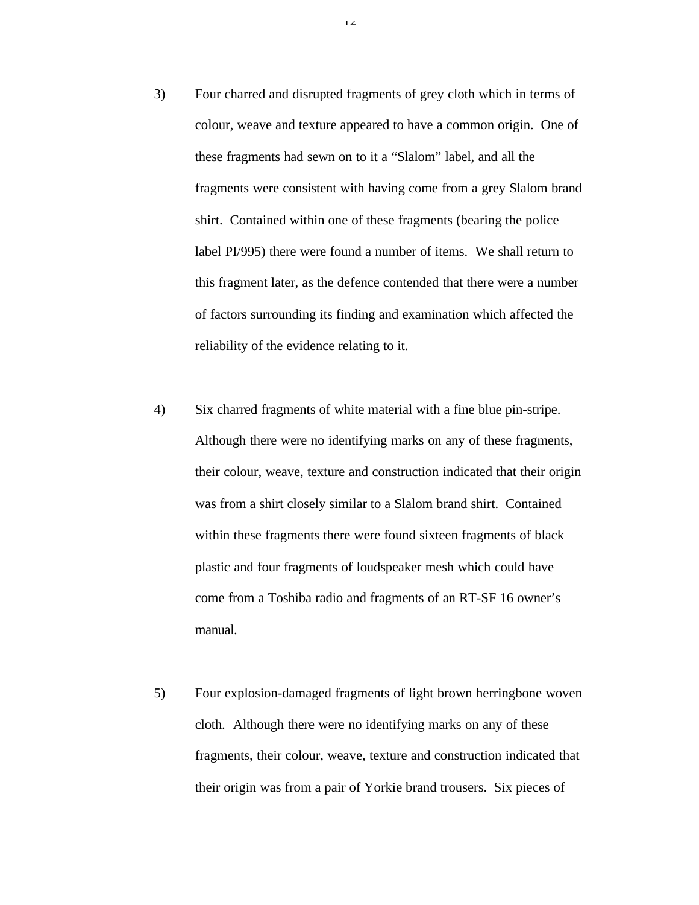3) Four charred and disrupted fragments of grey cloth which in terms of colour, weave and texture appeared to have a common origin. One of these fragments had sewn on to it a "Slalom" label, and all the fragments were consistent with having come from a grey Slalom brand shirt. Contained within one of these fragments (bearing the police label PI/995) there were found a number of items. We shall return to this fragment later, as the defence contended that there were a number of factors surrounding its finding and examination which affected the reliability of the evidence relating to it.

4) Six charred fragments of white material with a fine blue pin-stripe. Although there were no identifying marks on any of these fragments, their colour, weave, texture and construction indicated that their origin was from a shirt closely similar to a Slalom brand shirt. Contained within these fragments there were found sixteen fragments of black plastic and four fragments of loudspeaker mesh which could have come from a Toshiba radio and fragments of an RT-SF 16 owner's manual.

5) Four explosion-damaged fragments of light brown herringbone woven cloth. Although there were no identifying marks on any of these fragments, their colour, weave, texture and construction indicated that their origin was from a pair of Yorkie brand trousers. Six pieces of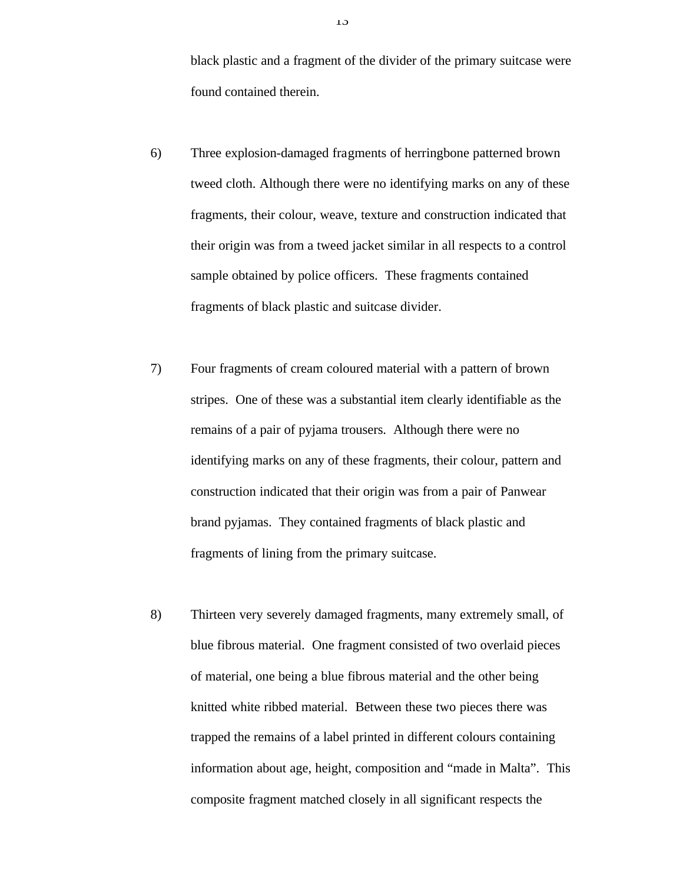black plastic and a fragment of the divider of the primary suitcase were found contained therein.

6) Three explosion-damaged fragments of herringbone patterned brown tweed cloth. Although there were no identifying marks on any of these fragments, their colour, weave, texture and construction indicated that their origin was from a tweed jacket similar in all respects to a control sample obtained by police officers. These fragments contained fragments of black plastic and suitcase divider.

7) Four fragments of cream coloured material with a pattern of brown stripes. One of these was a substantial item clearly identifiable as the remains of a pair of pyjama trousers. Although there were no identifying marks on any of these fragments, their colour, pattern and construction indicated that their origin was from a pair of Panwear brand pyjamas. They contained fragments of black plastic and fragments of lining from the primary suitcase.

8) Thirteen very severely damaged fragments, many extremely small, of blue fibrous material. One fragment consisted of two overlaid pieces of material, one being a blue fibrous material and the other being knitted white ribbed material. Between these two pieces there was trapped the remains of a label printed in different colours containing information about age, height, composition and “made in Malta”. This composite fragment matched closely in all significant respects the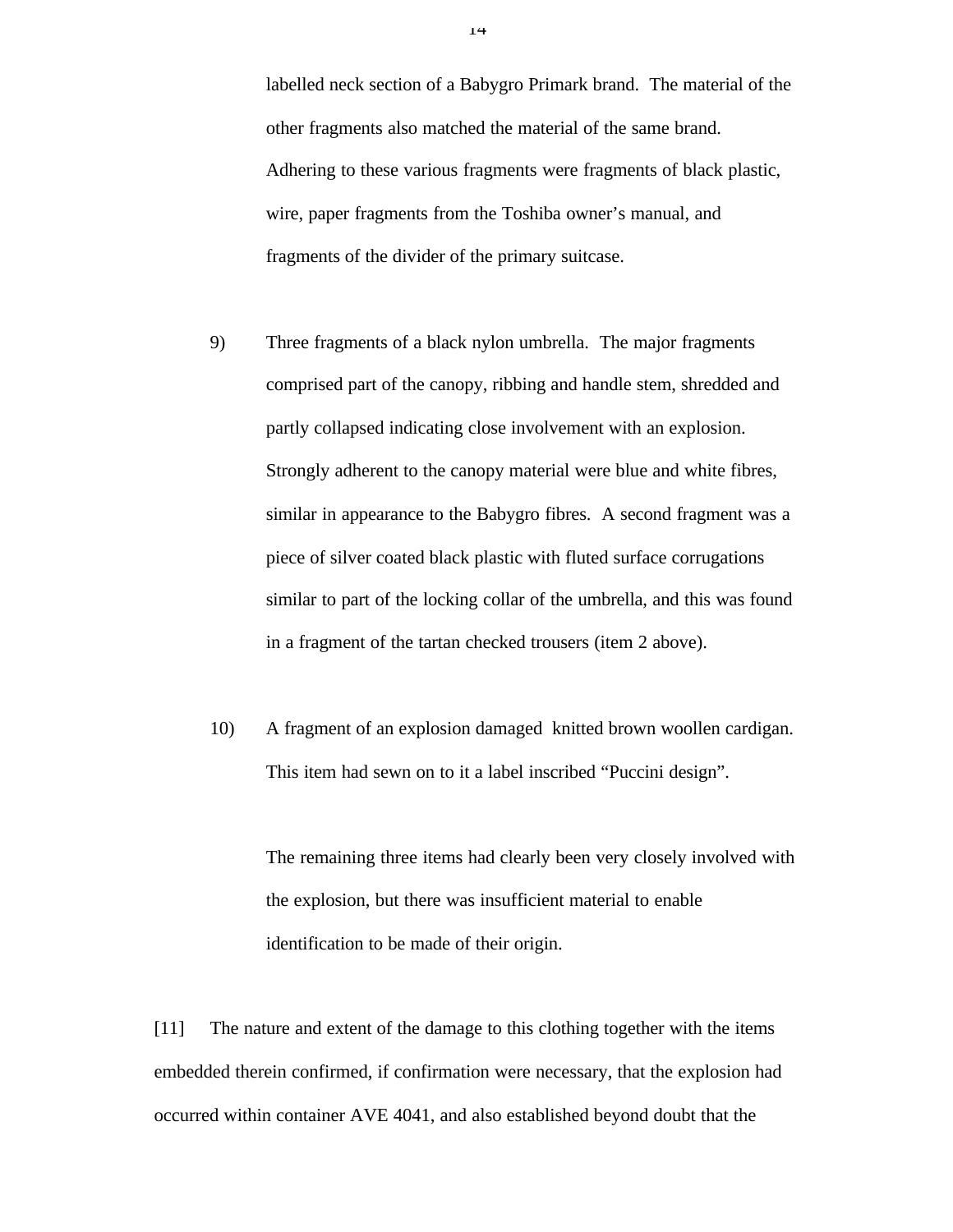labelled neck section of a Babygro Primark brand. The material of the other fragments also matched the material of the same brand. Adhering to these various fragments were fragments of black plastic, wire, paper fragments from the Toshiba owner's manual, and fragments of the divider of the primary suitcase.

9) Three fragments of a black nylon umbrella. The major fragments comprised part of the canopy, ribbing and handle stem, shredded and partly collapsed indicating close involvement with an explosion. Strongly adherent to the canopy material were blue and white fibres, similar in appearance to the Babygro fibres. A second fragment was a piece of silver coated black plastic with fluted surface corrugations similar to part of the locking collar of the umbrella, and this was found in a fragment of the tartan checked trousers (item 2 above).

10) A fragment of an explosion damaged knitted brown woollen cardigan. This item had sewn on to it a label inscribed "Puccini design".

The remaining three items had clearly been very closely involved with the explosion, but there was insufficient material to enable identification to be made of their origin.

[11] The nature and extent of the damage to this clothing together with the items embedded therein confirmed, if confirmation were necessary, that the explosion had occurred within container AVE 4041, and also established beyond doubt that the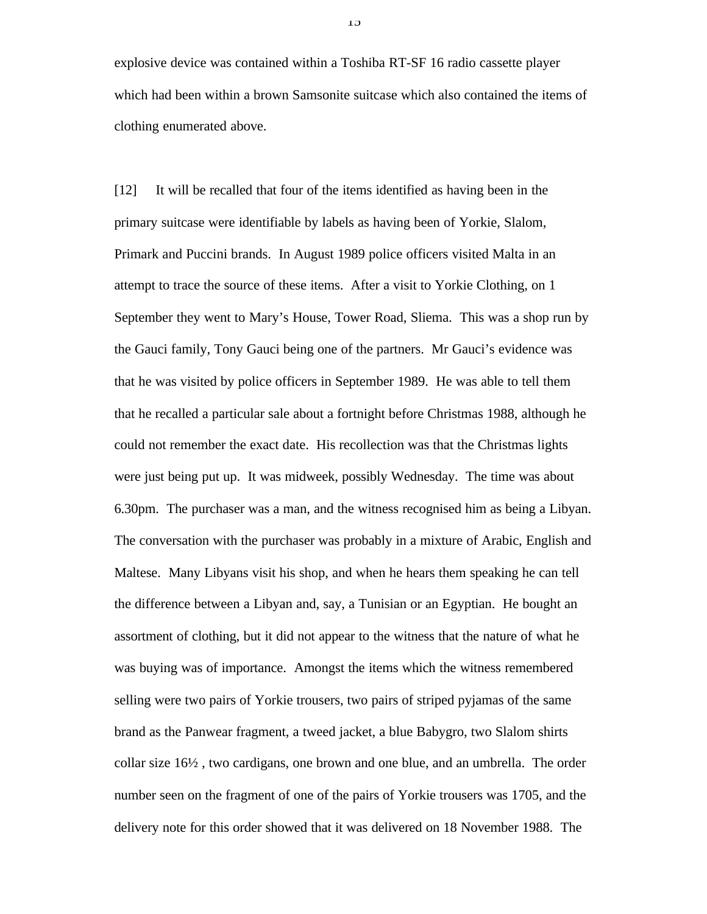explosive device was contained within a Toshiba RT-SF 16 radio cassette player which had been within a brown Samsonite suitcase which also contained the items of clothing enumerated above.

[12] It will be recalled that four of the items identified as having been in the primary suitcase were identifiable by labels as having been of Yorkie, Slalom, Primark and Puccini brands. In August 1989 police officers visited Malta in an attempt to trace the source of these items. After a visit to Yorkie Clothing, on 1 September they went to Mary's House, Tower Road, Sliema. This was a shop run by the Gauci family, Tony Gauci being one of the partners. Mr Gauci's evidence was that he was visited by police officers in September 1989. He was able to tell them that he recalled a particular sale about a fortnight before Christmas 1988, although he could not remember the exact date. His recollection was that the Christmas lights were just being put up. It was midweek, possibly Wednesday. The time was about 6.30pm. The purchaser was a man, and the witness recognised him as being a Libyan. The conversation with the purchaser was probably in a mixture of Arabic, English and Maltese. Many Libyans visit his shop, and when he hears them speaking he can tell the difference between a Libyan and, say, a Tunisian or an Egyptian. He bought an assortment of clothing, but it did not appear to the witness that the nature of what he was buying was of importance. Amongst the items which the witness remembered selling were two pairs of Yorkie trousers, two pairs of striped pyjamas of the same brand as the Panwear fragment, a tweed jacket, a blue Babygro, two Slalom shirts collar size 16½ , two cardigans, one brown and one blue, and an umbrella. The order number seen on the fragment of one of the pairs of Yorkie trousers was 1705, and the delivery note for this order showed that it was delivered on 18 November 1988. The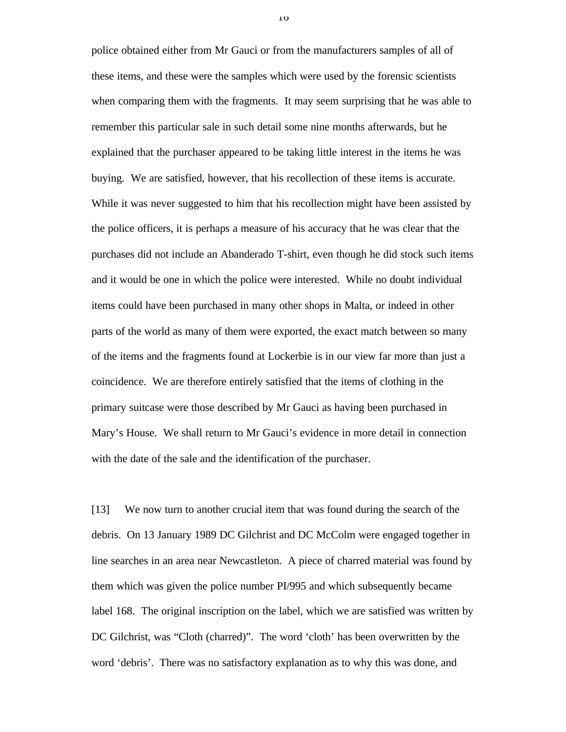police obtained either from Mr Gauci or from the manufacturers samples of all of these items, and these were the samples which were used by the forensic scientists when comparing them with the fragments. It may seem surprising that he was able to remember this particular sale in such detail some nine months afterwards, but he explained that the purchaser appeared to be taking little interest in the items he was buying. We are satisfied, however, that his recollection of these items is accurate. While it was never suggested to him that his recollection might have been assisted by the police officers, it is perhaps a measure of his accuracy that he was clear that the purchases did not include an Abanderado T-shirt, even though he did stock such items and it would be one in which the police were interested. While no doubt individual items could have been purchased in many other shops in Malta, or indeed in other parts of the world as many of them were exported, the exact match between so many of the items and the fragments found at Lockerbie is in our view far more than just a coincidence. We are therefore entirely satisfied that the items of clothing in the primary suitcase were those described by Mr Gauci as having been purchased in Mary's House. We shall return to Mr Gauci's evidence in more detail in connection with the date of the sale and the identification of the purchaser.

[13] We now turn to another crucial item that was found during the search of the debris. On 13 January 1989 DC Gilchrist and DC McColm were engaged together in line searches in an area near Newcastleton. A piece of charred material was found by them which was given the police number PI/995 and which subsequently became label 168. The original inscription on the label, which we are satisfied was written by DC Gilchrist, was "Cloth (charred)". The word 'cloth' has been overwritten by the word 'debris'. There was no satisfactory explanation as to why this was done, and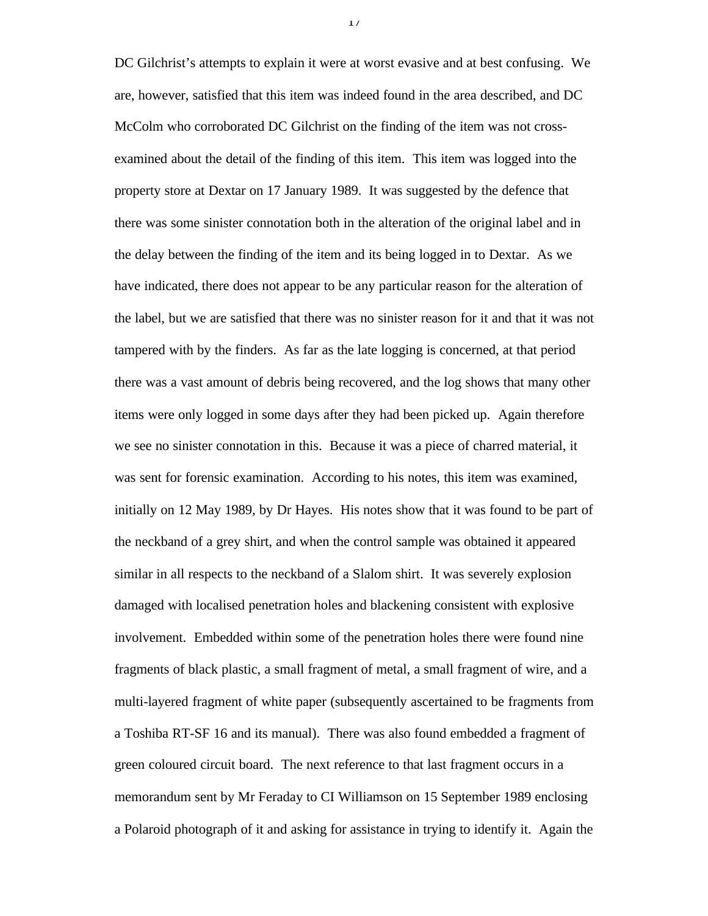DC Gilchrist's attempts to explain it were at worst evasive and at best confusing. We are, however, satisfied that this item was indeed found in the area described, and DC McColm who corroborated DC Gilchrist on the finding of the item was not cross-examined about the detail of the finding of this item. This item was logged into the property store at Dextar on 17 January 1989. It was suggested by the defence that there was some sinister connotation both in the alteration of the original label and in the delay between the finding of the item and its being logged in to Dextar. As we have indicated, there does not appear to be any particular reason for the alteration of the label, but we are satisfied that there was no sinister reason for it and that it was not tampered with by the finders. As far as the late logging is concerned, at that period there was a vast amount of debris being recovered, and the log shows that many other items were only logged in some days after they had been picked up. Again therefore we see no sinister connotation in this. Because it was a piece of charred material, it was sent for forensic examination. According to his notes, this item was examined, initially on 12 May 1989, by Dr Hayes. His notes show that it was found to be part of the neckband of a grey shirt, and when the control sample was obtained it appeared similar in all respects to the neckband of a Slalom shirt. It was severely explosion damaged with localised penetration holes and blackening consistent with explosive involvement. Embedded within some of the penetration holes there were found nine fragments of black plastic, a small fragment of metal, a small fragment of wire, and a multi-layered fragment of white paper (subsequently ascertained to be fragments from a Toshiba RT-SF 16 and its manual). There was also found embedded a fragment of green coloured circuit board. The next reference to that last fragment occurs in a memorandum sent by Mr Feraday to CI Williamson on 15 September 1989 enclosing a Polaroid photograph of it and asking for assistance in trying to identify it. Again the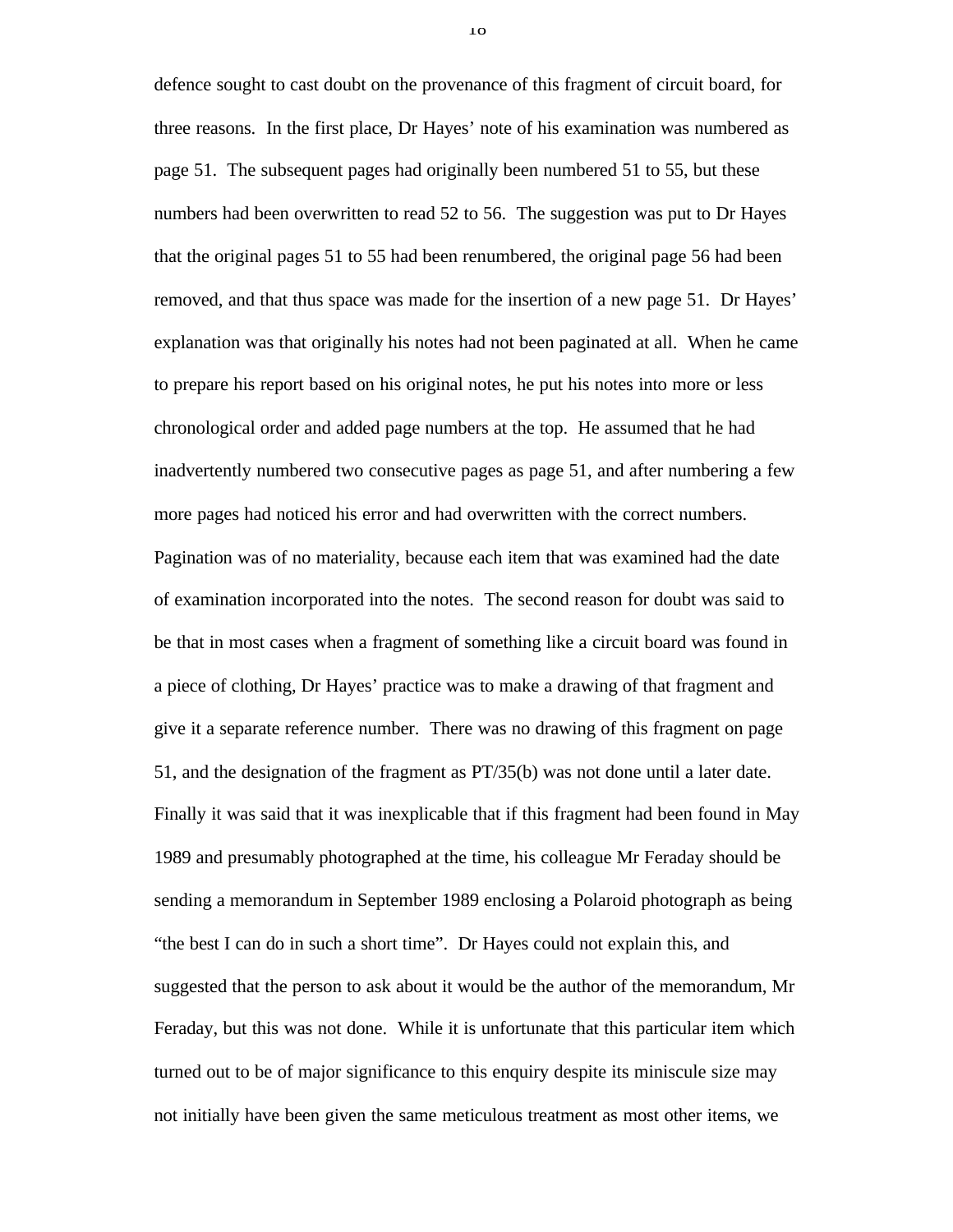defence sought to cast doubt on the provenance of this fragment of circuit board, for three reasons. In the first place, Dr Hayes' note of his examination was numbered as page 51. The subsequent pages had originally been numbered 51 to 55, but these numbers had been overwritten to read 52 to 56. The suggestion was put to Dr Hayes that the original pages 51 to 55 had been renumbered, the original page 56 had been removed, and that thus space was made for the insertion of a new page 51. Dr Hayes' explanation was that originally his notes had not been paginated at all. When he came to prepare his report based on his original notes, he put his notes into more or less chronological order and added page numbers at the top. He assumed that he had inadvertently numbered two consecutive pages as page 51, and after numbering a few more pages had noticed his error and had overwritten with the correct numbers. Pagination was of no materiality, because each item that was examined had the date of examination incorporated into the notes. The second reason for doubt was said to be that in most cases when a fragment of something like a circuit board was found in a piece of clothing, Dr Hayes' practice was to make a drawing of that fragment and give it a separate reference number. There was no drawing of this fragment on page 51, and the designation of the fragment as PT/35(b) was not done until a later date. Finally it was said that it was inexplicable that if this fragment had been found in May 1989 and presumably photographed at the time, his colleague Mr Feraday should be sending a memorandum in September 1989 enclosing a Polaroid photograph as being "the best I can do in such a short time". Dr Hayes could not explain this, and suggested that the person to ask about it would be the author of the memorandum, Mr Feraday, but this was not done. While it is unfortunate that this particular item which turned out to be of major significance to this enquiry despite its miniscule size may not initially have been given the same meticulous treatment as most other items, we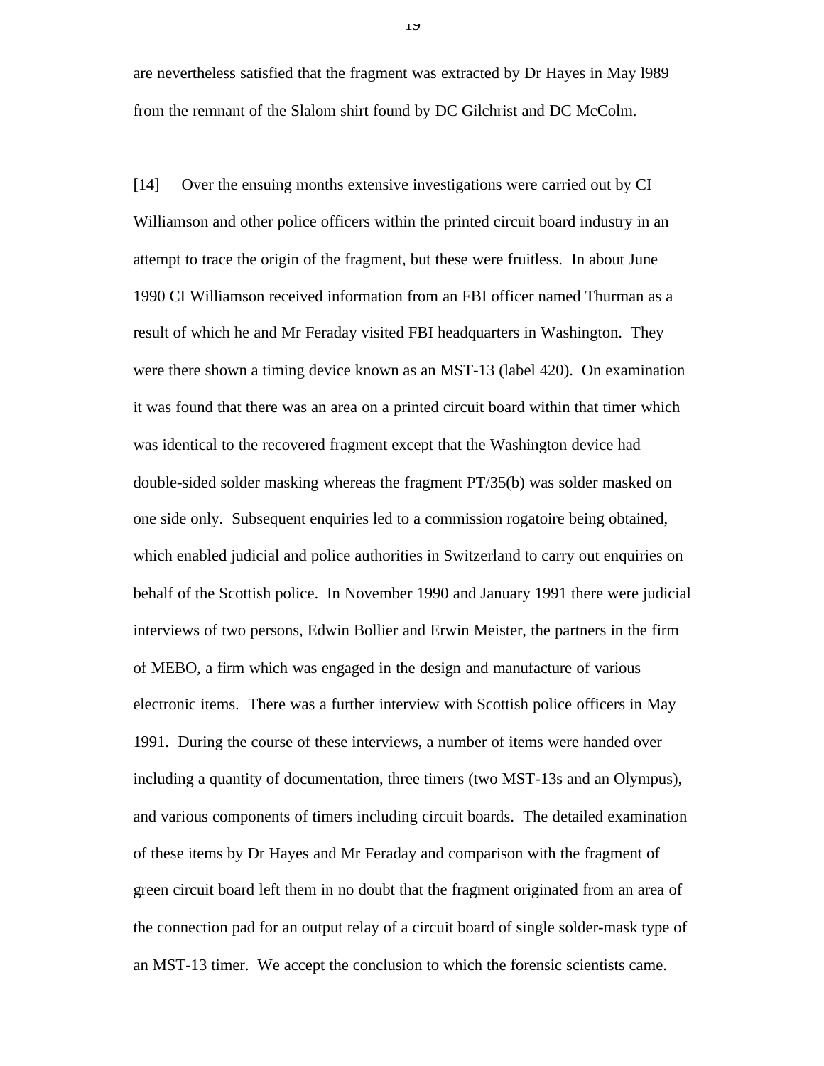are nevertheless satisfied that the fragment was extracted by Dr Hayes in May l989 from the remnant of the Slalom shirt found by DC Gilchrist and DC McColm.

[14] Over the ensuing months extensive investigations were carried out by CI Williamson and other police officers within the printed circuit board industry in an attempt to trace the origin of the fragment, but these were fruitless. In about June 1990 CI Williamson received information from an FBI officer named Thurman as a result of which he and Mr Feraday visited FBI headquarters in Washington. They were there shown a timing device known as an MST-13 (label 420). On examination it was found that there was an area on a printed circuit board within that timer which was identical to the recovered fragment except that the Washington device had double-sided solder masking whereas the fragment PT/35(b) was solder masked on one side only. Subsequent enquiries led to a commission rogatoire being obtained, which enabled judicial and police authorities in Switzerland to carry out enquiries on behalf of the Scottish police. In November 1990 and January 1991 there were judicial interviews of two persons, Edwin Bollier and Erwin Meister, the partners in the firm of MEBO, a firm which was engaged in the design and manufacture of various electronic items. There was a further interview with Scottish police officers in May 1991. During the course of these interviews, a number of items were handed over including a quantity of documentation, three timers (two MST-13s and an Olympus), and various components of timers including circuit boards. The detailed examination of these items by Dr Hayes and Mr Feraday and comparison with the fragment of green circuit board left them in no doubt that the fragment originated from an area of the connection pad for an output relay of a circuit board of single solder-mask type of an MST-13 timer. We accept the conclusion to which the forensic scientists came.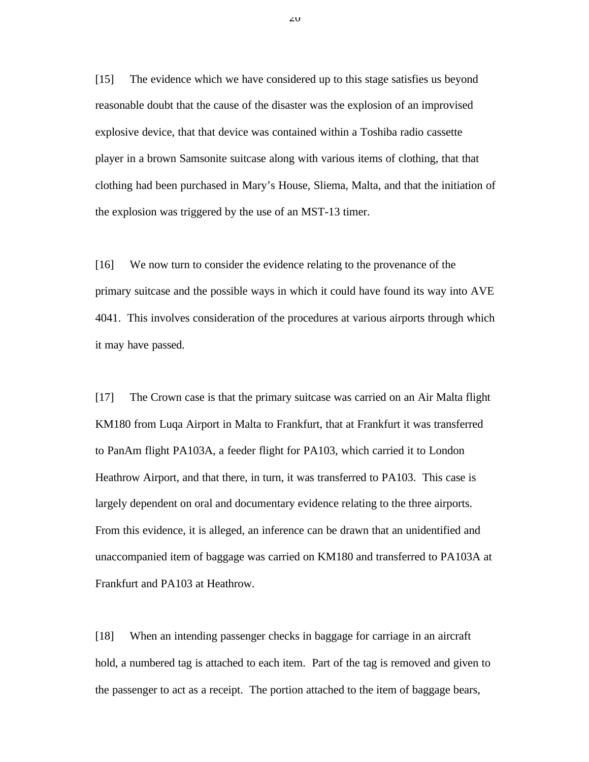[15] The evidence which we have considered up to this stage satisfies us beyond reasonable doubt that the cause of the disaster was the explosion of an improvised explosive device, that that device was contained within a Toshiba radio cassette player in a brown Samsonite suitcase along with various items of clothing, that that clothing had been purchased in Mary's House, Sliema, Malta, and that the initiation of the explosion was triggered by the use of an MST-13 timer.

[16] We now turn to consider the evidence relating to the provenance of the primary suitcase and the possible ways in which it could have found its way into AVE 4041. This involves consideration of the procedures at various airports through which it may have passed.

[17] The Crown case is that the primary suitcase was carried on an Air Malta flight KM180 from Luqa Airport in Malta to Frankfurt, that at Frankfurt it was transferred to PanAm flight PA103A, a feeder flight for PA103, which carried it to London Heathrow Airport, and that there, in turn, it was transferred to PA103. This case is largely dependent on oral and documentary evidence relating to the three airports. From this evidence, it is alleged, an inference can be drawn that an unidentified and unaccompanied item of baggage was carried on KM180 and transferred to PA103A at Frankfurt and PA103 at Heathrow.

[18] When an intending passenger checks in baggage for carriage in an aircraft hold, a numbered tag is attached to each item. Part of the tag is removed and given to the passenger to act as a receipt. The portion attached to the item of baggage bears,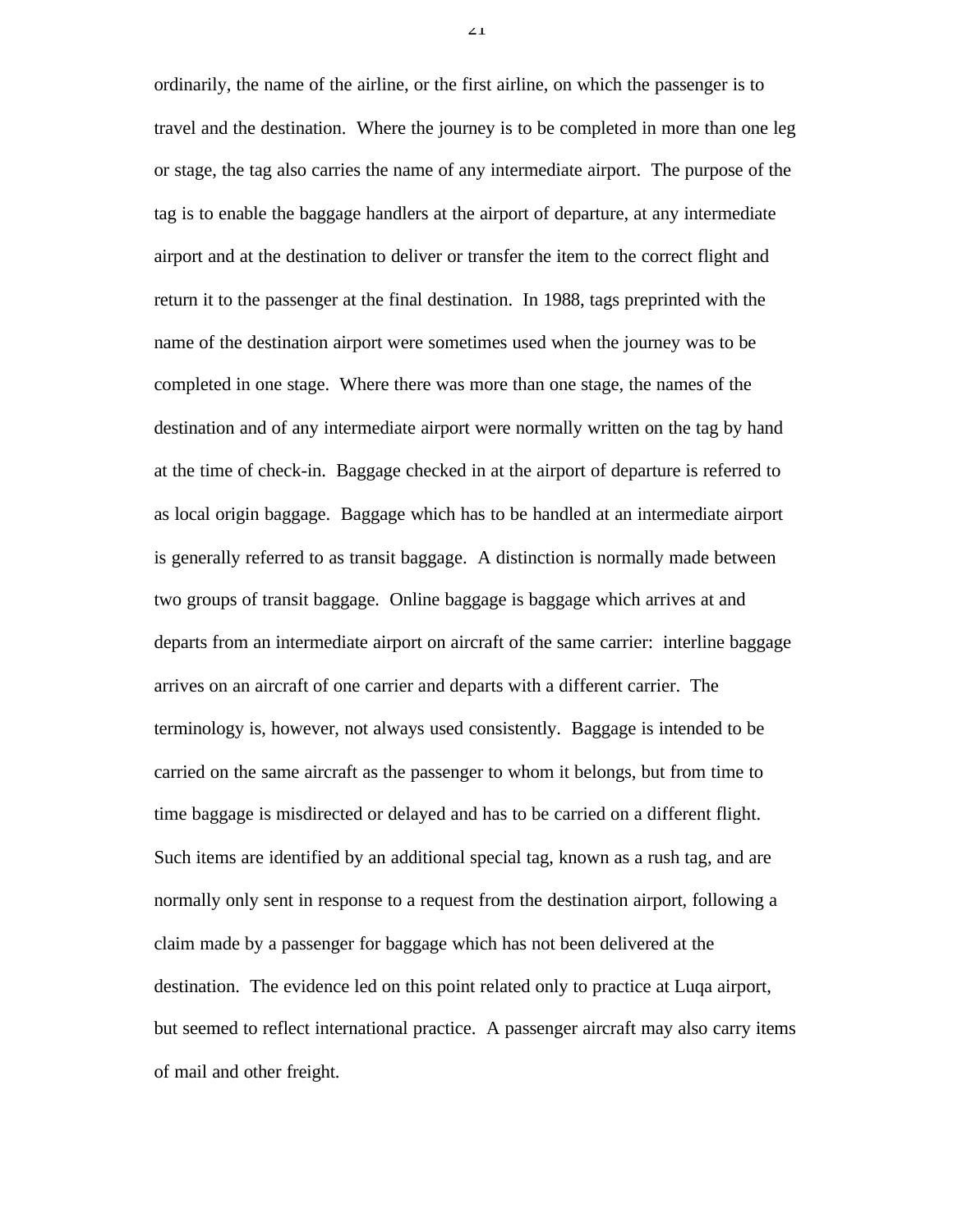ordinarily, the name of the airline, or the first airline, on which the passenger is to travel and the destination. Where the journey is to be completed in more than one leg or stage, the tag also carries the name of any intermediate airport. The purpose of the tag is to enable the baggage handlers at the airport of departure, at any intermediate airport and at the destination to deliver or transfer the item to the correct flight and return it to the passenger at the final destination. In 1988, tags preprinted with the name of the destination airport were sometimes used when the journey was to be completed in one stage. Where there was more than one stage, the names of the destination and of any intermediate airport were normally written on the tag by hand at the time of check-in. Baggage checked in at the airport of departure is referred to as local origin baggage. Baggage which has to be handled at an intermediate airport is generally referred to as transit baggage. A distinction is normally made between two groups of transit baggage. Online baggage is baggage which arrives at and departs from an intermediate airport on aircraft of the same carrier: interline baggage arrives on an aircraft of one carrier and departs with a different carrier. The terminology is, however, not always used consistently. Baggage is intended to be carried on the same aircraft as the passenger to whom it belongs, but from time to time baggage is misdirected or delayed and has to be carried on a different flight. Such items are identified by an additional special tag, known as a rush tag, and are normally only sent in response to a request from the destination airport, following a claim made by a passenger for baggage which has not been delivered at the destination. The evidence led on this point related only to practice at Luqa airport, but seemed to reflect international practice. A passenger aircraft may also carry items of mail and other freight.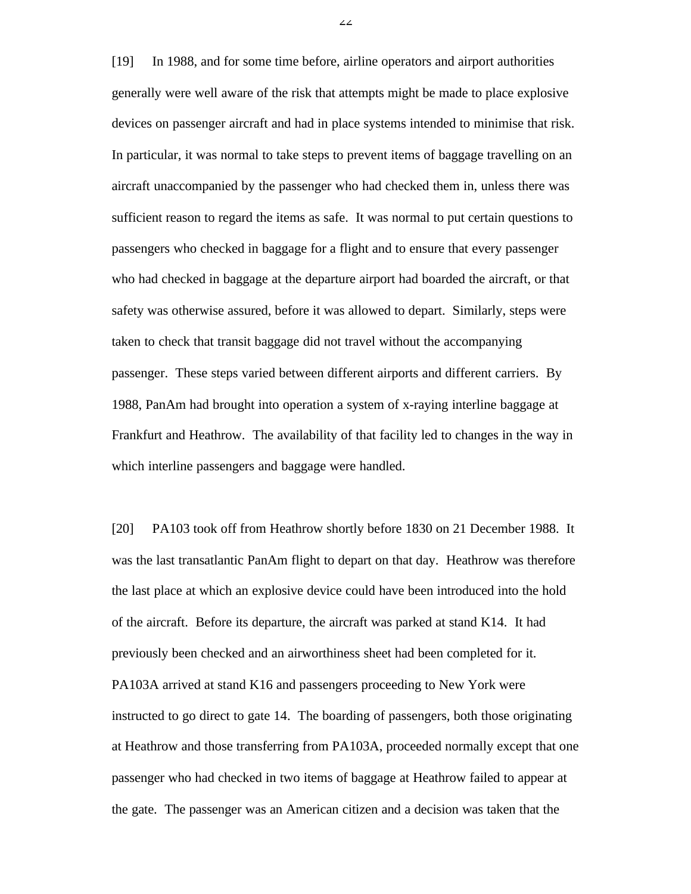[19] In 1988, and for some time before, airline operators and airport authorities generally were well aware of the risk that attempts might be made to place explosive devices on passenger aircraft and had in place systems intended to minimise that risk. In particular, it was normal to take steps to prevent items of baggage travelling on an aircraft unaccompanied by the passenger who had checked them in, unless there was sufficient reason to regard the items as safe. It was normal to put certain questions to passengers who checked in baggage for a flight and to ensure that every passenger who had checked in baggage at the departure airport had boarded the aircraft, or that safety was otherwise assured, before it was allowed to depart. Similarly, steps were taken to check that transit baggage did not travel without the accompanying passenger. These steps varied between different airports and different carriers. By 1988, PanAm had brought into operation a system of x-raying interline baggage at Frankfurt and Heathrow. The availability of that facility led to changes in the way in which interline passengers and baggage were handled.

[20] PA103 took off from Heathrow shortly before 1830 on 21 December 1988. It was the last transatlantic PanAm flight to depart on that day. Heathrow was therefore the last place at which an explosive device could have been introduced into the hold of the aircraft. Before its departure, the aircraft was parked at stand K14. It had previously been checked and an airworthiness sheet had been completed for it. PA103A arrived at stand K16 and passengers proceeding to New York were instructed to go direct to gate 14. The boarding of passengers, both those originating at Heathrow and those transferring from PA103A, proceeded normally except that one passenger who had checked in two items of baggage at Heathrow failed to appear at the gate. The passenger was an American citizen and a decision was taken that the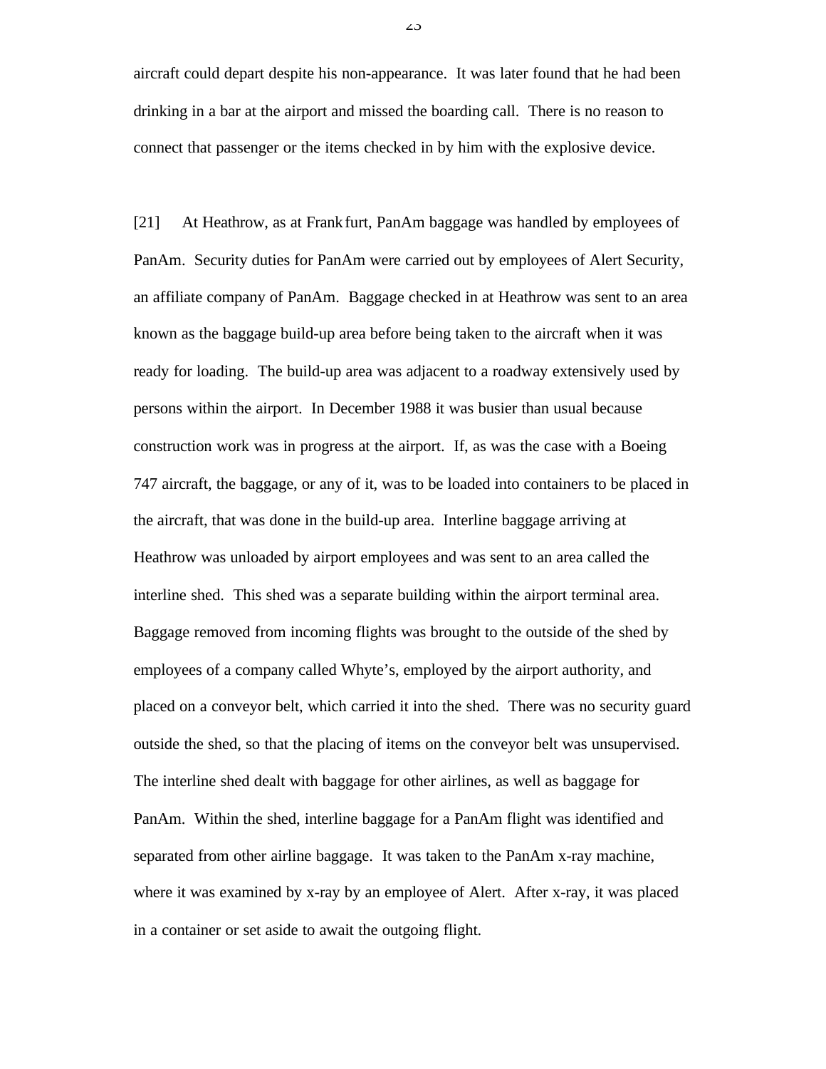aircraft could depart despite his non-appearance. It was later found that he had been drinking in a bar at the airport and missed the boarding call. There is no reason to connect that passenger or the items checked in by him with the explosive device.

[21] At Heathrow, as at Frankfurt, PanAm baggage was handled by employees of PanAm. Security duties for PanAm were carried out by employees of Alert Security, an affiliate company of PanAm. Baggage checked in at Heathrow was sent to an area known as the baggage build-up area before being taken to the aircraft when it was ready for loading. The build-up area was adjacent to a roadway extensively used by persons within the airport. In December 1988 it was busier than usual because construction work was in progress at the airport. If, as was the case with a Boeing 747 aircraft, the baggage, or any of it, was to be loaded into containers to be placed in the aircraft, that was done in the build-up area. Interline baggage arriving at Heathrow was unloaded by airport employees and was sent to an area called the interline shed. This shed was a separate building within the airport terminal area. Baggage removed from incoming flights was brought to the outside of the shed by employees of a company called Whyte's, employed by the airport authority, and placed on a conveyor belt, which carried it into the shed. There was no security guard outside the shed, so that the placing of items on the conveyor belt was unsupervised. The interline shed dealt with baggage for other airlines, as well as baggage for PanAm. Within the shed, interline baggage for a PanAm flight was identified and separated from other airline baggage. It was taken to the PanAm x-ray machine, where it was examined by x-ray by an employee of Alert. After x-ray, it was placed in a container or set aside to await the outgoing flight.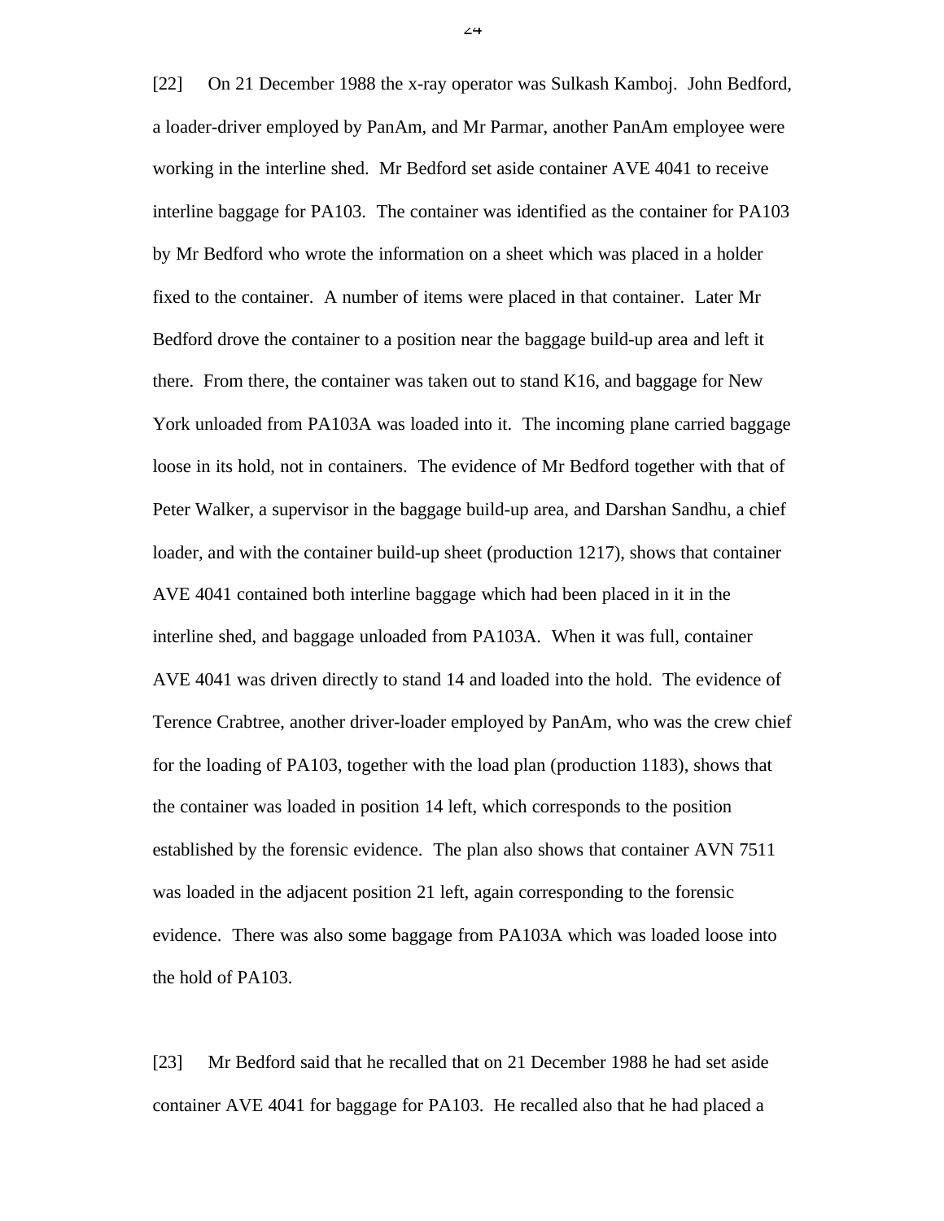[22] On 21 December 1988 the x-ray operator was Sulkash Kamboj. John Bedford, a loader-driver employed by PanAm, and Mr Parmar, another PanAm employee were working in the interline shed. Mr Bedford set aside container AVE 4041 to receive interline baggage for PA103. The container was identified as the container for PA103 by Mr Bedford who wrote the information on a sheet which was placed in a holder fixed to the container. A number of items were placed in that container. Later Mr Bedford drove the container to a position near the baggage build-up area and left it there. From there, the container was taken out to stand K16, and baggage for New York unloaded from PA103A was loaded into it. The incoming plane carried baggage loose in its hold, not in containers. The evidence of Mr Bedford together with that of Peter Walker, a supervisor in the baggage build-up area, and Darshan Sandhu, a chief loader, and with the container build-up sheet (production 1217), shows that container AVE 4041 contained both interline baggage which had been placed in it in the interline shed, and baggage unloaded from PA103A. When it was full, container AVE 4041 was driven directly to stand 14 and loaded into the hold. The evidence of Terence Crabtree, another driver-loader employed by PanAm, who was the crew chief for the loading of PA103, together with the load plan (production 1183), shows that the container was loaded in position 14 left, which corresponds to the position established by the forensic evidence. The plan also shows that container AVN 7511 was loaded in the adjacent position 21 left, again corresponding to the forensic evidence. There was also some baggage from PA103A which was loaded loose into the hold of PA103.

[23] Mr Bedford said that he recalled that on 21 December 1988 he had set aside container AVE 4041 for baggage for PA103. He recalled also that he had placed a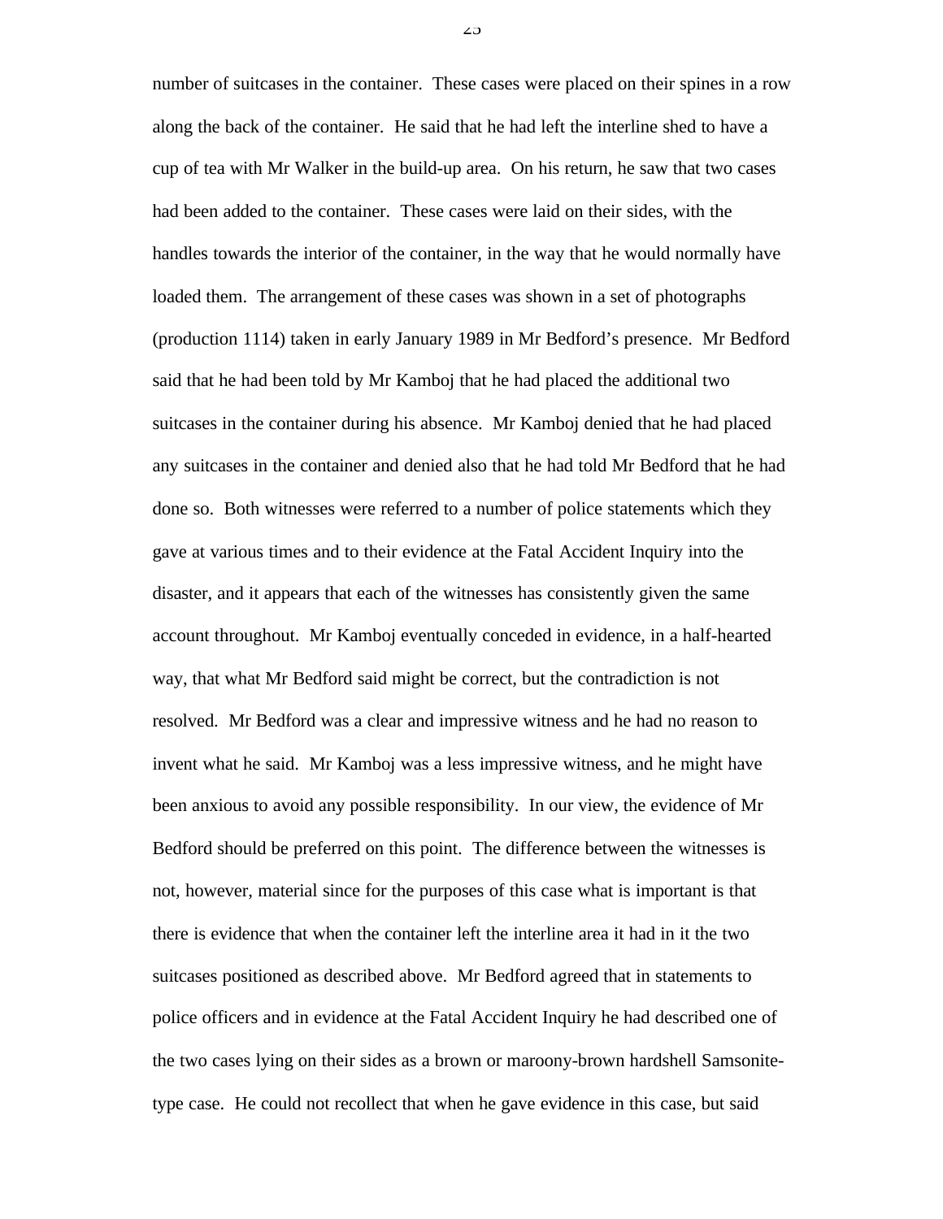number of suitcases in the container. These cases were placed on their spines in a row along the back of the container. He said that he had left the interline shed to have a cup of tea with Mr Walker in the build-up area. On his return, he saw that two cases had been added to the container. These cases were laid on their sides, with the handles towards the interior of the container, in the way that he would normally have loaded them. The arrangement of these cases was shown in a set of photographs (production 1114) taken in early January 1989 in Mr Bedford's presence. Mr Bedford said that he had been told by Mr Kamboj that he had placed the additional two suitcases in the container during his absence. Mr Kamboj denied that he had placed any suitcases in the container and denied also that he had told Mr Bedford that he had done so. Both witnesses were referred to a number of police statements which they gave at various times and to their evidence at the Fatal Accident Inquiry into the disaster, and it appears that each of the witnesses has consistently given the same account throughout. Mr Kamboj eventually conceded in evidence, in a half-hearted way, that what Mr Bedford said might be correct, but the contradiction is not resolved. Mr Bedford was a clear and impressive witness and he had no reason to invent what he said. Mr Kamboj was a less impressive witness, and he might have been anxious to avoid any possible responsibility. In our view, the evidence of Mr Bedford should be preferred on this point. The difference between the witnesses is not, however, material since for the purposes of this case what is important is that there is evidence that when the container left the interline area it had in it the two suitcases positioned as described above. Mr Bedford agreed that in statements to police officers and in evidence at the Fatal Accident Inquiry he had described one of the two cases lying on their sides as a brown or maroony-brown hardshell Samsonite-type case. He could not recollect that when he gave evidence in this case, but said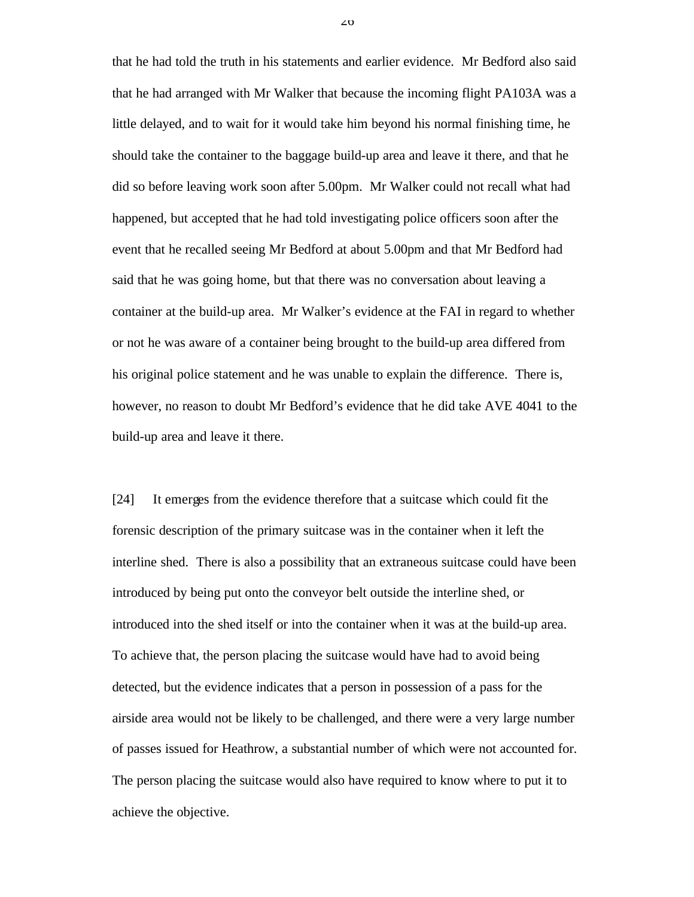that he had told the truth in his statements and earlier evidence. Mr Bedford also said that he had arranged with Mr Walker that because the incoming flight PA103A was a little delayed, and to wait for it would take him beyond his normal finishing time, he should take the container to the baggage build-up area and leave it there, and that he did so before leaving work soon after 5.00pm. Mr Walker could not recall what had happened, but accepted that he had told investigating police officers soon after the event that he recalled seeing Mr Bedford at about 5.00pm and that Mr Bedford had said that he was going home, but that there was no conversation about leaving a container at the build-up area. Mr Walker's evidence at the FAI in regard to whether or not he was aware of a container being brought to the build-up area differed from his original police statement and he was unable to explain the difference. There is, however, no reason to doubt Mr Bedford's evidence that he did take AVE 4041 to the build-up area and leave it there.

[24] It emerges from the evidence therefore that a suitcase which could fit the forensic description of the primary suitcase was in the container when it left the interline shed. There is also a possibility that an extraneous suitcase could have been introduced by being put onto the conveyor belt outside the interline shed, or introduced into the shed itself or into the container when it was at the build-up area. To achieve that, the person placing the suitcase would have had to avoid being detected, but the evidence indicates that a person in possession of a pass for the airside area would not be likely to be challenged, and there were a very large number of passes issued for Heathrow, a substantial number of which were not accounted for. The person placing the suitcase would also have required to know where to put it to achieve the objective.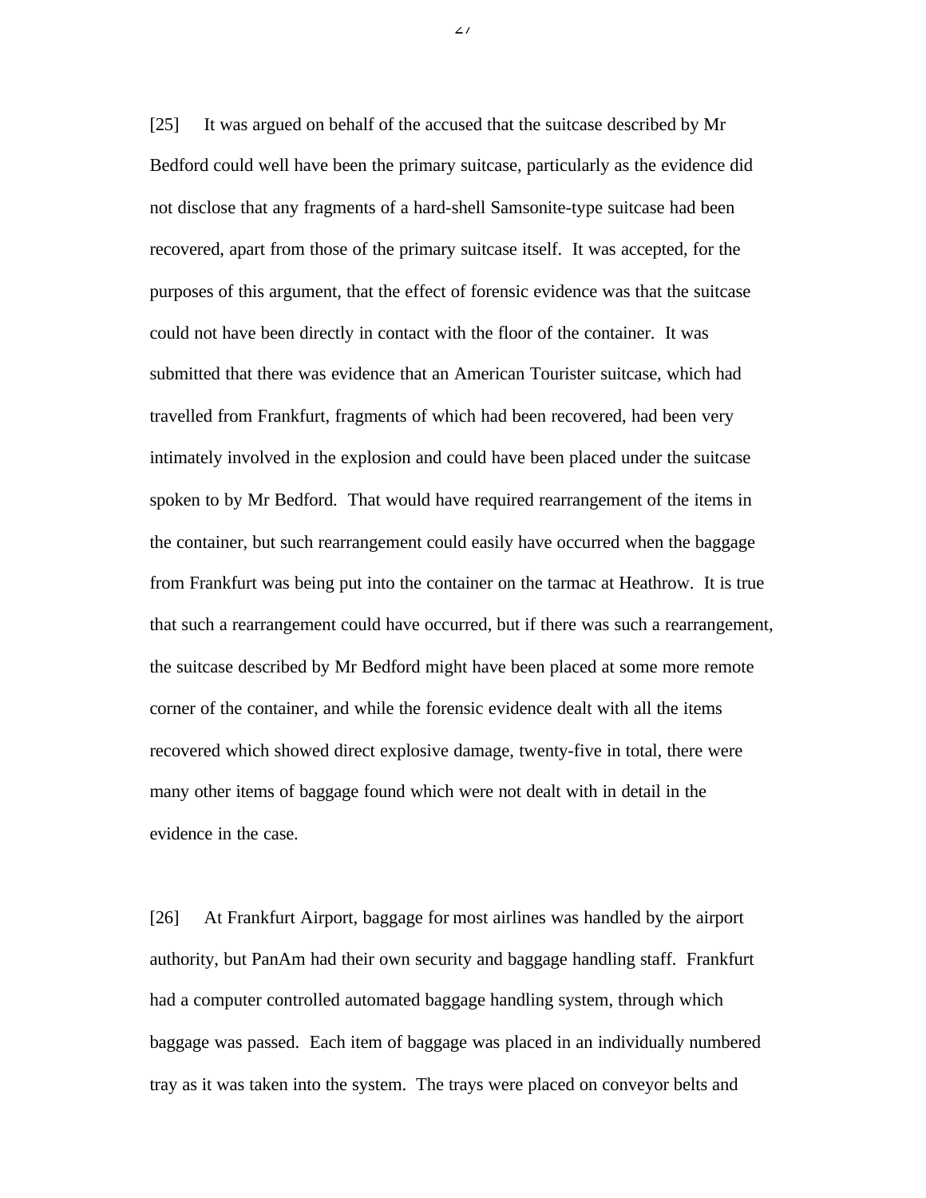[25] It was argued on behalf of the accused that the suitcase described by Mr Bedford could well have been the primary suitcase, particularly as the evidence did not disclose that any fragments of a hard-shell Samsonite-type suitcase had been recovered, apart from those of the primary suitcase itself. It was accepted, for the purposes of this argument, that the effect of forensic evidence was that the suitcase could not have been directly in contact with the floor of the container. It was submitted that there was evidence that an American Tourister suitcase, which had travelled from Frankfurt, fragments of which had been recovered, had been very intimately involved in the explosion and could have been placed under the suitcase spoken to by Mr Bedford. That would have required rearrangement of the items in the container, but such rearrangement could easily have occurred when the baggage from Frankfurt was being put into the container on the tarmac at Heathrow. It is true that such a rearrangement could have occurred, but if there was such a rearrangement, the suitcase described by Mr Bedford might have been placed at some more remote corner of the container, and while the forensic evidence dealt with all the items recovered which showed direct explosive damage, twenty-five in total, there were many other items of baggage found which were not dealt with in detail in the evidence in the case.

[26] At Frankfurt Airport, baggage for most airlines was handled by the airport authority, but PanAm had their own security and baggage handling staff. Frankfurt had a computer controlled automated baggage handling system, through which baggage was passed. Each item of baggage was placed in an individually numbered tray as it was taken into the system. The trays were placed on conveyor belts and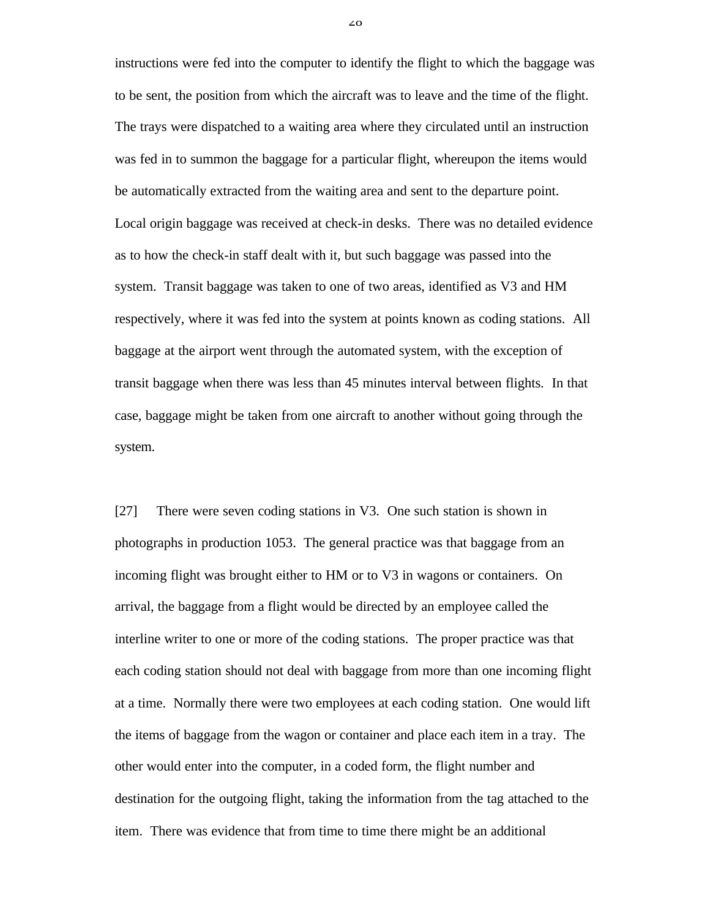instructions were fed into the computer to identify the flight to which the baggage was to be sent, the position from which the aircraft was to leave and the time of the flight. The trays were dispatched to a waiting area where they circulated until an instruction was fed in to summon the baggage for a particular flight, whereupon the items would be automatically extracted from the waiting area and sent to the departure point. Local origin baggage was received at check-in desks. There was no detailed evidence as to how the check-in staff dealt with it, but such baggage was passed into the system. Transit baggage was taken to one of two areas, identified as V3 and HM respectively, where it was fed into the system at points known as coding stations. All baggage at the airport went through the automated system, with the exception of transit baggage when there was less than 45 minutes interval between flights. In that case, baggage might be taken from one aircraft to another without going through the system.

[27] There were seven coding stations in V3. One such station is shown in photographs in production 1053. The general practice was that baggage from an incoming flight was brought either to HM or to V3 in wagons or containers. On arrival, the baggage from a flight would be directed by an employee called the interline writer to one or more of the coding stations. The proper practice was that each coding station should not deal with baggage from more than one incoming flight at a time. Normally there were two employees at each coding station. One would lift the items of baggage from the wagon or container and place each item in a tray. The other would enter into the computer, in a coded form, the flight number and destination for the outgoing flight, taking the information from the tag attached to the item. There was evidence that from time to time there might be an additional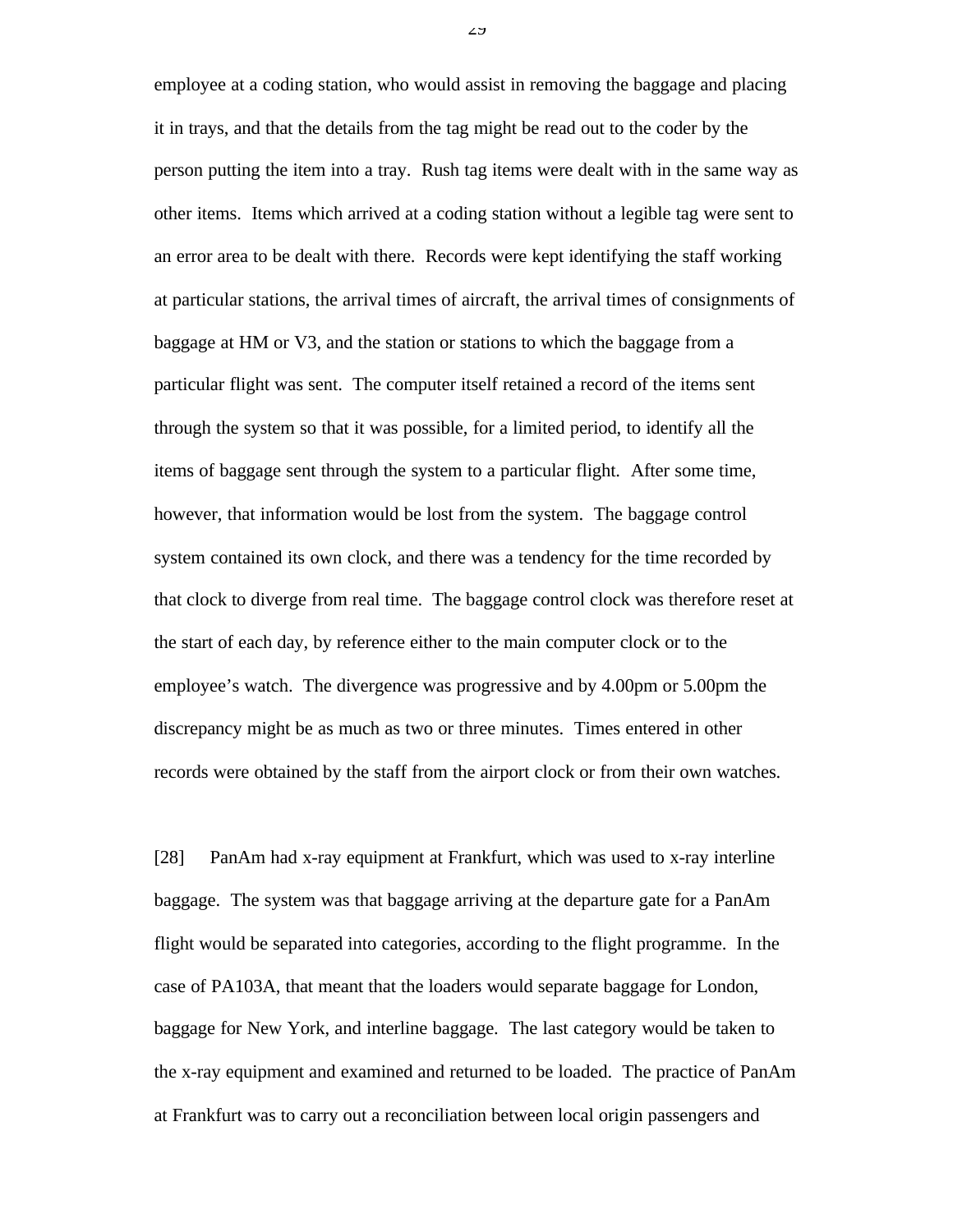employee at a coding station, who would assist in removing the baggage and placing it in trays, and that the details from the tag might be read out to the coder by the person putting the item into a tray. Rush tag items were dealt with in the same way as other items. Items which arrived at a coding station without a legible tag were sent to an error area to be dealt with there. Records were kept identifying the staff working at particular stations, the arrival times of aircraft, the arrival times of consignments of baggage at HM or V3, and the station or stations to which the baggage from a particular flight was sent. The computer itself retained a record of the items sent through the system so that it was possible, for a limited period, to identify all the items of baggage sent through the system to a particular flight. After some time, however, that information would be lost from the system. The baggage control system contained its own clock, and there was a tendency for the time recorded by that clock to diverge from real time. The baggage control clock was therefore reset at the start of each day, by reference either to the main computer clock or to the employee's watch. The divergence was progressive and by 4.00pm or 5.00pm the discrepancy might be as much as two or three minutes. Times entered in other records were obtained by the staff from the airport clock or from their own watches.

[28] PanAm had x-ray equipment at Frankfurt, which was used to x-ray interline baggage. The system was that baggage arriving at the departure gate for a PanAm flight would be separated into categories, according to the flight programme. In the case of PA103A, that meant that the loaders would separate baggage for London, baggage for New York, and interline baggage. The last category would be taken to the x-ray equipment and examined and returned to be loaded. The practice of PanAm at Frankfurt was to carry out a reconciliation between local origin passengers and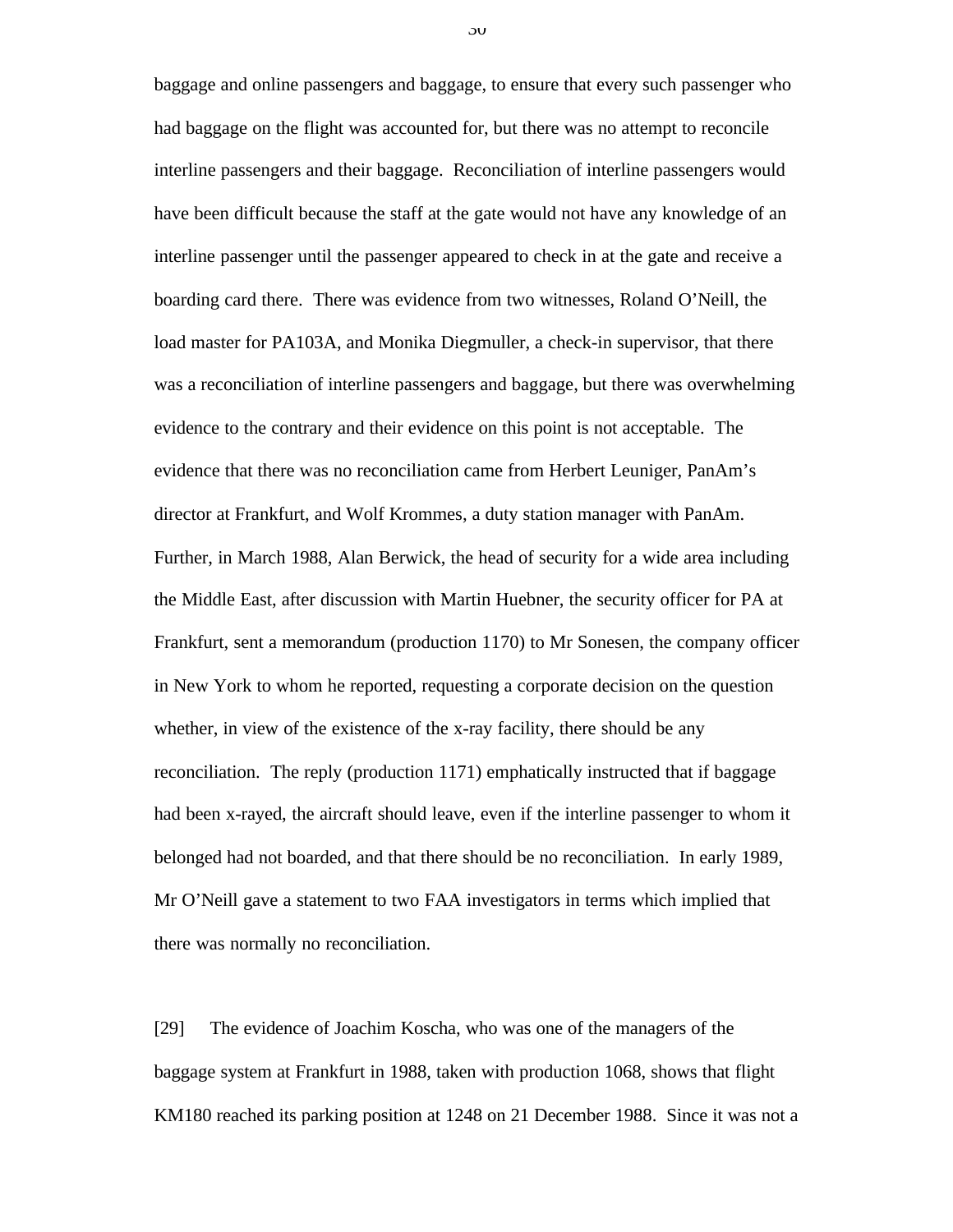baggage and online passengers and baggage, to ensure that every such passenger who had baggage on the flight was accounted for, but there was no attempt to reconcile interline passengers and their baggage. Reconciliation of interline passengers would have been difficult because the staff at the gate would not have any knowledge of an interline passenger until the passenger appeared to check in at the gate and receive a boarding card there. There was evidence from two witnesses, Roland O'Neill, the load master for PA103A, and Monika Diegmuller, a check-in supervisor, that there was a reconciliation of interline passengers and baggage, but there was overwhelming evidence to the contrary and their evidence on this point is not acceptable. The evidence that there was no reconciliation came from Herbert Leuniger, PanAm's director at Frankfurt, and Wolf Krommes, a duty station manager with PanAm. Further, in March 1988, Alan Berwick, the head of security for a wide area including the Middle East, after discussion with Martin Huebner, the security officer for PA at Frankfurt, sent a memorandum (production 1170) to Mr Sonesen, the company officer in New York to whom he reported, requesting a corporate decision on the question whether, in view of the existence of the x-ray facility, there should be any reconciliation. The reply (production 1171) emphatically instructed that if baggage had been x-rayed, the aircraft should leave, even if the interline passenger to whom it belonged had not boarded, and that there should be no reconciliation. In early 1989, Mr O'Neill gave a statement to two FAA investigators in terms which implied that there was normally no reconciliation.

[29] The evidence of Joachim Koscha, who was one of the managers of the baggage system at Frankfurt in 1988, taken with production 1068, shows that flight KM180 reached its parking position at 1248 on 21 December 1988. Since it was not a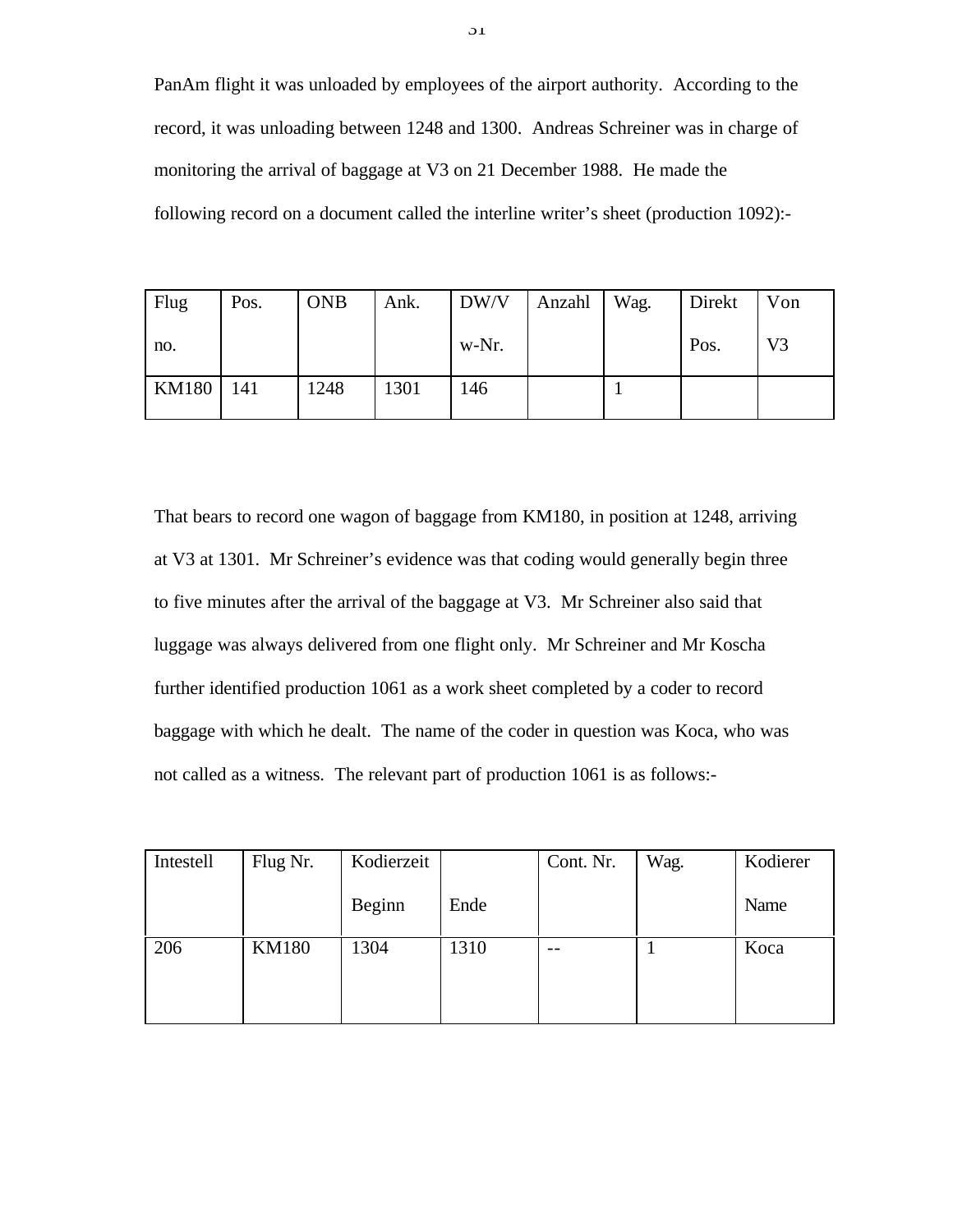PanAm flight it was unloaded by employees of the airport authority. According to the record, it was unloading between 1248 and 1300. Andreas Schreiner was in charge of monitoring the arrival of baggage at V3 on 21 December 1988. He made the following record on a document called the interline writer's sheet (production 1092):-

| Flug no. | Pos. | ONB | Ank. | DW/V w-Nr. | Anzahl | Wag. | Direkt Pos. | Von V3 |
|---|---|---|---|---|---|---|---|---|
| KM180 | 141 | 1248 | 1301 | 146 | | 1 | | |

That bears to record one wagon of baggage from KM180, in position at 1248, arriving at V3 at 1301. Mr Schreiner's evidence was that coding would generally begin three to five minutes after the arrival of the baggage at V3. Mr Schreiner also said that luggage was always delivered from one flight only. Mr Schreiner and Mr Koscha further identified production 1061 as a work sheet completed by a coder to record baggage with which he dealt. The name of the coder in question was Koca, who was not called as a witness. The relevant part of production 1061 is as follows:-

| Intestell | Flug Nr. | Kodierzeit Beginn | Ende | Cont. Nr. | Wag. | Kodierer Name |
|---|---|---|---|---|---|---|
| 206 | KM180 | 1304 | 1310 | -- | 1 | Koca |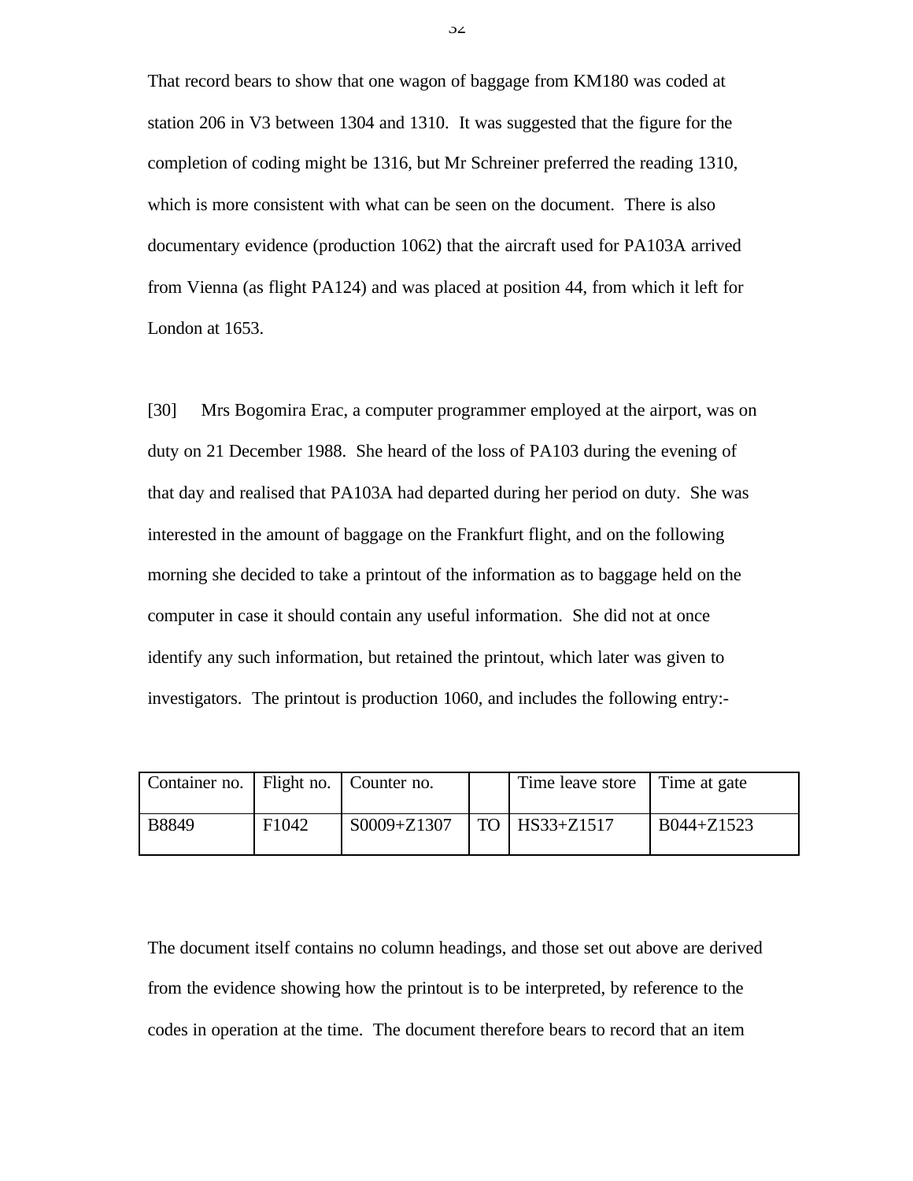That record bears to show that one wagon of baggage from KM180 was coded at station 206 in V3 between 1304 and 1310. It was suggested that the figure for the completion of coding might be 1316, but Mr Schreiner preferred the reading 1310, which is more consistent with what can be seen on the document. There is also documentary evidence (production 1062) that the aircraft used for PA103A arrived from Vienna (as flight PA124) and was placed at position 44, from which it left for London at 1653.

[30] Mrs Bogomira Erac, a computer programmer employed at the airport, was on duty on 21 December 1988. She heard of the loss of PA103 during the evening of that day and realised that PA103A had departed during her period on duty. She was interested in the amount of baggage on the Frankfurt flight, and on the following morning she decided to take a printout of the information as to baggage held on the computer in case it should contain any useful information. She did not at once identify any such information, but retained the printout, which later was given to investigators. The printout is production 1060, and includes the following entry:-

| Container no. | Flight no. | Counter no. | | Time leave store | Time at gate |
|---|---|---|---|---|---|
| B8849 | F1042 | S0009+Z1307 | TO | HS33+Z1517 | B044+Z1523 |

The document itself contains no column headings, and those set out above are derived from the evidence showing how the printout is to be interpreted, by reference to the codes in operation at the time. The document therefore bears to record that an item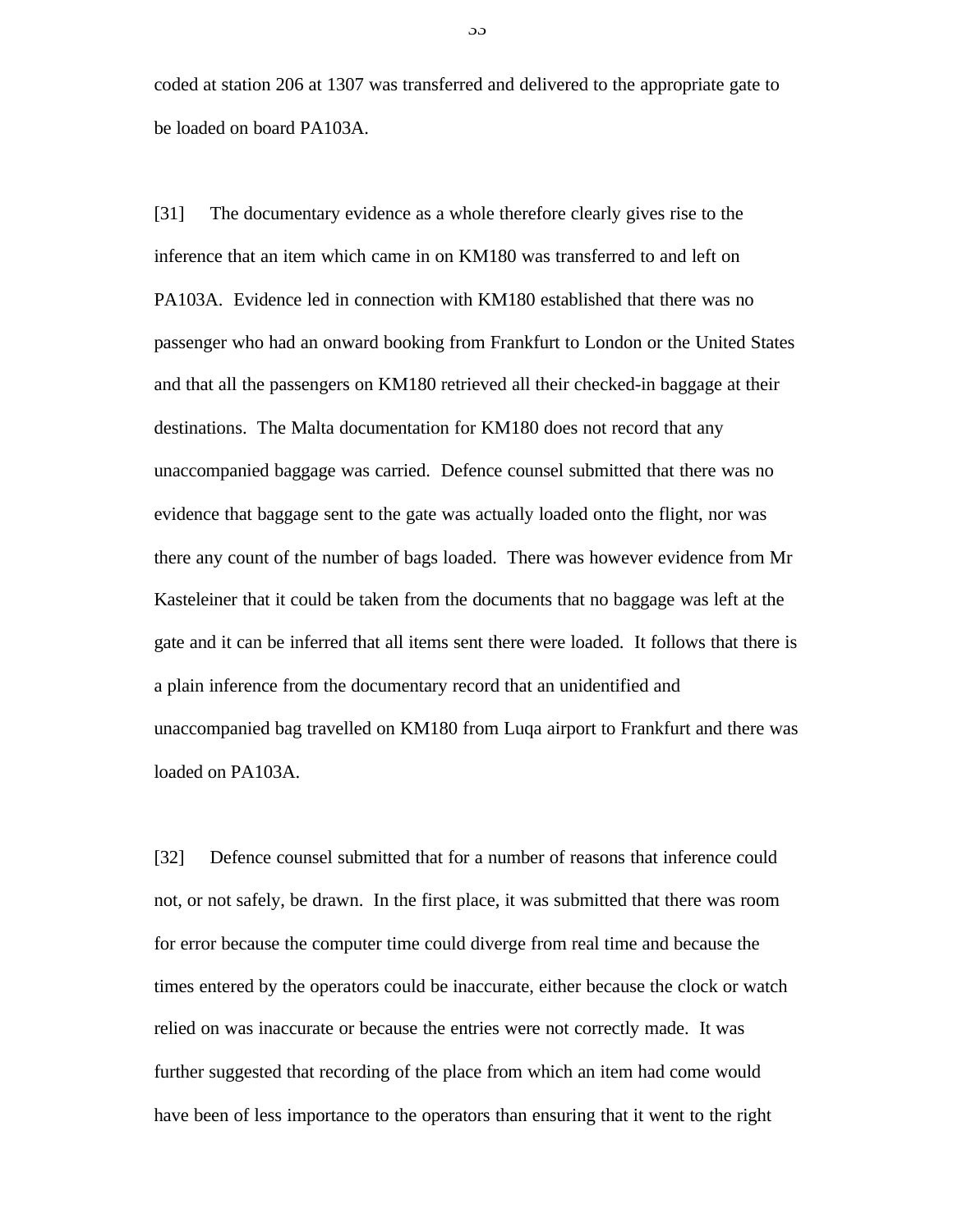coded at station 206 at 1307 was transferred and delivered to the appropriate gate to be loaded on board PA103A.

[31] The documentary evidence as a whole therefore clearly gives rise to the inference that an item which came in on KM180 was transferred to and left on PA103A. Evidence led in connection with KM180 established that there was no passenger who had an onward booking from Frankfurt to London or the United States and that all the passengers on KM180 retrieved all their checked-in baggage at their destinations. The Malta documentation for KM180 does not record that any unaccompanied baggage was carried. Defence counsel submitted that there was no evidence that baggage sent to the gate was actually loaded onto the flight, nor was there any count of the number of bags loaded. There was however evidence from Mr Kasteleiner that it could be taken from the documents that no baggage was left at the gate and it can be inferred that all items sent there were loaded. It follows that there is a plain inference from the documentary record that an unidentified and unaccompanied bag travelled on KM180 from Luqa airport to Frankfurt and there was loaded on PA103A.

[32] Defence counsel submitted that for a number of reasons that inference could not, or not safely, be drawn. In the first place, it was submitted that there was room for error because the computer time could diverge from real time and because the times entered by the operators could be inaccurate, either because the clock or watch relied on was inaccurate or because the entries were not correctly made. It was further suggested that recording of the place from which an item had come would have been of less importance to the operators than ensuring that it went to the right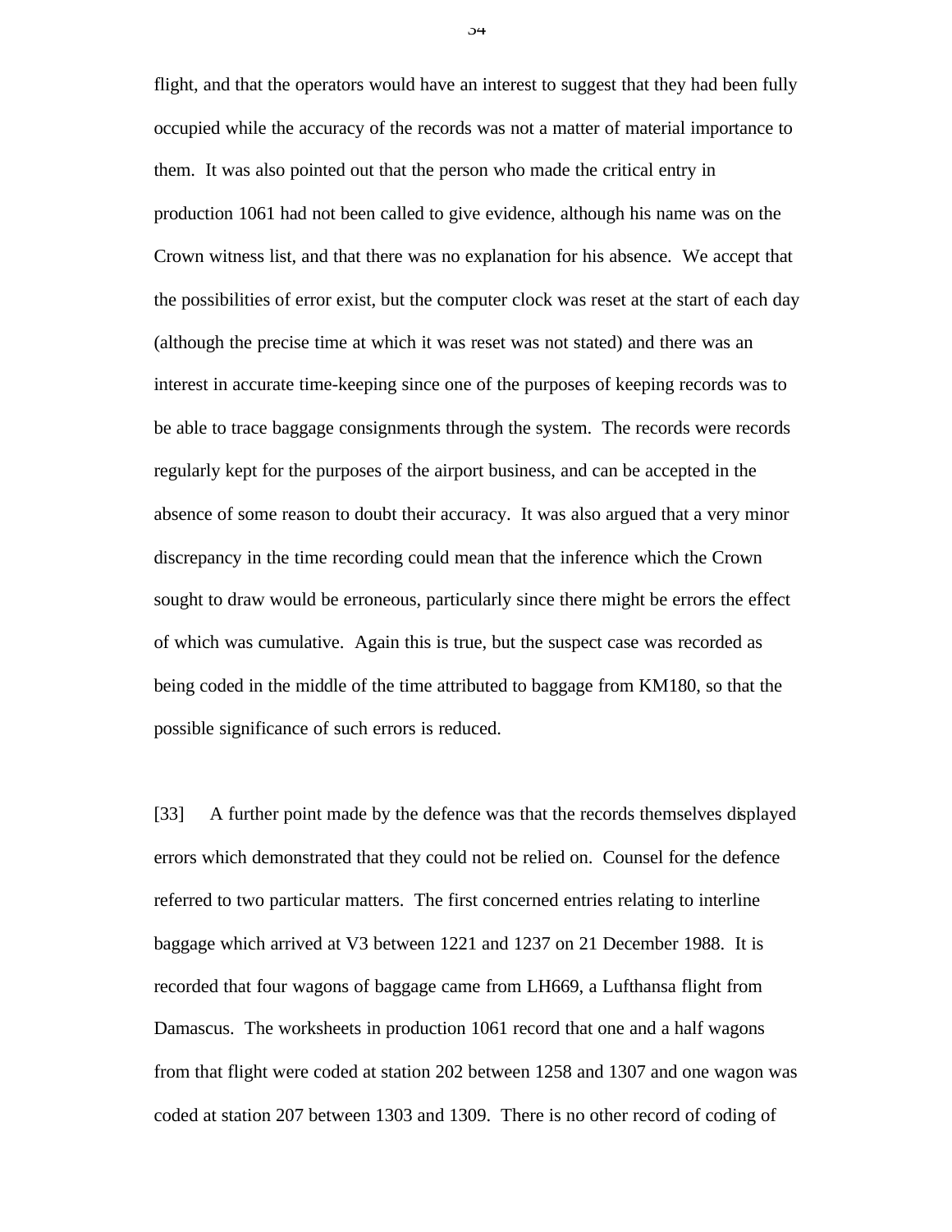flight, and that the operators would have an interest to suggest that they had been fully occupied while the accuracy of the records was not a matter of material importance to them. It was also pointed out that the person who made the critical entry in production 1061 had not been called to give evidence, although his name was on the Crown witness list, and that there was no explanation for his absence. We accept that the possibilities of error exist, but the computer clock was reset at the start of each day (although the precise time at which it was reset was not stated) and there was an interest in accurate time-keeping since one of the purposes of keeping records was to be able to trace baggage consignments through the system. The records were records regularly kept for the purposes of the airport business, and can be accepted in the absence of some reason to doubt their accuracy. It was also argued that a very minor discrepancy in the time recording could mean that the inference which the Crown sought to draw would be erroneous, particularly since there might be errors the effect of which was cumulative. Again this is true, but the suspect case was recorded as being coded in the middle of the time attributed to baggage from KM180, so that the possible significance of such errors is reduced.

[33] A further point made by the defence was that the records themselves displayed errors which demonstrated that they could not be relied on. Counsel for the defence referred to two particular matters. The first concerned entries relating to interline baggage which arrived at V3 between 1221 and 1237 on 21 December 1988. It is recorded that four wagons of baggage came from LH669, a Lufthansa flight from Damascus. The worksheets in production 1061 record that one and a half wagons from that flight were coded at station 202 between 1258 and 1307 and one wagon was coded at station 207 between 1303 and 1309. There is no other record of coding of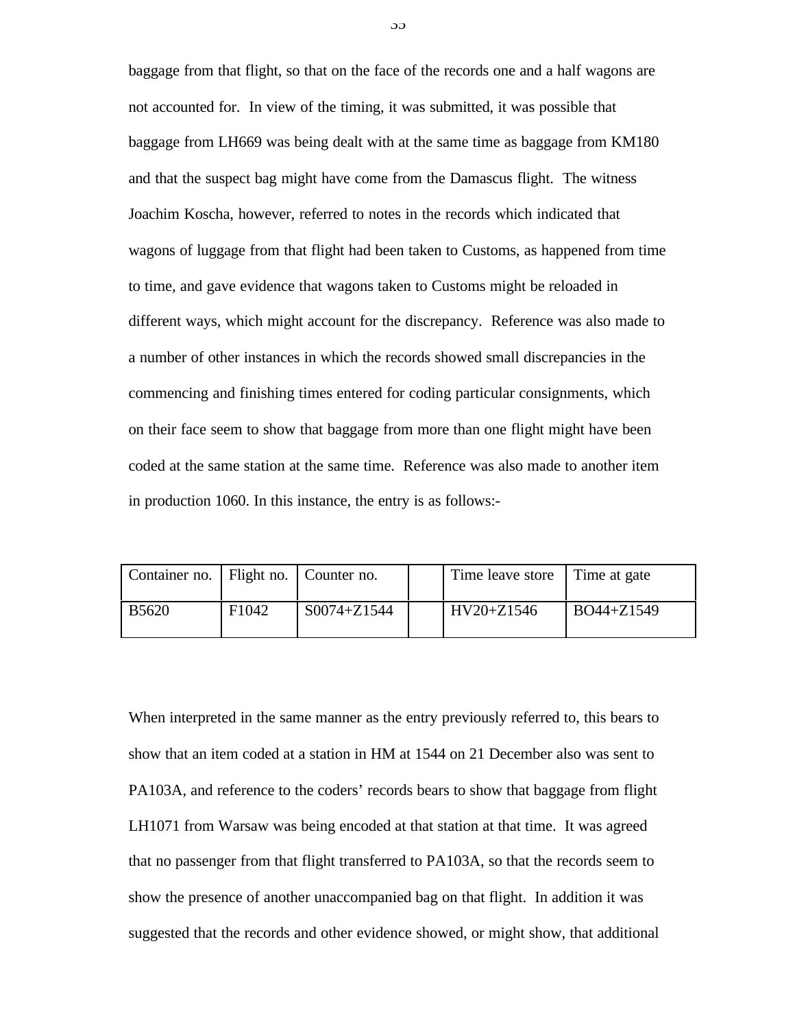baggage from that flight, so that on the face of the records one and a half wagons are not accounted for. In view of the timing, it was submitted, it was possible that baggage from LH669 was being dealt with at the same time as baggage from KM180 and that the suspect bag might have come from the Damascus flight. The witness Joachim Koscha, however, referred to notes in the records which indicated that wagons of luggage from that flight had been taken to Customs, as happened from time to time, and gave evidence that wagons taken to Customs might be reloaded in different ways, which might account for the discrepancy. Reference was also made to a number of other instances in which the records showed small discrepancies in the commencing and finishing times entered for coding particular consignments, which on their face seem to show that baggage from more than one flight might have been coded at the same station at the same time. Reference was also made to another item in production 1060. In this instance, the entry is as follows:-

| Container no. | Flight no. | Counter no. | | Time leave store | Time at gate |
|---|---|---|---|---|---|
| B5620 | F1042 | S0074+Z1544 | | HV20+Z1546 | BO44+Z1549 |

When interpreted in the same manner as the entry previously referred to, this bears to show that an item coded at a station in HM at 1544 on 21 December also was sent to PA103A, and reference to the coders' records bears to show that baggage from flight LH1071 from Warsaw was being encoded at that station at that time. It was agreed that no passenger from that flight transferred to PA103A, so that the records seem to show the presence of another unaccompanied bag on that flight. In addition it was suggested that the records and other evidence showed, or might show, that additional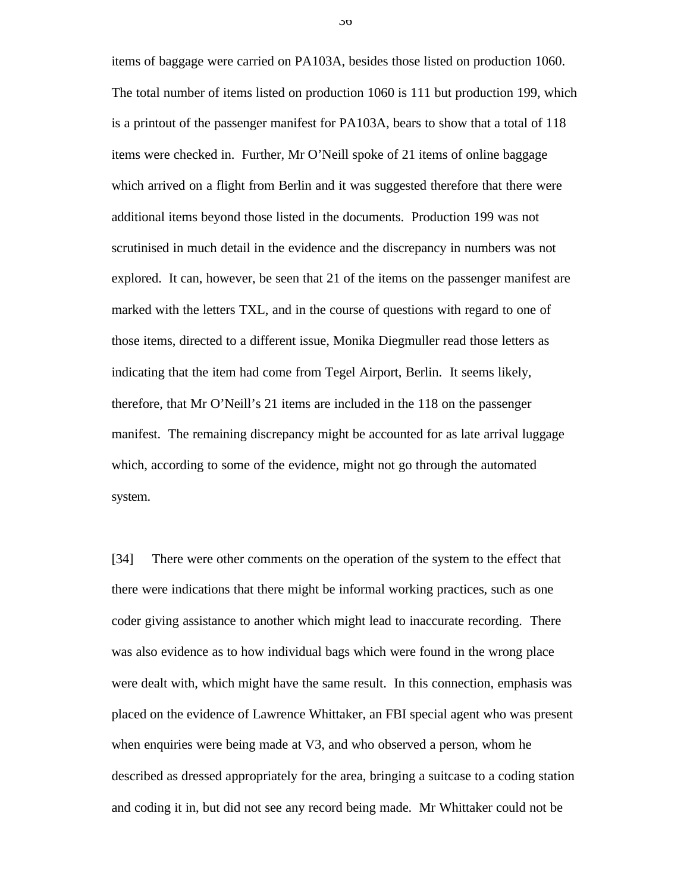items of baggage were carried on PA103A, besides those listed on production 1060. The total number of items listed on production 1060 is 111 but production 199, which is a printout of the passenger manifest for PA103A, bears to show that a total of 118 items were checked in. Further, Mr O'Neill spoke of 21 items of online baggage which arrived on a flight from Berlin and it was suggested therefore that there were additional items beyond those listed in the documents. Production 199 was not scrutinised in much detail in the evidence and the discrepancy in numbers was not explored. It can, however, be seen that 21 of the items on the passenger manifest are marked with the letters TXL, and in the course of questions with regard to one of those items, directed to a different issue, Monika Diegmuller read those letters as indicating that the item had come from Tegel Airport, Berlin. It seems likely, therefore, that Mr O'Neill's 21 items are included in the 118 on the passenger manifest. The remaining discrepancy might be accounted for as late arrival luggage which, according to some of the evidence, might not go through the automated system.

[34] There were other comments on the operation of the system to the effect that there were indications that there might be informal working practices, such as one coder giving assistance to another which might lead to inaccurate recording. There was also evidence as to how individual bags which were found in the wrong place were dealt with, which might have the same result. In this connection, emphasis was placed on the evidence of Lawrence Whittaker, an FBI special agent who was present when enquiries were being made at V3, and who observed a person, whom he described as dressed appropriately for the area, bringing a suitcase to a coding station and coding it in, but did not see any record being made. Mr Whittaker could not be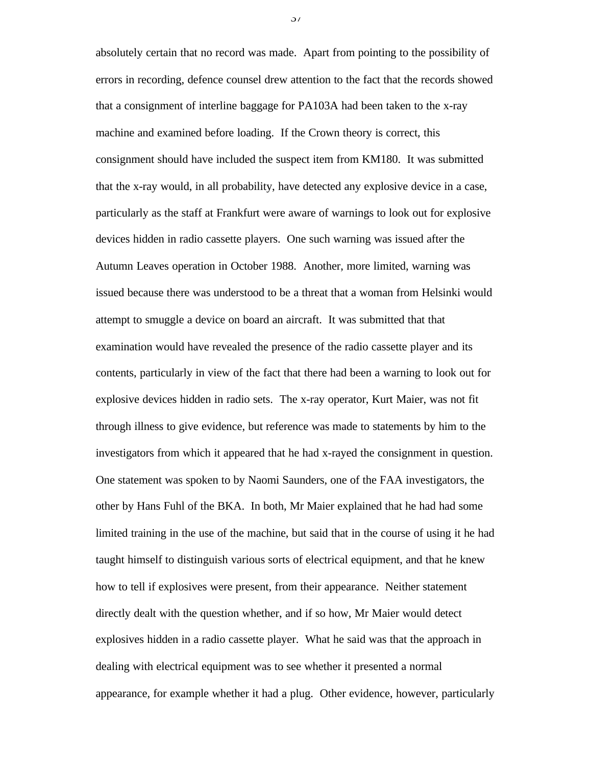absolutely certain that no record was made. Apart from pointing to the possibility of errors in recording, defence counsel drew attention to the fact that the records showed that a consignment of interline baggage for PA103A had been taken to the x-ray machine and examined before loading. If the Crown theory is correct, this consignment should have included the suspect item from KM180. It was submitted that the x-ray would, in all probability, have detected any explosive device in a case, particularly as the staff at Frankfurt were aware of warnings to look out for explosive devices hidden in radio cassette players. One such warning was issued after the Autumn Leaves operation in October 1988. Another, more limited, warning was issued because there was understood to be a threat that a woman from Helsinki would attempt to smuggle a device on board an aircraft. It was submitted that that examination would have revealed the presence of the radio cassette player and its contents, particularly in view of the fact that there had been a warning to look out for explosive devices hidden in radio sets. The x-ray operator, Kurt Maier, was not fit through illness to give evidence, but reference was made to statements by him to the investigators from which it appeared that he had x-rayed the consignment in question. One statement was spoken to by Naomi Saunders, one of the FAA investigators, the other by Hans Fuhl of the BKA. In both, Mr Maier explained that he had had some limited training in the use of the machine, but said that in the course of using it he had taught himself to distinguish various sorts of electrical equipment, and that he knew how to tell if explosives were present, from their appearance. Neither statement directly dealt with the question whether, and if so how, Mr Maier would detect explosives hidden in a radio cassette player. What he said was that the approach in dealing with electrical equipment was to see whether it presented a normal appearance, for example whether it had a plug. Other evidence, however, particularly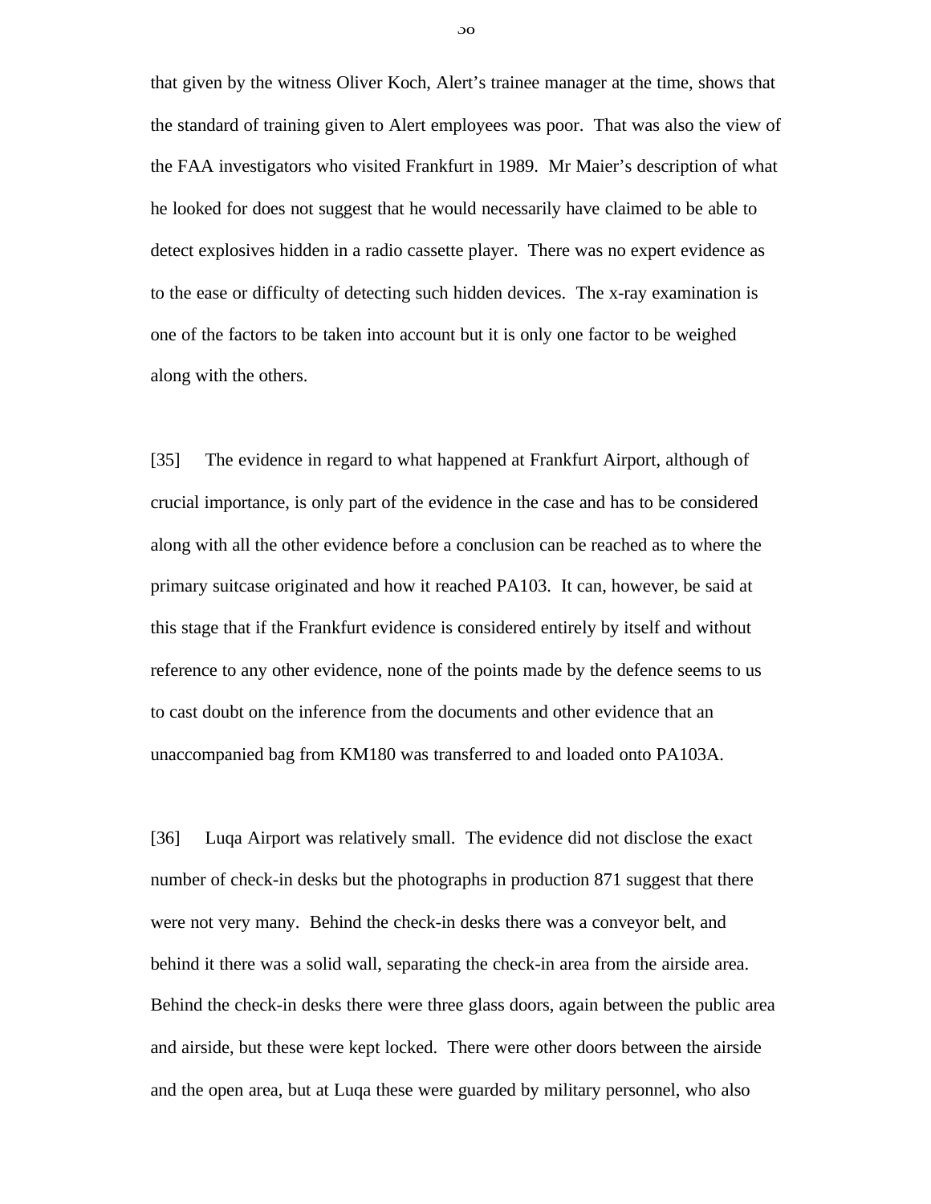that given by the witness Oliver Koch, Alert's trainee manager at the time, shows that the standard of training given to Alert employees was poor. That was also the view of the FAA investigators who visited Frankfurt in 1989. Mr Maier's description of what he looked for does not suggest that he would necessarily have claimed to be able to detect explosives hidden in a radio cassette player. There was no expert evidence as to the ease or difficulty of detecting such hidden devices. The x-ray examination is one of the factors to be taken into account but it is only one factor to be weighed along with the others.

[35] The evidence in regard to what happened at Frankfurt Airport, although of crucial importance, is only part of the evidence in the case and has to be considered along with all the other evidence before a conclusion can be reached as to where the primary suitcase originated and how it reached PA103. It can, however, be said at this stage that if the Frankfurt evidence is considered entirely by itself and without reference to any other evidence, none of the points made by the defence seems to us to cast doubt on the inference from the documents and other evidence that an unaccompanied bag from KM180 was transferred to and loaded onto PA103A.

[36] Luqa Airport was relatively small. The evidence did not disclose the exact number of check-in desks but the photographs in production 871 suggest that there were not very many. Behind the check-in desks there was a conveyor belt, and behind it there was a solid wall, separating the check-in area from the airside area. Behind the check-in desks there were three glass doors, again between the public area and airside, but these were kept locked. There were other doors between the airside and the open area, but at Luqa these were guarded by military personnel, who also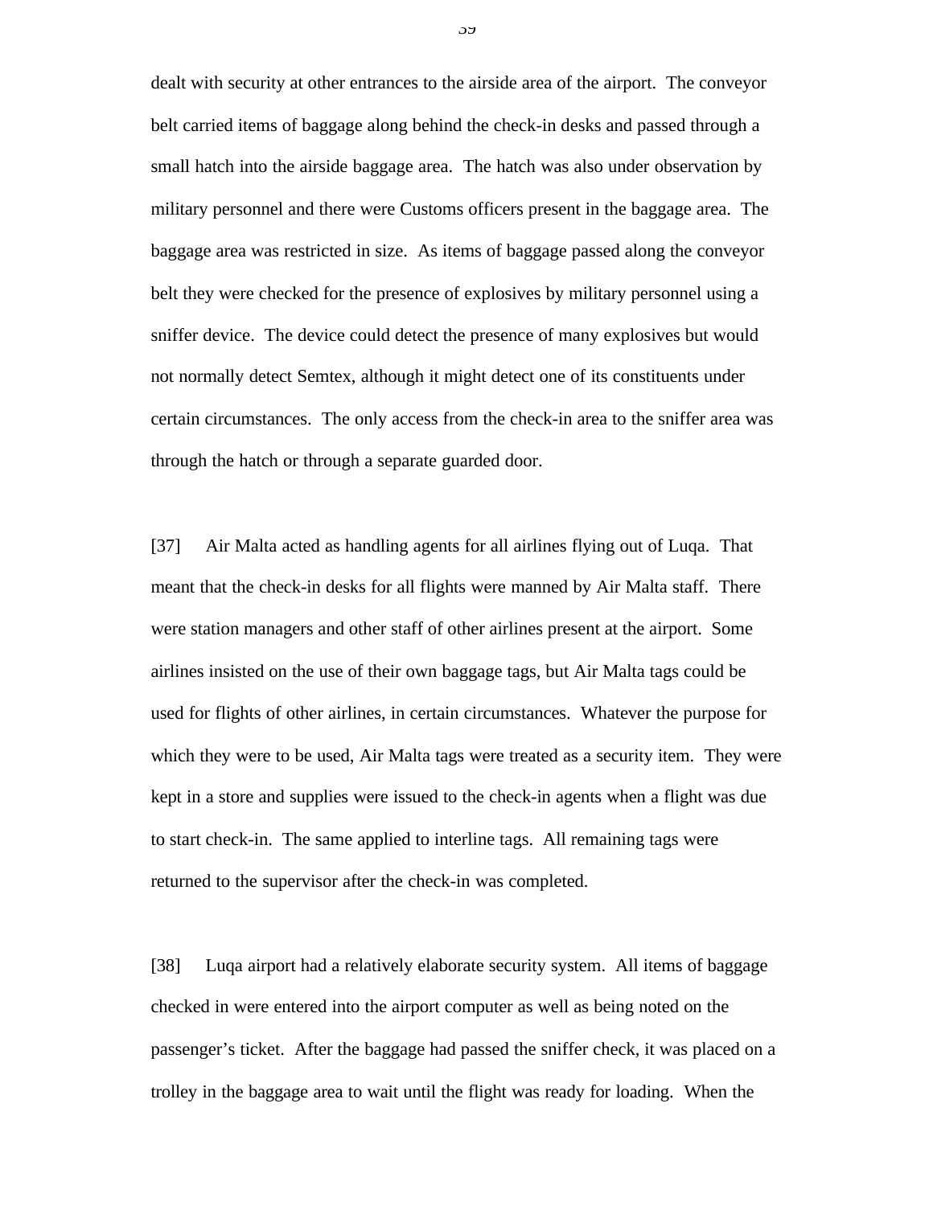dealt with security at other entrances to the airside area of the airport. The conveyor belt carried items of baggage along behind the check-in desks and passed through a small hatch into the airside baggage area. The hatch was also under observation by military personnel and there were Customs officers present in the baggage area. The baggage area was restricted in size. As items of baggage passed along the conveyor belt they were checked for the presence of explosives by military personnel using a sniffer device. The device could detect the presence of many explosives but would not normally detect Semtex, although it might detect one of its constituents under certain circumstances. The only access from the check-in area to the sniffer area was through the hatch or through a separate guarded door.

[37] Air Malta acted as handling agents for all airlines flying out of Luqa. That meant that the check-in desks for all flights were manned by Air Malta staff. There were station managers and other staff of other airlines present at the airport. Some airlines insisted on the use of their own baggage tags, but Air Malta tags could be used for flights of other airlines, in certain circumstances. Whatever the purpose for which they were to be used, Air Malta tags were treated as a security item. They were kept in a store and supplies were issued to the check-in agents when a flight was due to start check-in. The same applied to interline tags. All remaining tags were returned to the supervisor after the check-in was completed.

[38] Luqa airport had a relatively elaborate security system. All items of baggage checked in were entered into the airport computer as well as being noted on the passenger's ticket. After the baggage had passed the sniffer check, it was placed on a trolley in the baggage area to wait until the flight was ready for loading. When the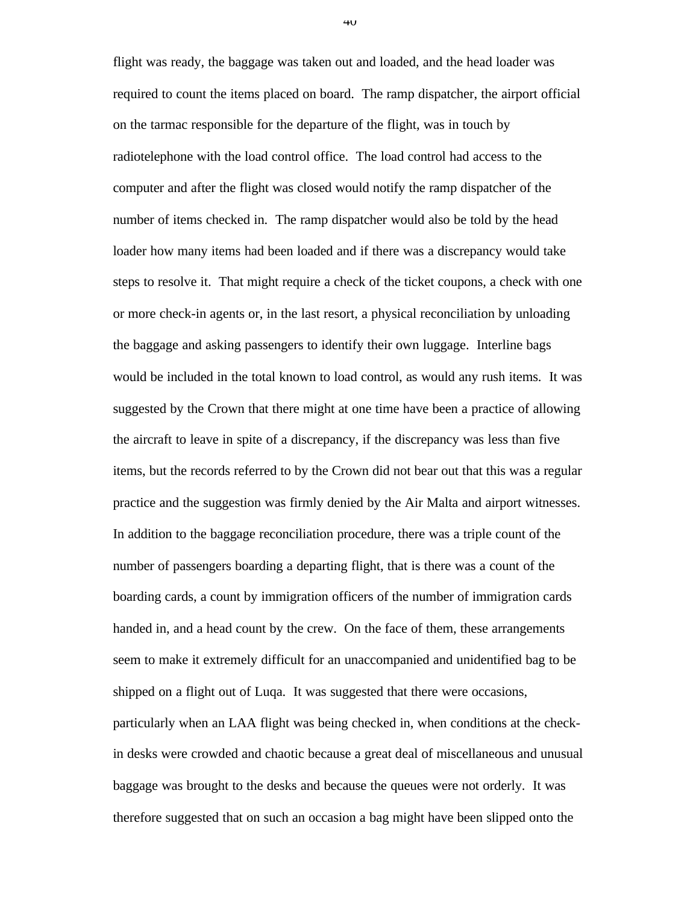flight was ready, the baggage was taken out and loaded, and the head loader was required to count the items placed on board. The ramp dispatcher, the airport official on the tarmac responsible for the departure of the flight, was in touch by radiotelephone with the load control office. The load control had access to the computer and after the flight was closed would notify the ramp dispatcher of the number of items checked in. The ramp dispatcher would also be told by the head loader how many items had been loaded and if there was a discrepancy would take steps to resolve it. That might require a check of the ticket coupons, a check with one or more check-in agents or, in the last resort, a physical reconciliation by unloading the baggage and asking passengers to identify their own luggage. Interline bags would be included in the total known to load control, as would any rush items. It was suggested by the Crown that there might at one time have been a practice of allowing the aircraft to leave in spite of a discrepancy, if the discrepancy was less than five items, but the records referred to by the Crown did not bear out that this was a regular practice and the suggestion was firmly denied by the Air Malta and airport witnesses. In addition to the baggage reconciliation procedure, there was a triple count of the number of passengers boarding a departing flight, that is there was a count of the boarding cards, a count by immigration officers of the number of immigration cards handed in, and a head count by the crew. On the face of them, these arrangements seem to make it extremely difficult for an unaccompanied and unidentified bag to be shipped on a flight out of Luqa. It was suggested that there were occasions, particularly when an LAA flight was being checked in, when conditions at the check-in desks were crowded and chaotic because a great deal of miscellaneous and unusual baggage was brought to the desks and because the queues were not orderly. It was therefore suggested that on such an occasion a bag might have been slipped onto the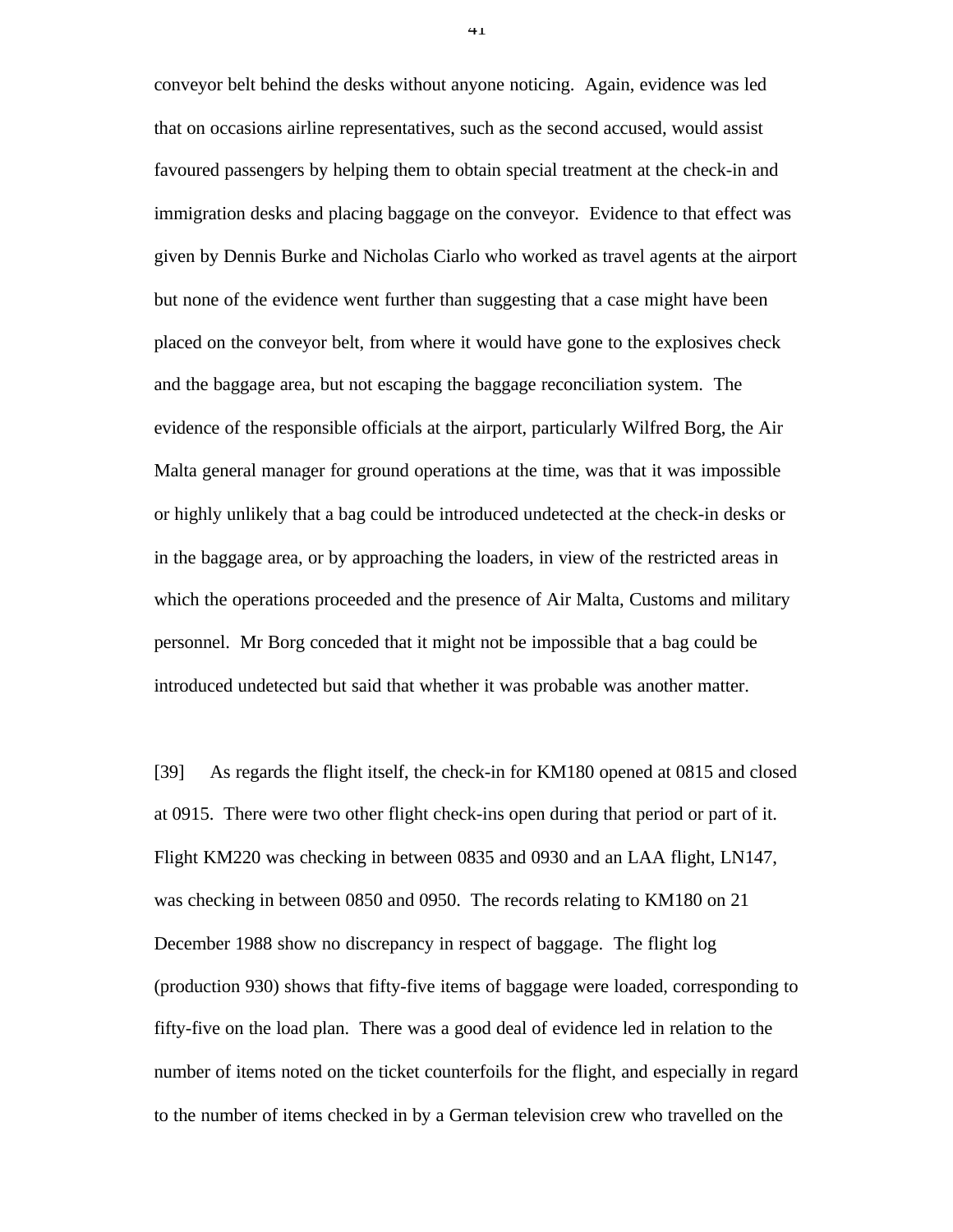conveyor belt behind the desks without anyone noticing. Again, evidence was led that on occasions airline representatives, such as the second accused, would assist favoured passengers by helping them to obtain special treatment at the check-in and immigration desks and placing baggage on the conveyor. Evidence to that effect was given by Dennis Burke and Nicholas Ciarlo who worked as travel agents at the airport but none of the evidence went further than suggesting that a case might have been placed on the conveyor belt, from where it would have gone to the explosives check and the baggage area, but not escaping the baggage reconciliation system. The evidence of the responsible officials at the airport, particularly Wilfred Borg, the Air Malta general manager for ground operations at the time, was that it was impossible or highly unlikely that a bag could be introduced undetected at the check-in desks or in the baggage area, or by approaching the loaders, in view of the restricted areas in which the operations proceeded and the presence of Air Malta, Customs and military personnel. Mr Borg conceded that it might not be impossible that a bag could be introduced undetected but said that whether it was probable was another matter.

[39] As regards the flight itself, the check-in for KM180 opened at 0815 and closed at 0915. There were two other flight check-ins open during that period or part of it. Flight KM220 was checking in between 0835 and 0930 and an LAA flight, LN147, was checking in between 0850 and 0950. The records relating to KM180 on 21 December 1988 show no discrepancy in respect of baggage. The flight log (production 930) shows that fifty-five items of baggage were loaded, corresponding to fifty-five on the load plan. There was a good deal of evidence led in relation to the number of items noted on the ticket counterfoils for the flight, and especially in regard to the number of items checked in by a German television crew who travelled on the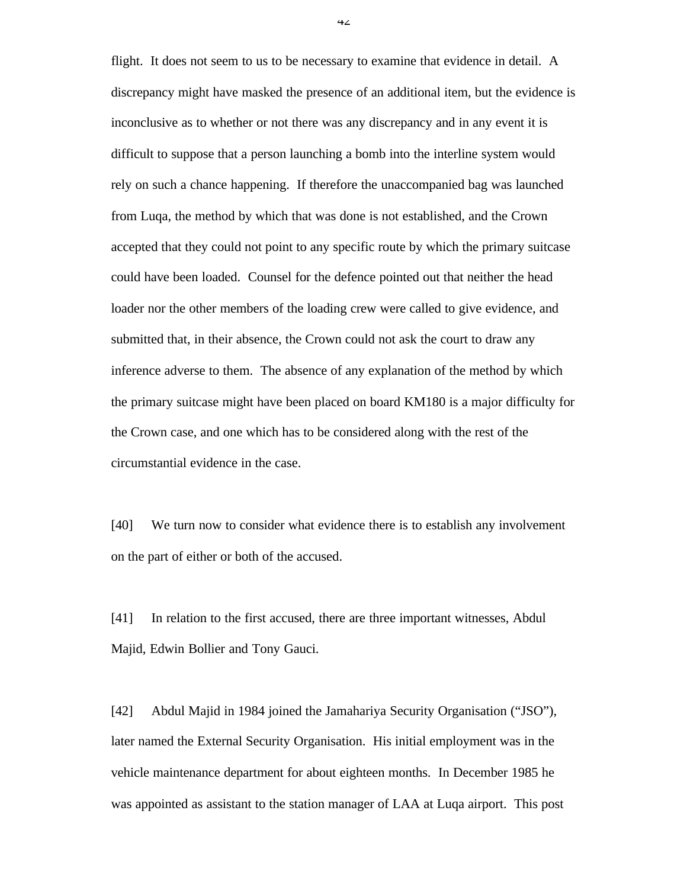flight. It does not seem to us to be necessary to examine that evidence in detail. A discrepancy might have masked the presence of an additional item, but the evidence is inconclusive as to whether or not there was any discrepancy and in any event it is difficult to suppose that a person launching a bomb into the interline system would rely on such a chance happening. If therefore the unaccompanied bag was launched from Luqa, the method by which that was done is not established, and the Crown accepted that they could not point to any specific route by which the primary suitcase could have been loaded. Counsel for the defence pointed out that neither the head loader nor the other members of the loading crew were called to give evidence, and submitted that, in their absence, the Crown could not ask the court to draw any inference adverse to them. The absence of any explanation of the method by which the primary suitcase might have been placed on board KM180 is a major difficulty for the Crown case, and one which has to be considered along with the rest of the circumstantial evidence in the case.

[40] We turn now to consider what evidence there is to establish any involvement on the part of either or both of the accused.

[41] In relation to the first accused, there are three important witnesses, Abdul Majid, Edwin Bollier and Tony Gauci.

[42] Abdul Majid in 1984 joined the Jamahariya Security Organisation ("JSO"), later named the External Security Organisation. His initial employment was in the vehicle maintenance department for about eighteen months. In December 1985 he was appointed as assistant to the station manager of LAA at Luqa airport. This post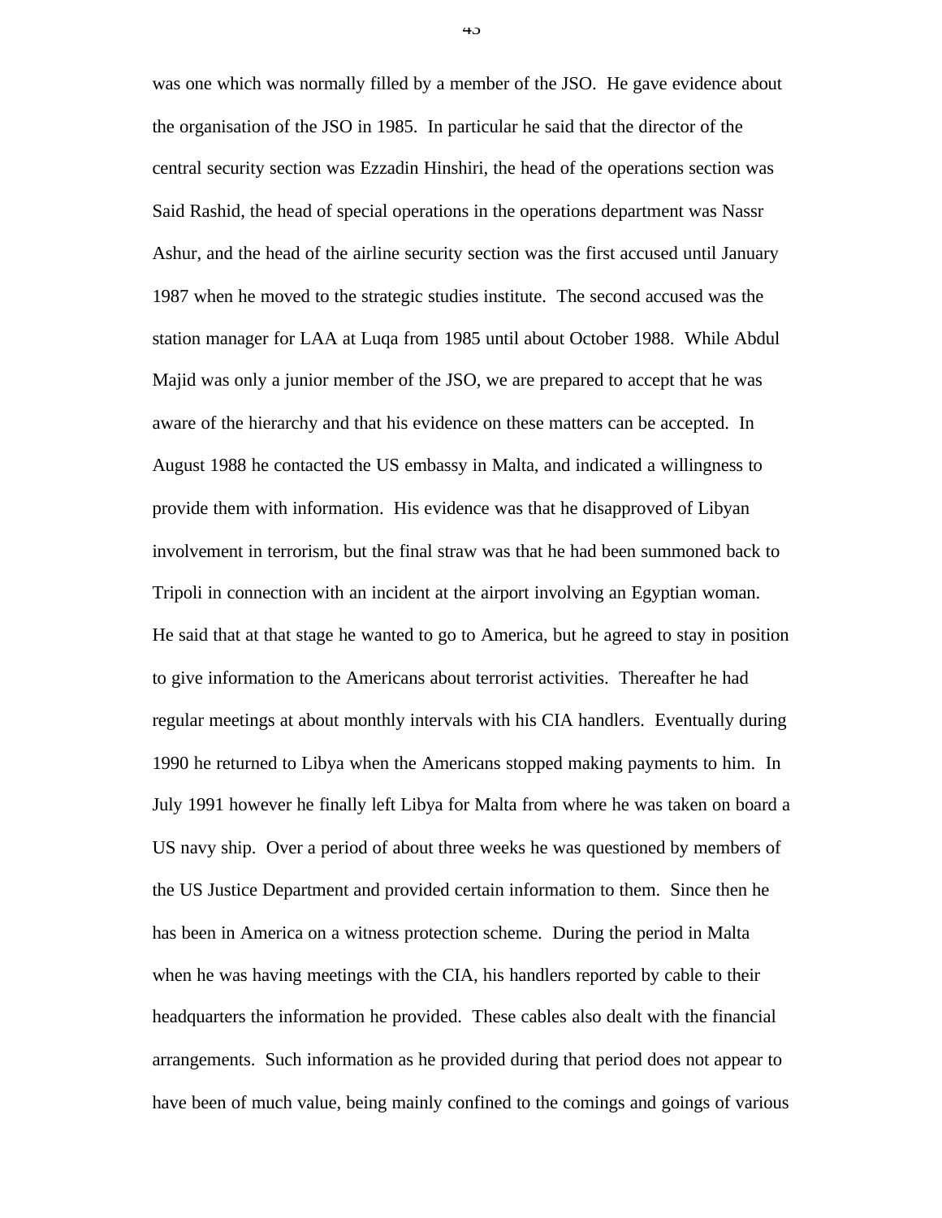was one which was normally filled by a member of the JSO. He gave evidence about the organisation of the JSO in 1985. In particular he said that the director of the central security section was Ezzadin Hinshiri, the head of the operations section was Said Rashid, the head of special operations in the operations department was Nassr Ashur, and the head of the airline security section was the first accused until January 1987 when he moved to the strategic studies institute. The second accused was the station manager for LAA at Luqa from 1985 until about October 1988. While Abdul Majid was only a junior member of the JSO, we are prepared to accept that he was aware of the hierarchy and that his evidence on these matters can be accepted. In August 1988 he contacted the US embassy in Malta, and indicated a willingness to provide them with information. His evidence was that he disapproved of Libyan involvement in terrorism, but the final straw was that he had been summoned back to Tripoli in connection with an incident at the airport involving an Egyptian woman. He said that at that stage he wanted to go to America, but he agreed to stay in position to give information to the Americans about terrorist activities. Thereafter he had regular meetings at about monthly intervals with his CIA handlers. Eventually during 1990 he returned to Libya when the Americans stopped making payments to him. In July 1991 however he finally left Libya for Malta from where he was taken on board a US navy ship. Over a period of about three weeks he was questioned by members of the US Justice Department and provided certain information to them. Since then he has been in America on a witness protection scheme. During the period in Malta when he was having meetings with the CIA, his handlers reported by cable to their headquarters the information he provided. These cables also dealt with the financial arrangements. Such information as he provided during that period does not appear to have been of much value, being mainly confined to the comings and goings of various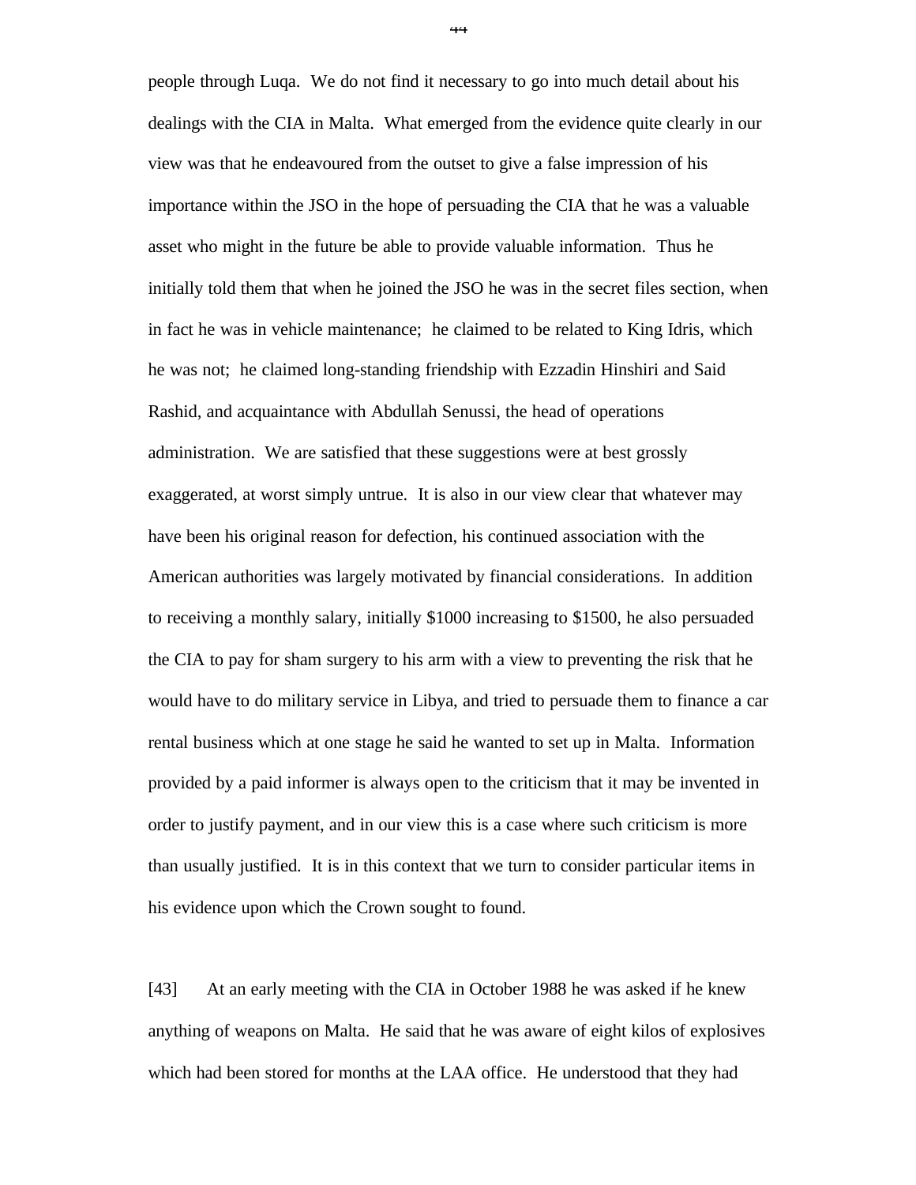people through Luqa. We do not find it necessary to go into much detail about his dealings with the CIA in Malta. What emerged from the evidence quite clearly in our view was that he endeavoured from the outset to give a false impression of his importance within the JSO in the hope of persuading the CIA that he was a valuable asset who might in the future be able to provide valuable information. Thus he initially told them that when he joined the JSO he was in the secret files section, when in fact he was in vehicle maintenance; he claimed to be related to King Idris, which he was not; he claimed long-standing friendship with Ezzadin Hinshiri and Said Rashid, and acquaintance with Abdullah Senussi, the head of operations administration. We are satisfied that these suggestions were at best grossly exaggerated, at worst simply untrue. It is also in our view clear that whatever may have been his original reason for defection, his continued association with the American authorities was largely motivated by financial considerations. In addition to receiving a monthly salary, initially $1000 increasing to $1500, he also persuaded the CIA to pay for sham surgery to his arm with a view to preventing the risk that he would have to do military service in Libya, and tried to persuade them to finance a car rental business which at one stage he said he wanted to set up in Malta. Information provided by a paid informer is always open to the criticism that it may be invented in order to justify payment, and in our view this is a case where such criticism is more than usually justified. It is in this context that we turn to consider particular items in his evidence upon which the Crown sought to found.

[43] At an early meeting with the CIA in October 1988 he was asked if he knew anything of weapons on Malta. He said that he was aware of eight kilos of explosives which had been stored for months at the LAA office. He understood that they had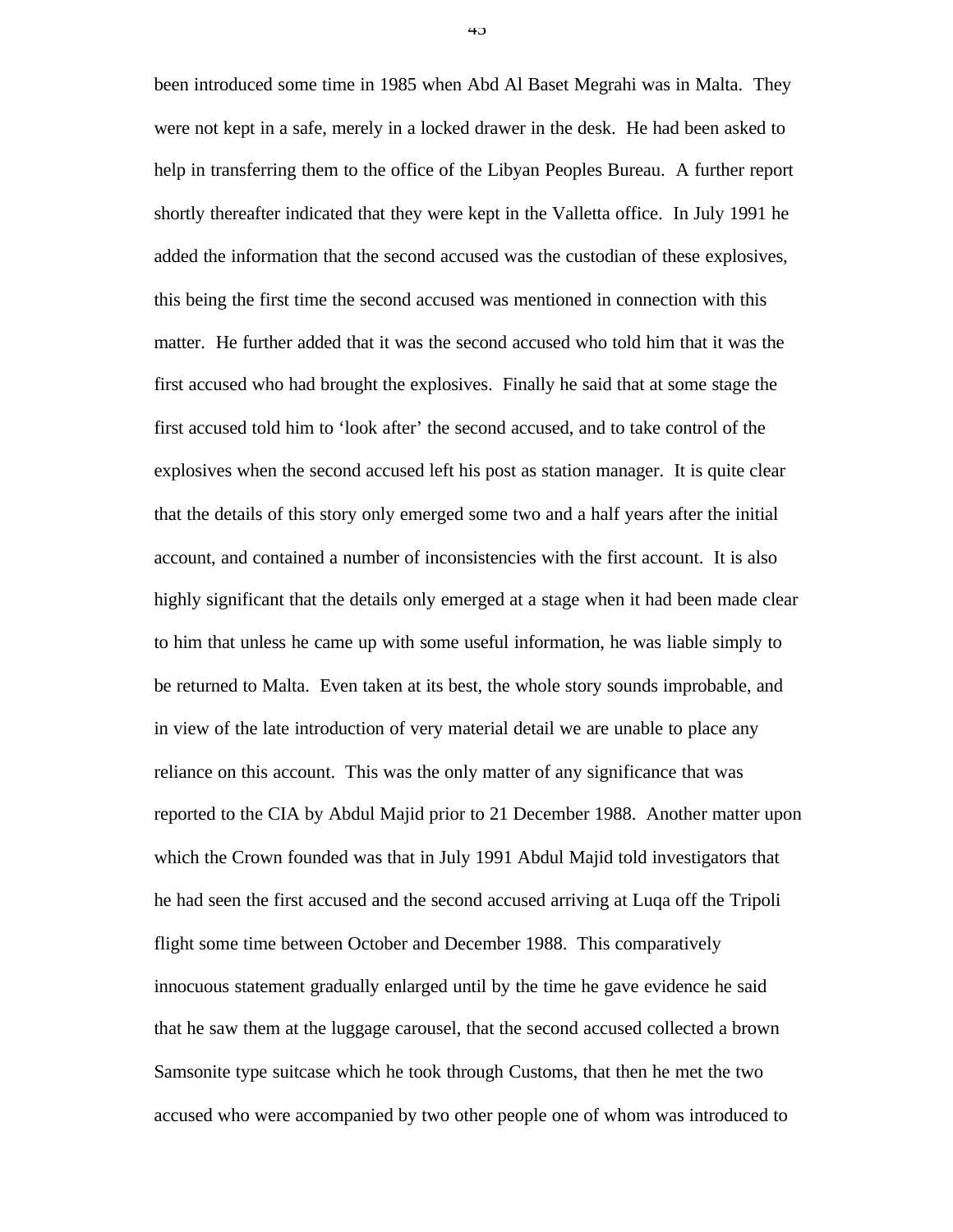been introduced some time in 1985 when Abd Al Baset Megrahi was in Malta. They were not kept in a safe, merely in a locked drawer in the desk. He had been asked to help in transferring them to the office of the Libyan Peoples Bureau. A further report shortly thereafter indicated that they were kept in the Valletta office. In July 1991 he added the information that the second accused was the custodian of these explosives, this being the first time the second accused was mentioned in connection with this matter. He further added that it was the second accused who told him that it was the first accused who had brought the explosives. Finally he said that at some stage the first accused told him to 'look after' the second accused, and to take control of the explosives when the second accused left his post as station manager. It is quite clear that the details of this story only emerged some two and a half years after the initial account, and contained a number of inconsistencies with the first account. It is also highly significant that the details only emerged at a stage when it had been made clear to him that unless he came up with some useful information, he was liable simply to be returned to Malta. Even taken at its best, the whole story sounds improbable, and in view of the late introduction of very material detail we are unable to place any reliance on this account. This was the only matter of any significance that was reported to the CIA by Abdul Majid prior to 21 December 1988. Another matter upon which the Crown founded was that in July 1991 Abdul Majid told investigators that he had seen the first accused and the second accused arriving at Luqa off the Tripoli flight some time between October and December 1988. This comparatively innocuous statement gradually enlarged until by the time he gave evidence he said that he saw them at the luggage carousel, that the second accused collected a brown Samsonite type suitcase which he took through Customs, that then he met the two accused who were accompanied by two other people one of whom was introduced to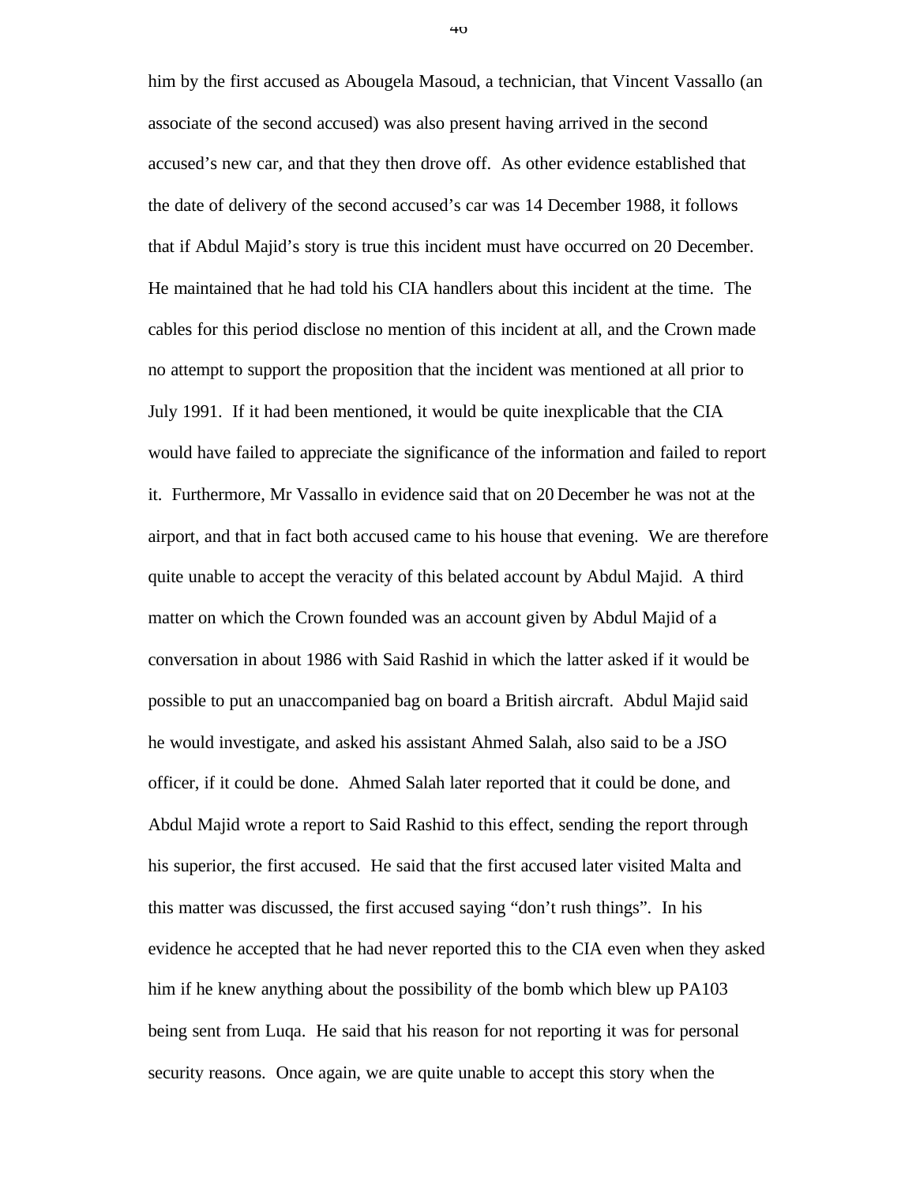him by the first accused as Abougela Masoud, a technician, that Vincent Vassallo (an associate of the second accused) was also present having arrived in the second accused's new car, and that they then drove off. As other evidence established that the date of delivery of the second accused's car was 14 December 1988, it follows that if Abdul Majid's story is true this incident must have occurred on 20 December. He maintained that he had told his CIA handlers about this incident at the time. The cables for this period disclose no mention of this incident at all, and the Crown made no attempt to support the proposition that the incident was mentioned at all prior to July 1991. If it had been mentioned, it would be quite inexplicable that the CIA would have failed to appreciate the significance of the information and failed to report it. Furthermore, Mr Vassallo in evidence said that on 20 December he was not at the airport, and that in fact both accused came to his house that evening. We are therefore quite unable to accept the veracity of this belated account by Abdul Majid. A third matter on which the Crown founded was an account given by Abdul Majid of a conversation in about 1986 with Said Rashid in which the latter asked if it would be possible to put an unaccompanied bag on board a British aircraft. Abdul Majid said he would investigate, and asked his assistant Ahmed Salah, also said to be a JSO officer, if it could be done. Ahmed Salah later reported that it could be done, and Abdul Majid wrote a report to Said Rashid to this effect, sending the report through his superior, the first accused. He said that the first accused later visited Malta and this matter was discussed, the first accused saying "don't rush things". In his evidence he accepted that he had never reported this to the CIA even when they asked him if he knew anything about the possibility of the bomb which blew up PA103 being sent from Luqa. He said that his reason for not reporting it was for personal security reasons. Once again, we are quite unable to accept this story when the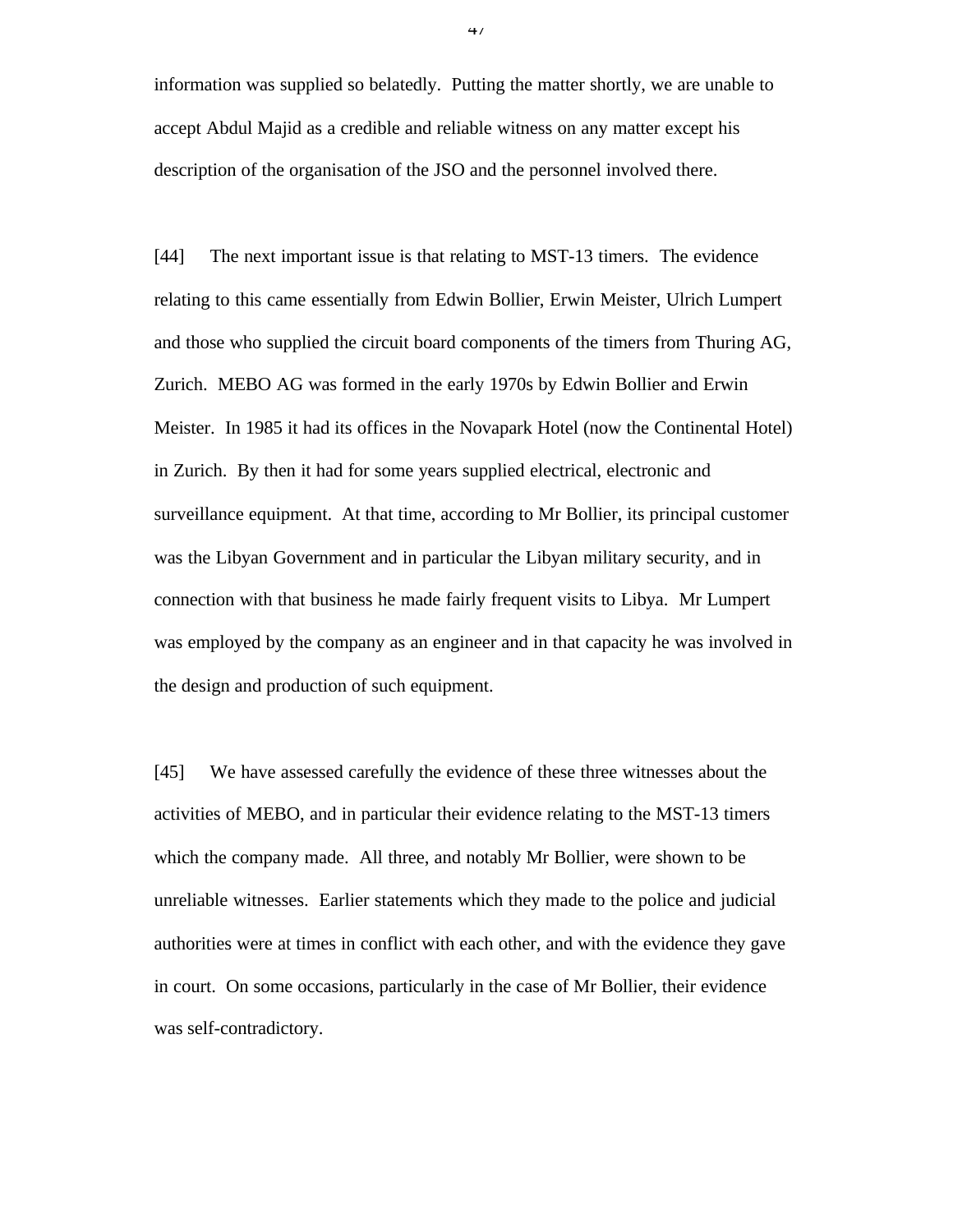information was supplied so belatedly. Putting the matter shortly, we are unable to accept Abdul Majid as a credible and reliable witness on any matter except his description of the organisation of the JSO and the personnel involved there.

[44] The next important issue is that relating to MST-13 timers. The evidence relating to this came essentially from Edwin Bollier, Erwin Meister, Ulrich Lumpert and those who supplied the circuit board components of the timers from Thuring AG, Zurich. MEBO AG was formed in the early 1970s by Edwin Bollier and Erwin Meister. In 1985 it had its offices in the Novapark Hotel (now the Continental Hotel) in Zurich. By then it had for some years supplied electrical, electronic and surveillance equipment. At that time, according to Mr Bollier, its principal customer was the Libyan Government and in particular the Libyan military security, and in connection with that business he made fairly frequent visits to Libya. Mr Lumpert was employed by the company as an engineer and in that capacity he was involved in the design and production of such equipment.

[45] We have assessed carefully the evidence of these three witnesses about the activities of MEBO, and in particular their evidence relating to the MST-13 timers which the company made. All three, and notably Mr Bollier, were shown to be unreliable witnesses. Earlier statements which they made to the police and judicial authorities were at times in conflict with each other, and with the evidence they gave in court. On some occasions, particularly in the case of Mr Bollier, their evidence was self-contradictory.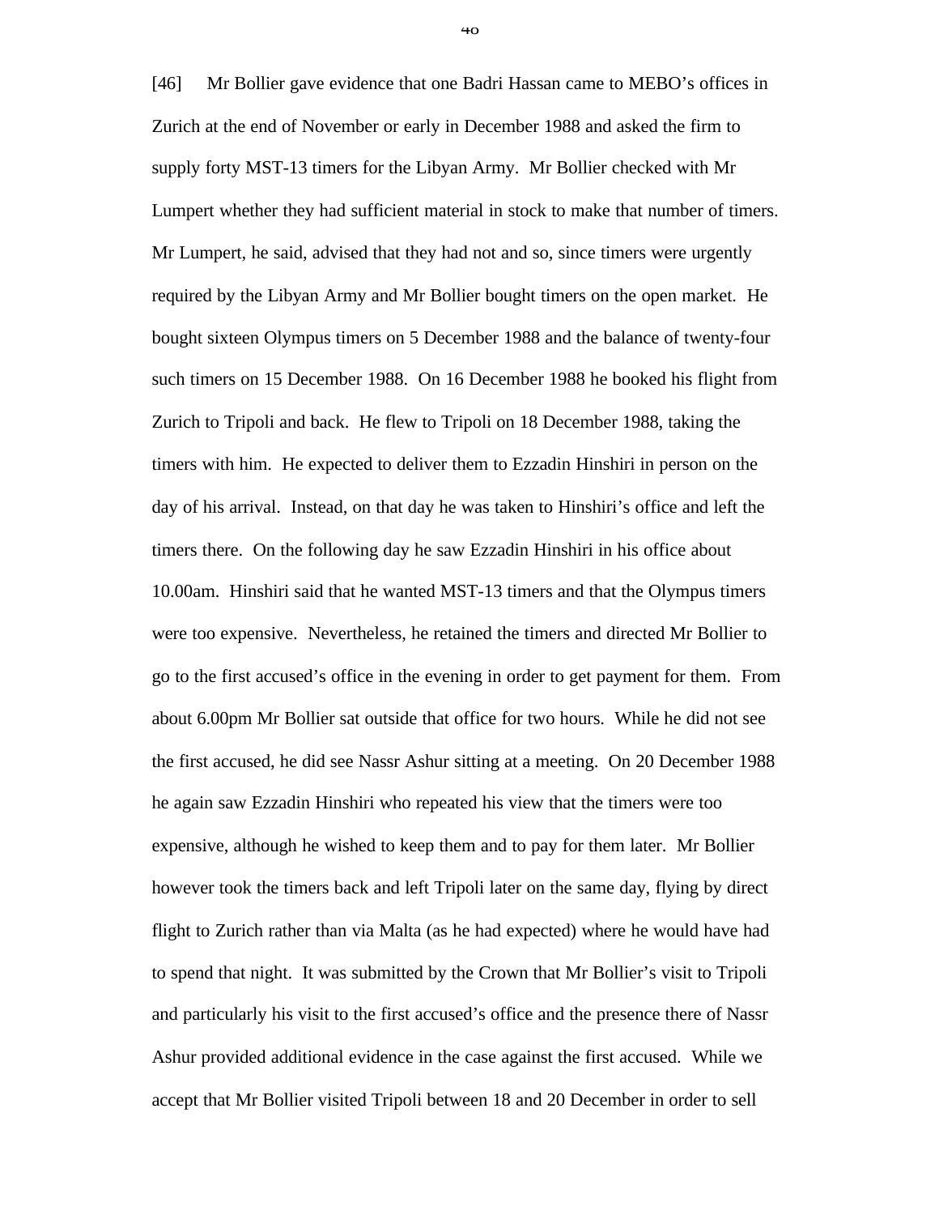[46] Mr Bollier gave evidence that one Badri Hassan came to MEBO's offices in Zurich at the end of November or early in December 1988 and asked the firm to supply forty MST-13 timers for the Libyan Army. Mr Bollier checked with Mr Lumpert whether they had sufficient material in stock to make that number of timers. Mr Lumpert, he said, advised that they had not and so, since timers were urgently required by the Libyan Army and Mr Bollier bought timers on the open market. He bought sixteen Olympus timers on 5 December 1988 and the balance of twenty-four such timers on 15 December 1988. On 16 December 1988 he booked his flight from Zurich to Tripoli and back. He flew to Tripoli on 18 December 1988, taking the timers with him. He expected to deliver them to Ezzadin Hinshiri in person on the day of his arrival. Instead, on that day he was taken to Hinshiri's office and left the timers there. On the following day he saw Ezzadin Hinshiri in his office about 10.00am. Hinshiri said that he wanted MST-13 timers and that the Olympus timers were too expensive. Nevertheless, he retained the timers and directed Mr Bollier to go to the first accused's office in the evening in order to get payment for them. From about 6.00pm Mr Bollier sat outside that office for two hours. While he did not see the first accused, he did see Nassr Ashur sitting at a meeting. On 20 December 1988 he again saw Ezzadin Hinshiri who repeated his view that the timers were too expensive, although he wished to keep them and to pay for them later. Mr Bollier however took the timers back and left Tripoli later on the same day, flying by direct flight to Zurich rather than via Malta (as he had expected) where he would have had to spend that night. It was submitted by the Crown that Mr Bollier's visit to Tripoli and particularly his visit to the first accused's office and the presence there of Nassr Ashur provided additional evidence in the case against the first accused. While we accept that Mr Bollier visited Tripoli between 18 and 20 December in order to sell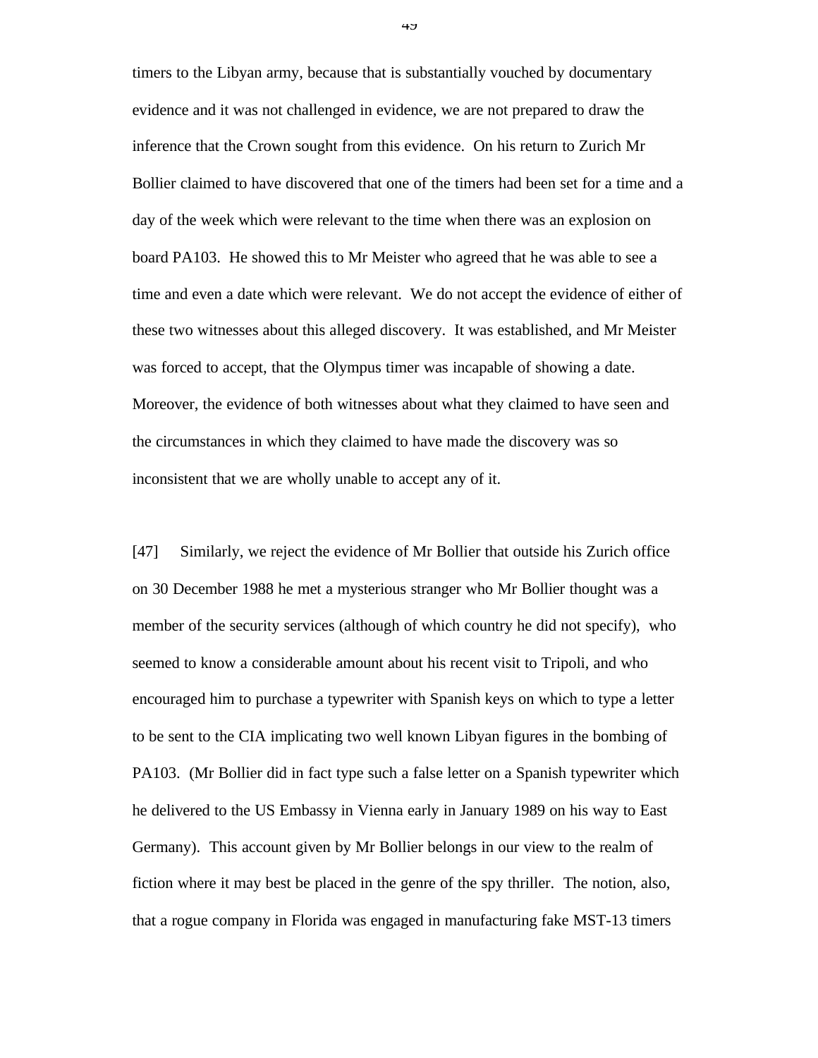timers to the Libyan army, because that is substantially vouched by documentary evidence and it was not challenged in evidence, we are not prepared to draw the inference that the Crown sought from this evidence. On his return to Zurich Mr Bollier claimed to have discovered that one of the timers had been set for a time and a day of the week which were relevant to the time when there was an explosion on board PA103. He showed this to Mr Meister who agreed that he was able to see a time and even a date which were relevant. We do not accept the evidence of either of these two witnesses about this alleged discovery. It was established, and Mr Meister was forced to accept, that the Olympus timer was incapable of showing a date. Moreover, the evidence of both witnesses about what they claimed to have seen and the circumstances in which they claimed to have made the discovery was so inconsistent that we are wholly unable to accept any of it.

[47] Similarly, we reject the evidence of Mr Bollier that outside his Zurich office on 30 December 1988 he met a mysterious stranger who Mr Bollier thought was a member of the security services (although of which country he did not specify), who seemed to know a considerable amount about his recent visit to Tripoli, and who encouraged him to purchase a typewriter with Spanish keys on which to type a letter to be sent to the CIA implicating two well known Libyan figures in the bombing of PA103. (Mr Bollier did in fact type such a false letter on a Spanish typewriter which he delivered to the US Embassy in Vienna early in January 1989 on his way to East Germany). This account given by Mr Bollier belongs in our view to the realm of fiction where it may best be placed in the genre of the spy thriller. The notion, also, that a rogue company in Florida was engaged in manufacturing fake MST-13 timers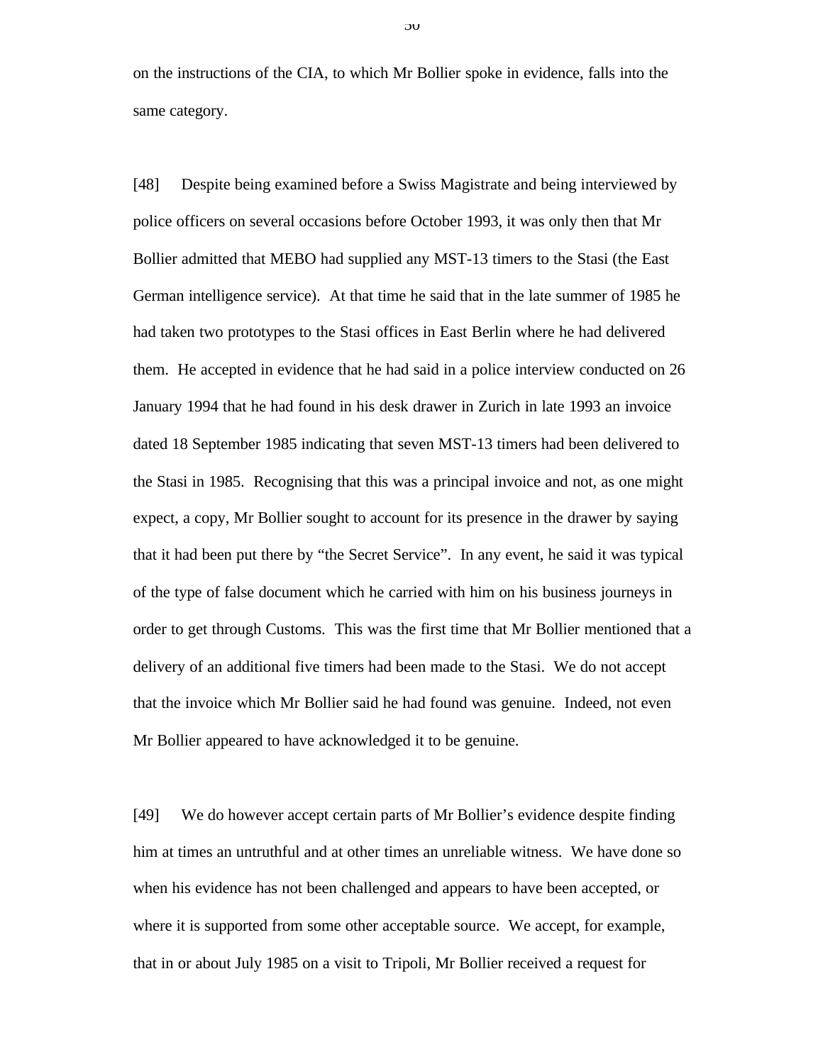on the instructions of the CIA, to which Mr Bollier spoke in evidence, falls into the same category.

[48] Despite being examined before a Swiss Magistrate and being interviewed by police officers on several occasions before October 1993, it was only then that Mr Bollier admitted that MEBO had supplied any MST-13 timers to the Stasi (the East German intelligence service). At that time he said that in the late summer of 1985 he had taken two prototypes to the Stasi offices in East Berlin where he had delivered them. He accepted in evidence that he had said in a police interview conducted on 26 January 1994 that he had found in his desk drawer in Zurich in late 1993 an invoice dated 18 September 1985 indicating that seven MST-13 timers had been delivered to the Stasi in 1985. Recognising that this was a principal invoice and not, as one might expect, a copy, Mr Bollier sought to account for its presence in the drawer by saying that it had been put there by "the Secret Service". In any event, he said it was typical of the type of false document which he carried with him on his business journeys in order to get through Customs. This was the first time that Mr Bollier mentioned that a delivery of an additional five timers had been made to the Stasi. We do not accept that the invoice which Mr Bollier said he had found was genuine. Indeed, not even Mr Bollier appeared to have acknowledged it to be genuine.

[49] We do however accept certain parts of Mr Bollier's evidence despite finding him at times an untruthful and at other times an unreliable witness. We have done so when his evidence has not been challenged and appears to have been accepted, or where it is supported from some other acceptable source. We accept, for example, that in or about July 1985 on a visit to Tripoli, Mr Bollier received a request for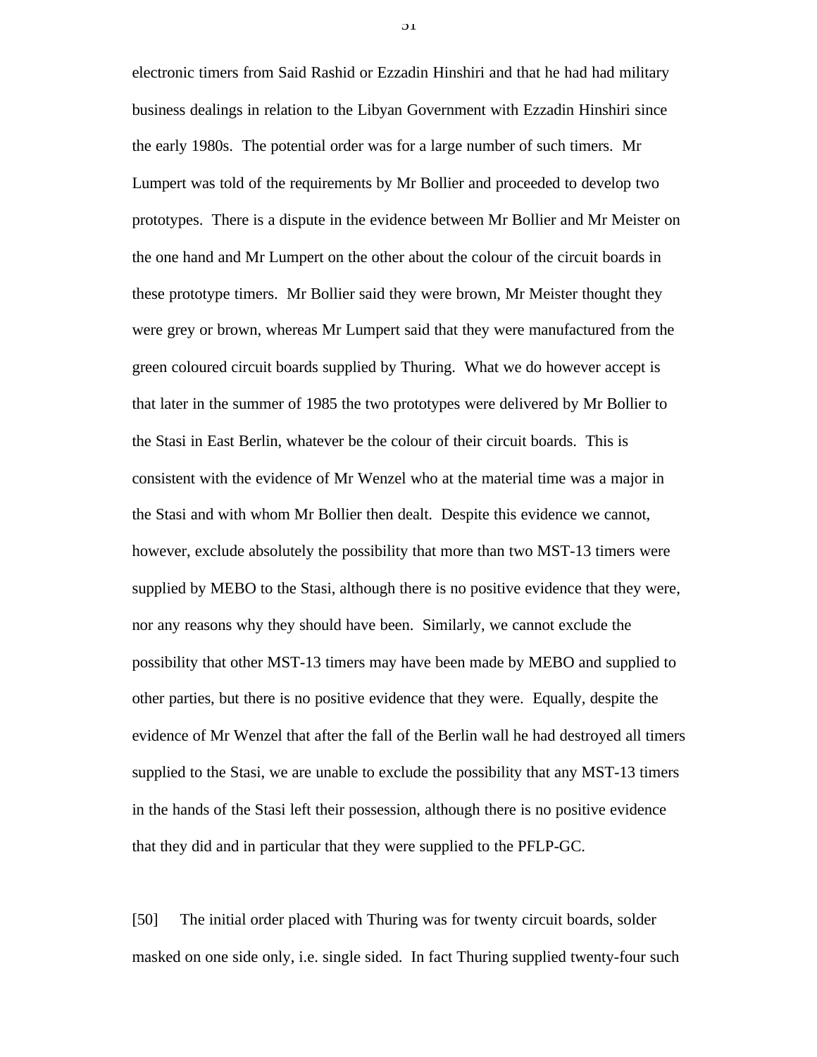electronic timers from Said Rashid or Ezzadin Hinshiri and that he had had military business dealings in relation to the Libyan Government with Ezzadin Hinshiri since the early 1980s. The potential order was for a large number of such timers. Mr Lumpert was told of the requirements by Mr Bollier and proceeded to develop two prototypes. There is a dispute in the evidence between Mr Bollier and Mr Meister on the one hand and Mr Lumpert on the other about the colour of the circuit boards in these prototype timers. Mr Bollier said they were brown, Mr Meister thought they were grey or brown, whereas Mr Lumpert said that they were manufactured from the green coloured circuit boards supplied by Thuring. What we do however accept is that later in the summer of 1985 the two prototypes were delivered by Mr Bollier to the Stasi in East Berlin, whatever be the colour of their circuit boards. This is consistent with the evidence of Mr Wenzel who at the material time was a major in the Stasi and with whom Mr Bollier then dealt. Despite this evidence we cannot, however, exclude absolutely the possibility that more than two MST-13 timers were supplied by MEBO to the Stasi, although there is no positive evidence that they were, nor any reasons why they should have been. Similarly, we cannot exclude the possibility that other MST-13 timers may have been made by MEBO and supplied to other parties, but there is no positive evidence that they were. Equally, despite the evidence of Mr Wenzel that after the fall of the Berlin wall he had destroyed all timers supplied to the Stasi, we are unable to exclude the possibility that any MST-13 timers in the hands of the Stasi left their possession, although there is no positive evidence that they did and in particular that they were supplied to the PFLP-GC.

[50] The initial order placed with Thuring was for twenty circuit boards, solder masked on one side only, i.e. single sided. In fact Thuring supplied twenty-four such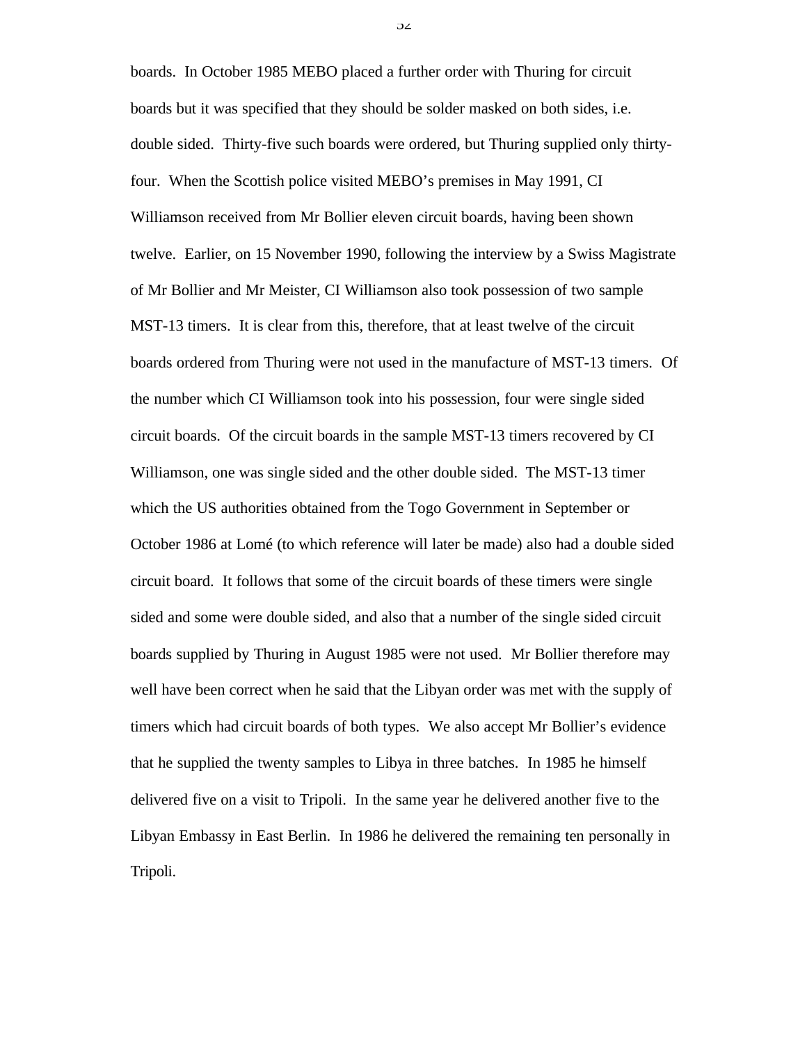boards. In October 1985 MEBO placed a further order with Thuring for circuit boards but it was specified that they should be solder masked on both sides, i.e. double sided. Thirty-five such boards were ordered, but Thuring supplied only thirty-four. When the Scottish police visited MEBO's premises in May 1991, CI Williamson received from Mr Bollier eleven circuit boards, having been shown twelve. Earlier, on 15 November 1990, following the interview by a Swiss Magistrate of Mr Bollier and Mr Meister, CI Williamson also took possession of two sample MST-13 timers. It is clear from this, therefore, that at least twelve of the circuit boards ordered from Thuring were not used in the manufacture of MST-13 timers. Of the number which CI Williamson took into his possession, four were single sided circuit boards. Of the circuit boards in the sample MST-13 timers recovered by CI Williamson, one was single sided and the other double sided. The MST-13 timer which the US authorities obtained from the Togo Government in September or October 1986 at Lomé (to which reference will later be made) also had a double sided circuit board. It follows that some of the circuit boards of these timers were single sided and some were double sided, and also that a number of the single sided circuit boards supplied by Thuring in August 1985 were not used. Mr Bollier therefore may well have been correct when he said that the Libyan order was met with the supply of timers which had circuit boards of both types. We also accept Mr Bollier's evidence that he supplied the twenty samples to Libya in three batches. In 1985 he himself delivered five on a visit to Tripoli. In the same year he delivered another five to the Libyan Embassy in East Berlin. In 1986 he delivered the remaining ten personally in Tripoli.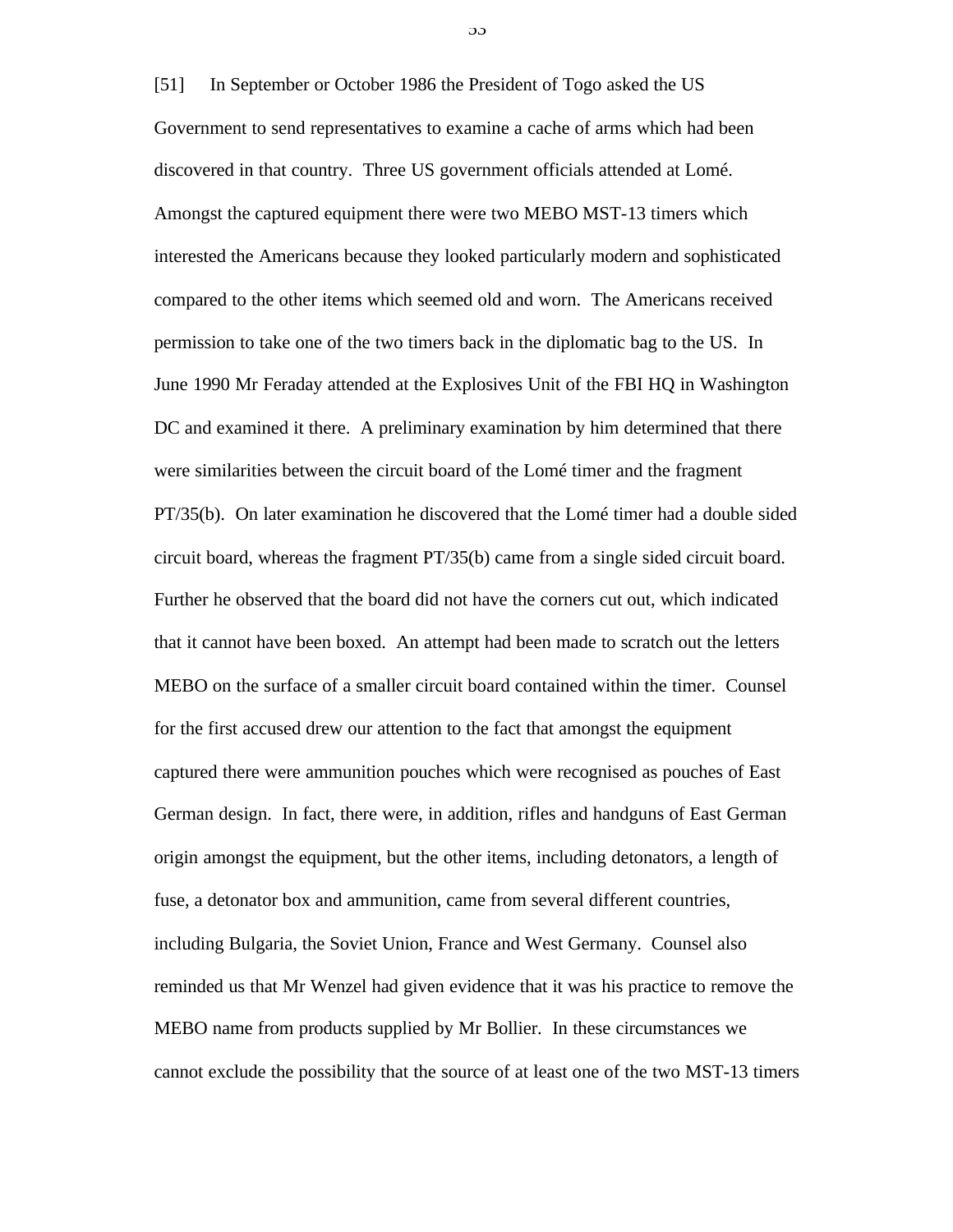[51] In September or October 1986 the President of Togo asked the US Government to send representatives to examine a cache of arms which had been discovered in that country. Three US government officials attended at Lomé. Amongst the captured equipment there were two MEBO MST-13 timers which interested the Americans because they looked particularly modern and sophisticated compared to the other items which seemed old and worn. The Americans received permission to take one of the two timers back in the diplomatic bag to the US. In June 1990 Mr Feraday attended at the Explosives Unit of the FBI HQ in Washington DC and examined it there. A preliminary examination by him determined that there were similarities between the circuit board of the Lomé timer and the fragment PT/35(b). On later examination he discovered that the Lomé timer had a double sided circuit board, whereas the fragment PT/35(b) came from a single sided circuit board. Further he observed that the board did not have the corners cut out, which indicated that it cannot have been boxed. An attempt had been made to scratch out the letters MEBO on the surface of a smaller circuit board contained within the timer. Counsel for the first accused drew our attention to the fact that amongst the equipment captured there were ammunition pouches which were recognised as pouches of East German design. In fact, there were, in addition, rifles and handguns of East German origin amongst the equipment, but the other items, including detonators, a length of fuse, a detonator box and ammunition, came from several different countries, including Bulgaria, the Soviet Union, France and West Germany. Counsel also reminded us that Mr Wenzel had given evidence that it was his practice to remove the MEBO name from products supplied by Mr Bollier. In these circumstances we cannot exclude the possibility that the source of at least one of the two MST-13 timers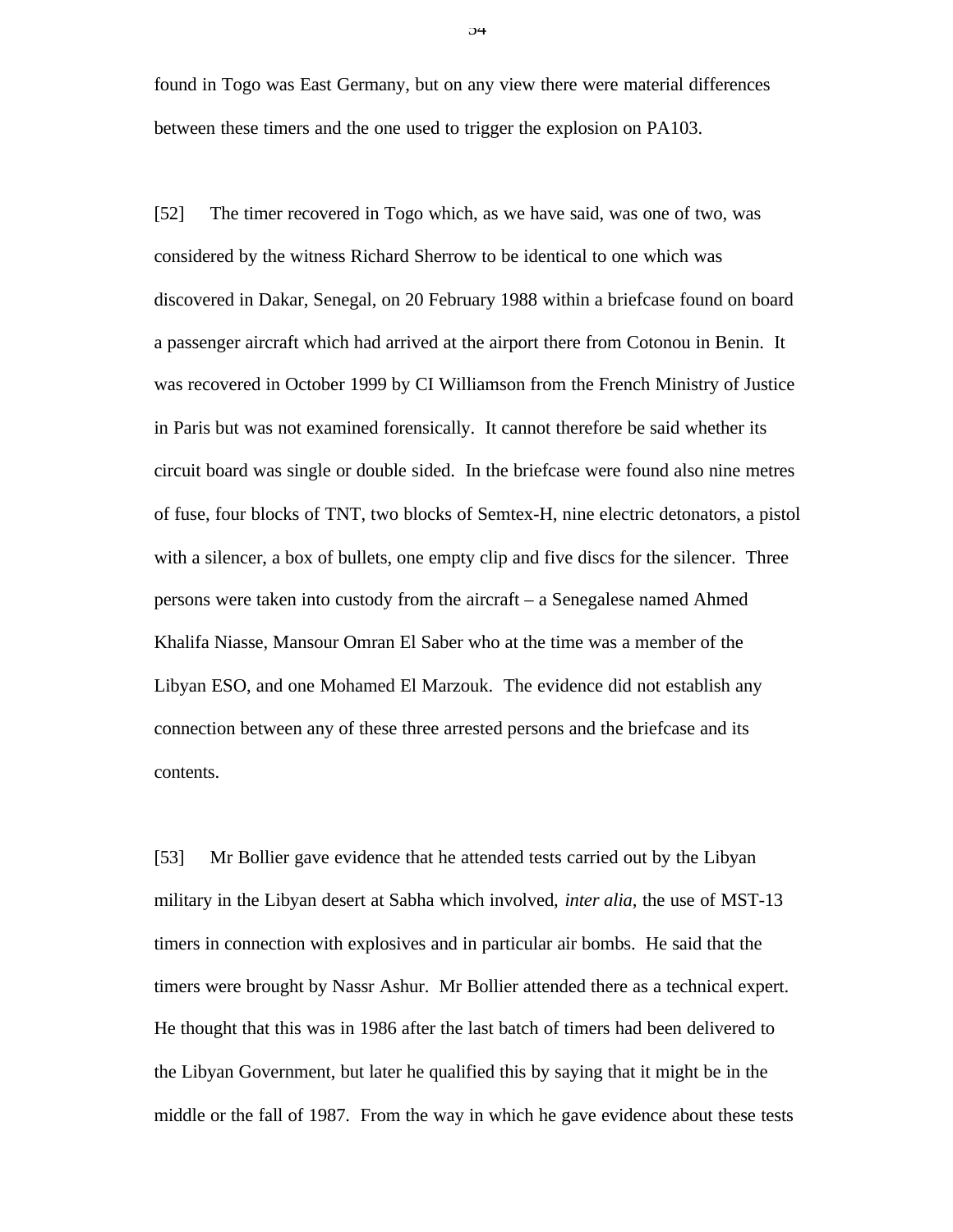found in Togo was East Germany, but on any view there were material differences between these timers and the one used to trigger the explosion on PA103.

[52] The timer recovered in Togo which, as we have said, was one of two, was considered by the witness Richard Sherrow to be identical to one which was discovered in Dakar, Senegal, on 20 February 1988 within a briefcase found on board a passenger aircraft which had arrived at the airport there from Cotonou in Benin. It was recovered in October 1999 by CI Williamson from the French Ministry of Justice in Paris but was not examined forensically. It cannot therefore be said whether its circuit board was single or double sided. In the briefcase were found also nine metres of fuse, four blocks of TNT, two blocks of Semtex-H, nine electric detonators, a pistol with a silencer, a box of bullets, one empty clip and five discs for the silencer. Three persons were taken into custody from the aircraft – a Senegalese named Ahmed Khalifa Niasse, Mansour Omran El Saber who at the time was a member of the Libyan ESO, and one Mohamed El Marzouk. The evidence did not establish any connection between any of these three arrested persons and the briefcase and its contents.

[53] Mr Bollier gave evidence that he attended tests carried out by the Libyan military in the Libyan desert at Sabha which involved, *inter alia*, the use of MST-13 timers in connection with explosives and in particular air bombs. He said that the timers were brought by Nassr Ashur. Mr Bollier attended there as a technical expert. He thought that this was in 1986 after the last batch of timers had been delivered to the Libyan Government, but later he qualified this by saying that it might be in the middle or the fall of 1987. From the way in which he gave evidence about these tests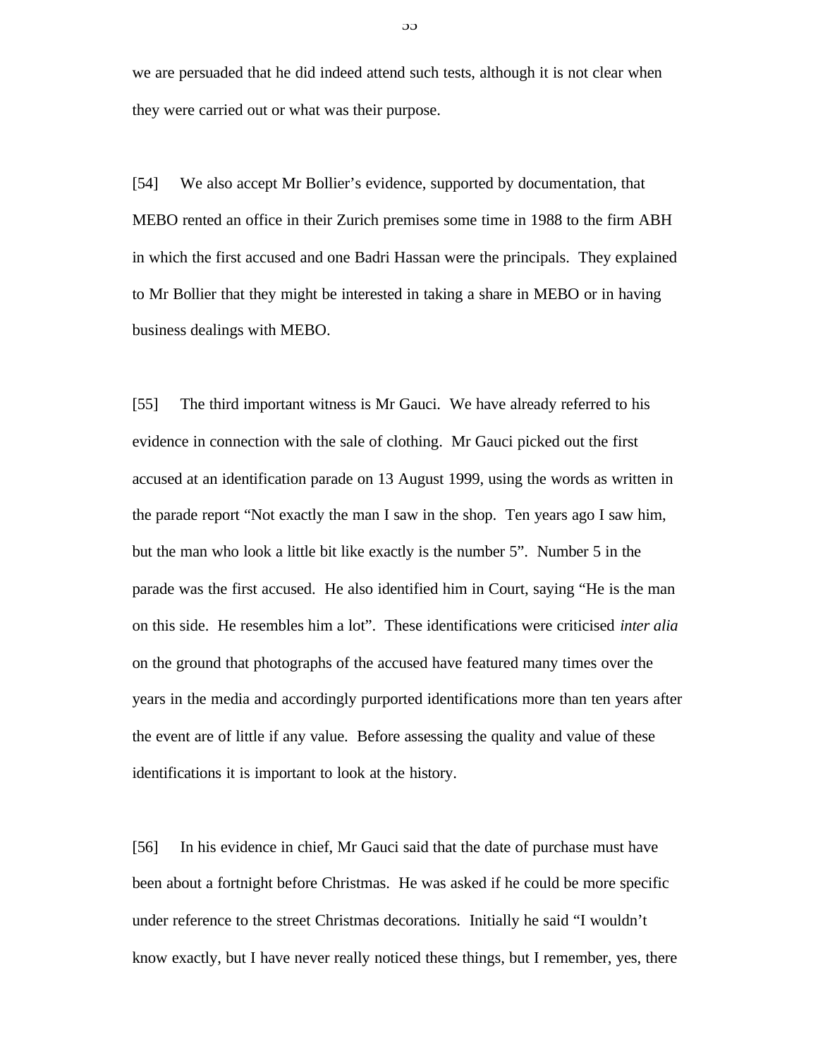we are persuaded that he did indeed attend such tests, although it is not clear when they were carried out or what was their purpose.

[54] We also accept Mr Bollier's evidence, supported by documentation, that MEBO rented an office in their Zurich premises some time in 1988 to the firm ABH in which the first accused and one Badri Hassan were the principals. They explained to Mr Bollier that they might be interested in taking a share in MEBO or in having business dealings with MEBO.

[55] The third important witness is Mr Gauci. We have already referred to his evidence in connection with the sale of clothing. Mr Gauci picked out the first accused at an identification parade on 13 August 1999, using the words as written in the parade report "Not exactly the man I saw in the shop. Ten years ago I saw him, but the man who look a little bit like exactly is the number 5". Number 5 in the parade was the first accused. He also identified him in Court, saying "He is the man on this side. He resembles him a lot". These identifications were criticised *inter alia* on the ground that photographs of the accused have featured many times over the years in the media and accordingly purported identifications more than ten years after the event are of little if any value. Before assessing the quality and value of these identifications it is important to look at the history.

[56] In his evidence in chief, Mr Gauci said that the date of purchase must have been about a fortnight before Christmas. He was asked if he could be more specific under reference to the street Christmas decorations. Initially he said "I wouldn't know exactly, but I have never really noticed these things, but I remember, yes, there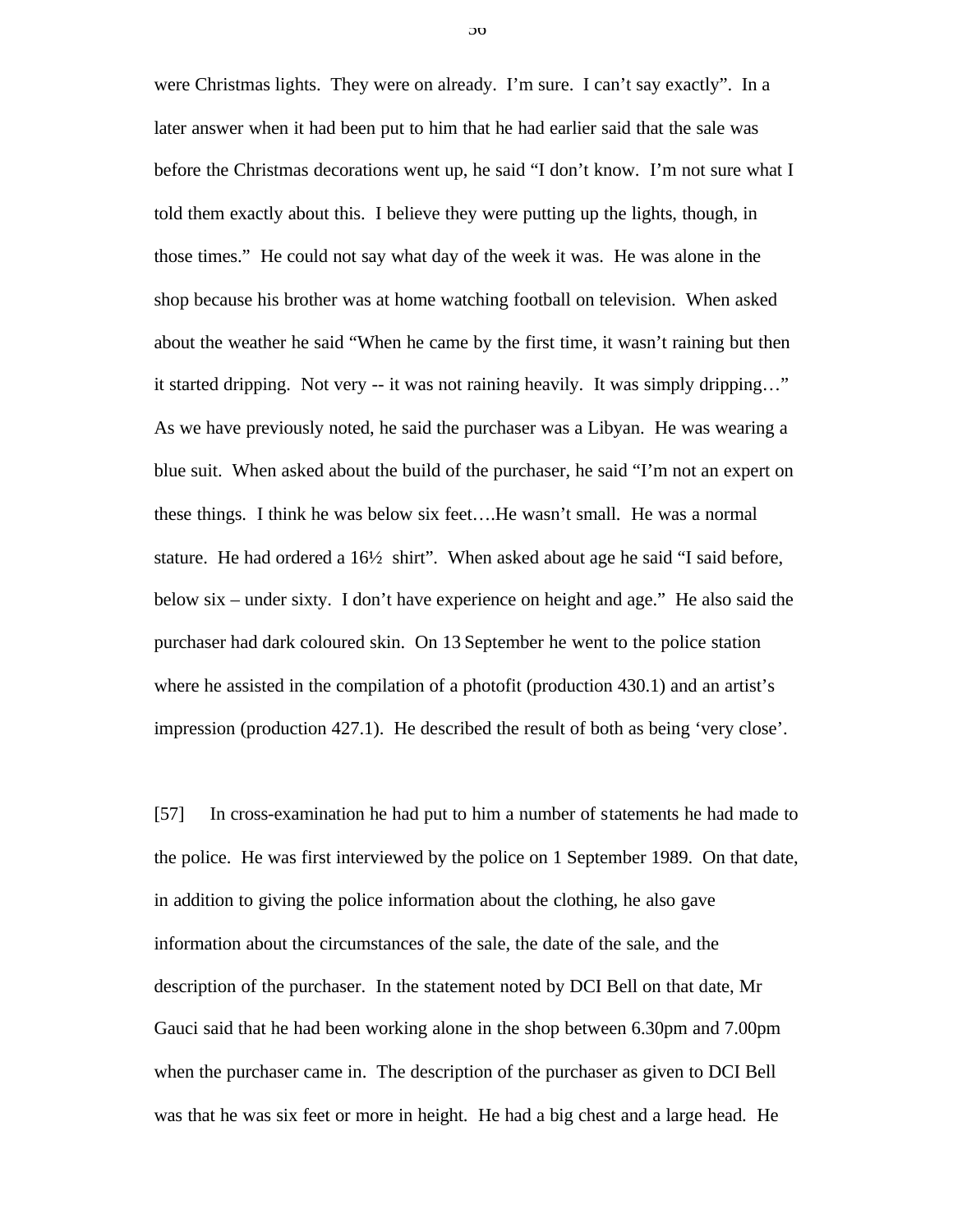were Christmas lights. They were on already. I'm sure. I can't say exactly". In a later answer when it had been put to him that he had earlier said that the sale was before the Christmas decorations went up, he said "I don't know. I'm not sure what I told them exactly about this. I believe they were putting up the lights, though, in those times." He could not say what day of the week it was. He was alone in the shop because his brother was at home watching football on television. When asked about the weather he said "When he came by the first time, it wasn't raining but then it started dripping. Not very -- it was not raining heavily. It was simply dripping…" As we have previously noted, he said the purchaser was a Libyan. He was wearing a blue suit. When asked about the build of the purchaser, he said "I'm not an expert on these things. I think he was below six feet….He wasn't small. He was a normal stature. He had ordered a 16½ shirt". When asked about age he said "I said before, below six – under sixty. I don't have experience on height and age." He also said the purchaser had dark coloured skin. On 13 September he went to the police station where he assisted in the compilation of a photofit (production 430.1) and an artist's impression (production 427.1). He described the result of both as being 'very close'.

[57] In cross-examination he had put to him a number of statements he had made to the police. He was first interviewed by the police on 1 September 1989. On that date, in addition to giving the police information about the clothing, he also gave information about the circumstances of the sale, the date of the sale, and the description of the purchaser. In the statement noted by DCI Bell on that date, Mr Gauci said that he had been working alone in the shop between 6.30pm and 7.00pm when the purchaser came in. The description of the purchaser as given to DCI Bell was that he was six feet or more in height. He had a big chest and a large head. He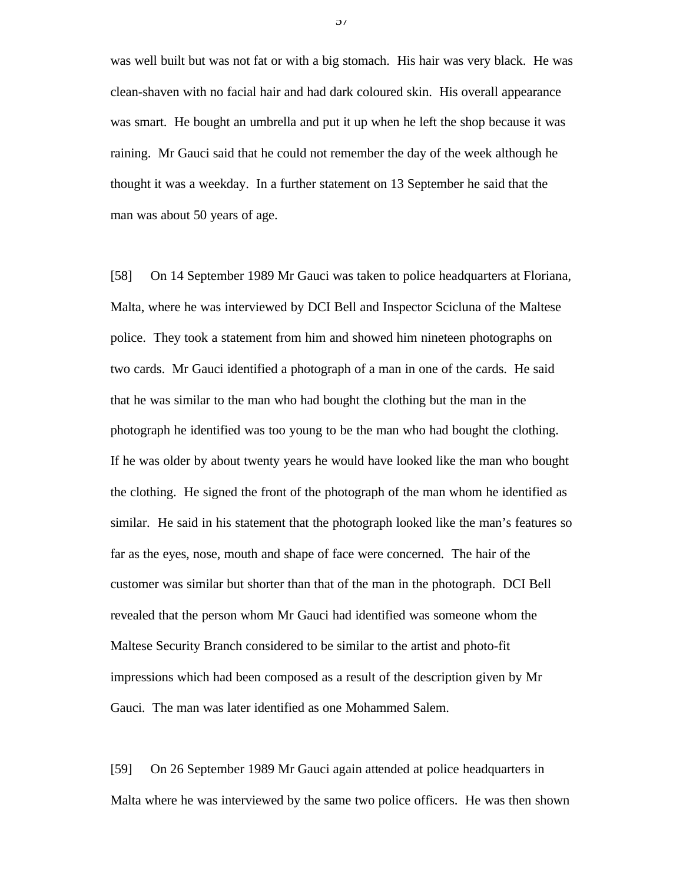was well built but was not fat or with a big stomach. His hair was very black. He was clean-shaven with no facial hair and had dark coloured skin. His overall appearance was smart. He bought an umbrella and put it up when he left the shop because it was raining. Mr Gauci said that he could not remember the day of the week although he thought it was a weekday. In a further statement on 13 September he said that the man was about 50 years of age.

[58] On 14 September 1989 Mr Gauci was taken to police headquarters at Floriana, Malta, where he was interviewed by DCI Bell and Inspector Scicluna of the Maltese police. They took a statement from him and showed him nineteen photographs on two cards. Mr Gauci identified a photograph of a man in one of the cards. He said that he was similar to the man who had bought the clothing but the man in the photograph he identified was too young to be the man who had bought the clothing. If he was older by about twenty years he would have looked like the man who bought the clothing. He signed the front of the photograph of the man whom he identified as similar. He said in his statement that the photograph looked like the man's features so far as the eyes, nose, mouth and shape of face were concerned. The hair of the customer was similar but shorter than that of the man in the photograph. DCI Bell revealed that the person whom Mr Gauci had identified was someone whom the Maltese Security Branch considered to be similar to the artist and photo-fit impressions which had been composed as a result of the description given by Mr Gauci. The man was later identified as one Mohammed Salem.

[59] On 26 September 1989 Mr Gauci again attended at police headquarters in Malta where he was interviewed by the same two police officers. He was then shown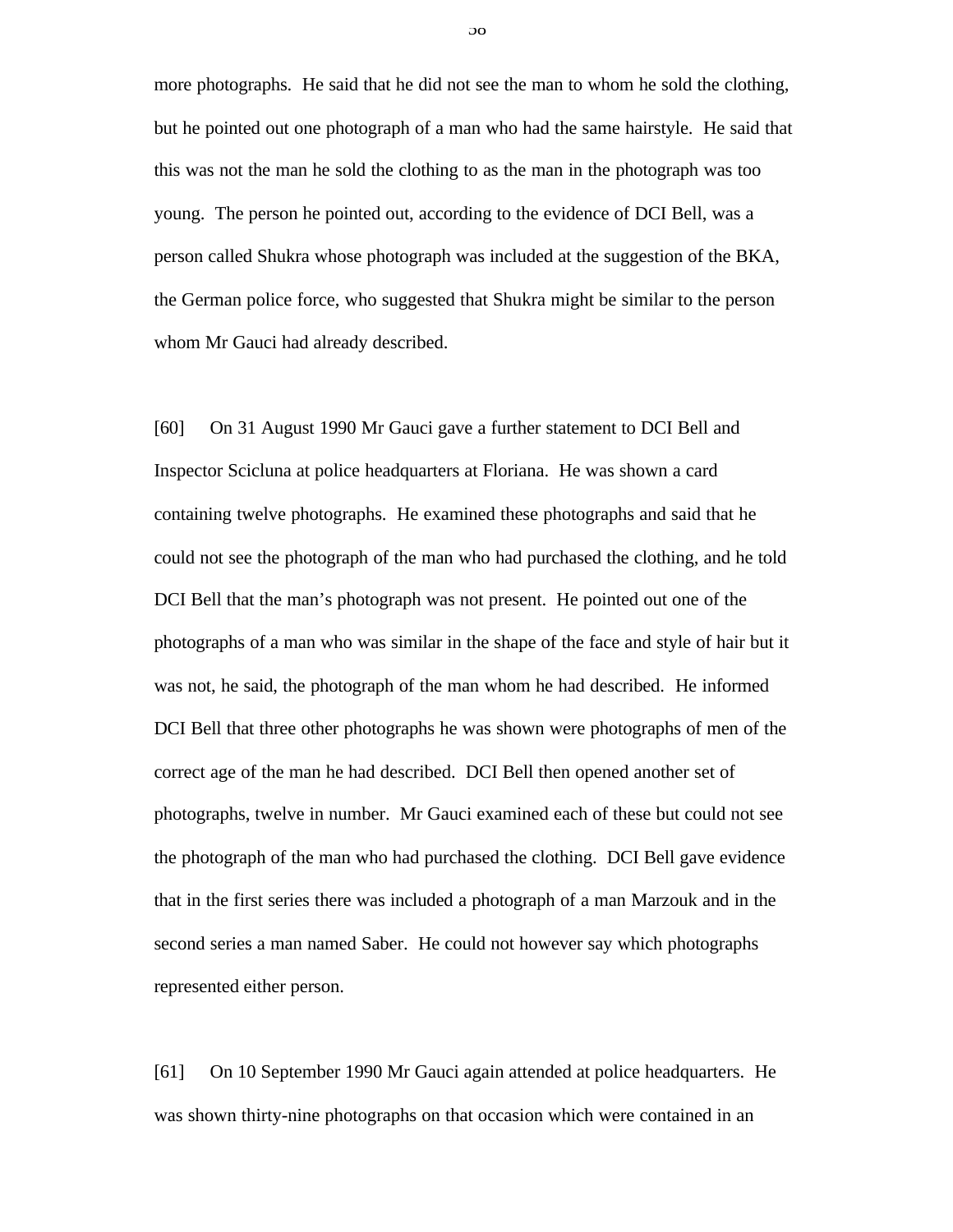more photographs. He said that he did not see the man to whom he sold the clothing, but he pointed out one photograph of a man who had the same hairstyle. He said that this was not the man he sold the clothing to as the man in the photograph was too young. The person he pointed out, according to the evidence of DCI Bell, was a person called Shukra whose photograph was included at the suggestion of the BKA, the German police force, who suggested that Shukra might be similar to the person whom Mr Gauci had already described.

[60] On 31 August 1990 Mr Gauci gave a further statement to DCI Bell and Inspector Scicluna at police headquarters at Floriana. He was shown a card containing twelve photographs. He examined these photographs and said that he could not see the photograph of the man who had purchased the clothing, and he told DCI Bell that the man's photograph was not present. He pointed out one of the photographs of a man who was similar in the shape of the face and style of hair but it was not, he said, the photograph of the man whom he had described. He informed DCI Bell that three other photographs he was shown were photographs of men of the correct age of the man he had described. DCI Bell then opened another set of photographs, twelve in number. Mr Gauci examined each of these but could not see the photograph of the man who had purchased the clothing. DCI Bell gave evidence that in the first series there was included a photograph of a man Marzouk and in the second series a man named Saber. He could not however say which photographs represented either person.

[61] On 10 September 1990 Mr Gauci again attended at police headquarters. He was shown thirty-nine photographs on that occasion which were contained in an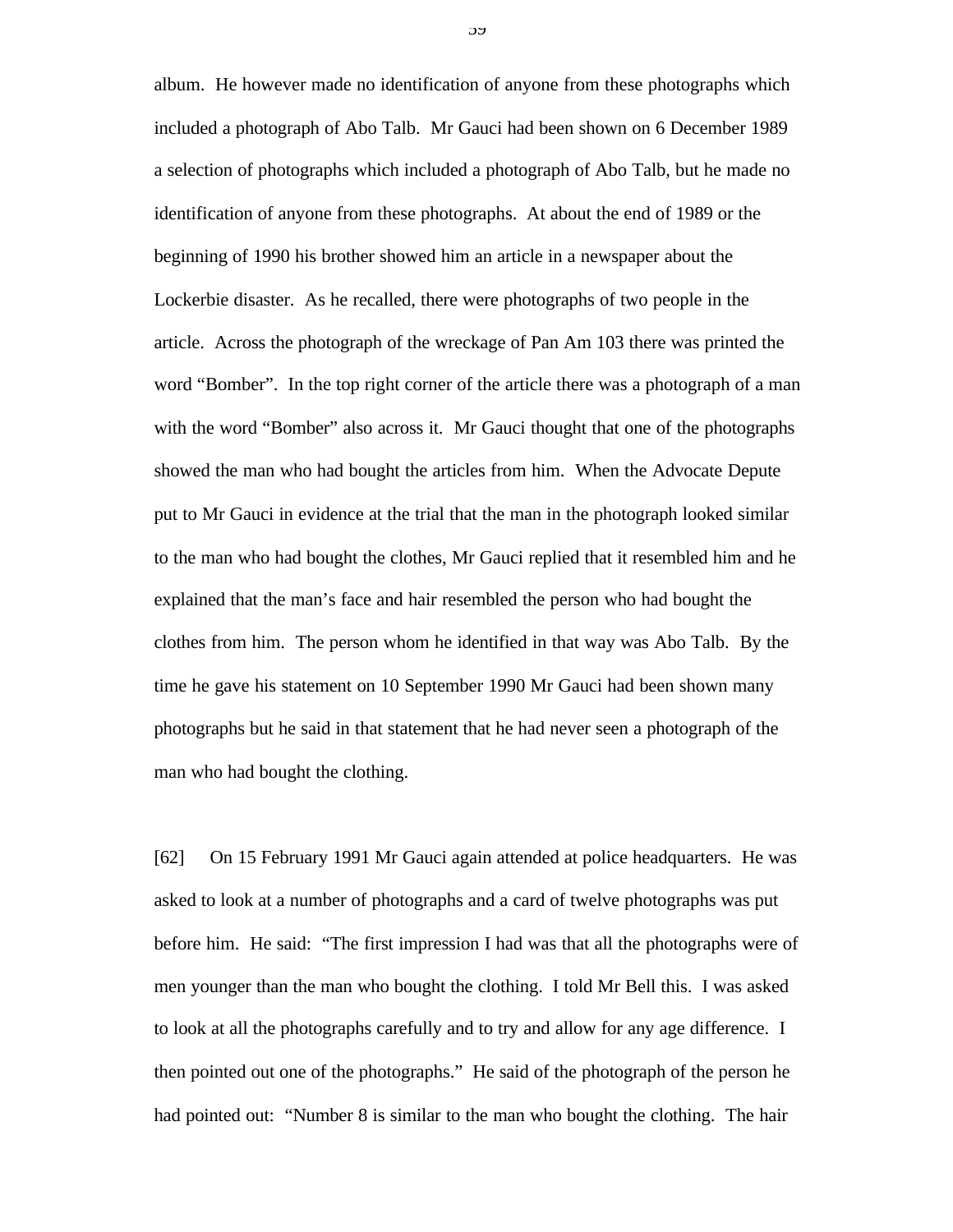album. He however made no identification of anyone from these photographs which included a photograph of Abo Talb. Mr Gauci had been shown on 6 December 1989 a selection of photographs which included a photograph of Abo Talb, but he made no identification of anyone from these photographs. At about the end of 1989 or the beginning of 1990 his brother showed him an article in a newspaper about the Lockerbie disaster. As he recalled, there were photographs of two people in the article. Across the photograph of the wreckage of Pan Am 103 there was printed the word "Bomber". In the top right corner of the article there was a photograph of a man with the word "Bomber" also across it. Mr Gauci thought that one of the photographs showed the man who had bought the articles from him. When the Advocate Depute put to Mr Gauci in evidence at the trial that the man in the photograph looked similar to the man who had bought the clothes, Mr Gauci replied that it resembled him and he explained that the man's face and hair resembled the person who had bought the clothes from him. The person whom he identified in that way was Abo Talb. By the time he gave his statement on 10 September 1990 Mr Gauci had been shown many photographs but he said in that statement that he had never seen a photograph of the man who had bought the clothing.

[62] On 15 February 1991 Mr Gauci again attended at police headquarters. He was asked to look at a number of photographs and a card of twelve photographs was put before him. He said: "The first impression I had was that all the photographs were of men younger than the man who bought the clothing. I told Mr Bell this. I was asked to look at all the photographs carefully and to try and allow for any age difference. I then pointed out one of the photographs." He said of the photograph of the person he had pointed out: "Number 8 is similar to the man who bought the clothing. The hair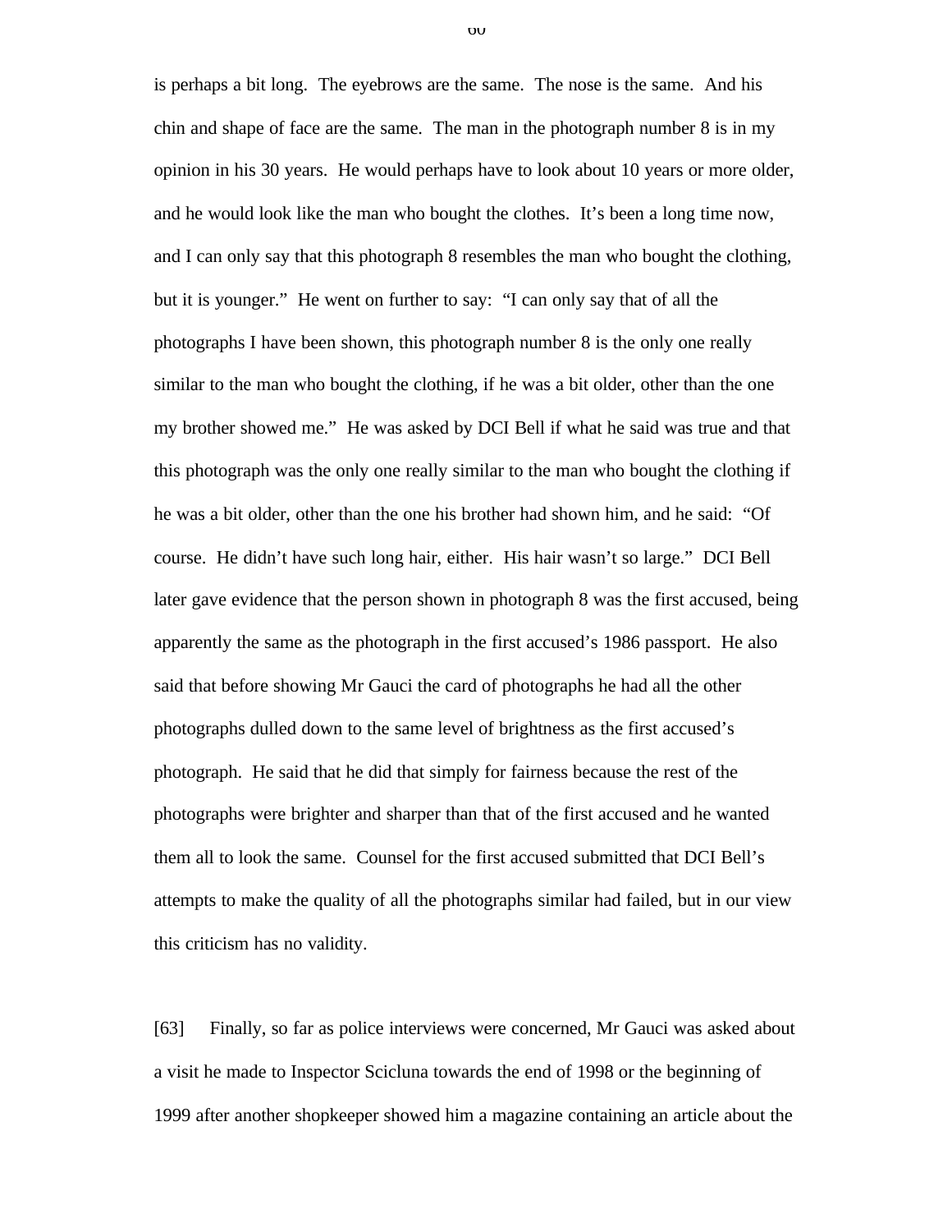is perhaps a bit long. The eyebrows are the same. The nose is the same. And his chin and shape of face are the same. The man in the photograph number 8 is in my opinion in his 30 years. He would perhaps have to look about 10 years or more older, and he would look like the man who bought the clothes. It's been a long time now, and I can only say that this photograph 8 resembles the man who bought the clothing, but it is younger." He went on further to say: "I can only say that of all the photographs I have been shown, this photograph number 8 is the only one really similar to the man who bought the clothing, if he was a bit older, other than the one my brother showed me." He was asked by DCI Bell if what he said was true and that this photograph was the only one really similar to the man who bought the clothing if he was a bit older, other than the one his brother had shown him, and he said: "Of course. He didn't have such long hair, either. His hair wasn't so large." DCI Bell later gave evidence that the person shown in photograph 8 was the first accused, being apparently the same as the photograph in the first accused's 1986 passport. He also said that before showing Mr Gauci the card of photographs he had all the other photographs dulled down to the same level of brightness as the first accused's photograph. He said that he did that simply for fairness because the rest of the photographs were brighter and sharper than that of the first accused and he wanted them all to look the same. Counsel for the first accused submitted that DCI Bell's attempts to make the quality of all the photographs similar had failed, but in our view this criticism has no validity.

[63] Finally, so far as police interviews were concerned, Mr Gauci was asked about a visit he made to Inspector Scicluna towards the end of 1998 or the beginning of 1999 after another shopkeeper showed him a magazine containing an article about the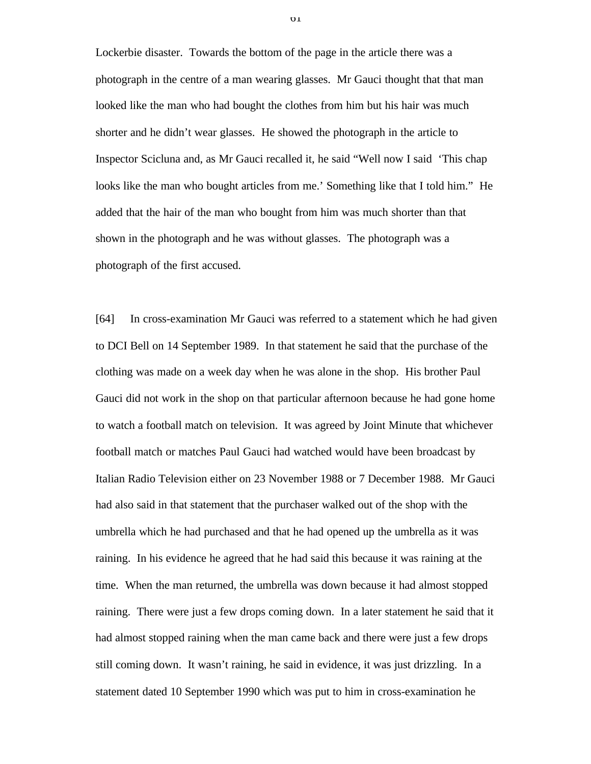Lockerbie disaster. Towards the bottom of the page in the article there was a photograph in the centre of a man wearing glasses. Mr Gauci thought that that man looked like the man who had bought the clothes from him but his hair was much shorter and he didn't wear glasses. He showed the photograph in the article to Inspector Scicluna and, as Mr Gauci recalled it, he said "Well now I said 'This chap looks like the man who bought articles from me.' Something like that I told him." He added that the hair of the man who bought from him was much shorter than that shown in the photograph and he was without glasses. The photograph was a photograph of the first accused.

[64] In cross-examination Mr Gauci was referred to a statement which he had given to DCI Bell on 14 September 1989. In that statement he said that the purchase of the clothing was made on a week day when he was alone in the shop. His brother Paul Gauci did not work in the shop on that particular afternoon because he had gone home to watch a football match on television. It was agreed by Joint Minute that whichever football match or matches Paul Gauci had watched would have been broadcast by Italian Radio Television either on 23 November 1988 or 7 December 1988. Mr Gauci had also said in that statement that the purchaser walked out of the shop with the umbrella which he had purchased and that he had opened up the umbrella as it was raining. In his evidence he agreed that he had said this because it was raining at the time. When the man returned, the umbrella was down because it had almost stopped raining. There were just a few drops coming down. In a later statement he said that it had almost stopped raining when the man came back and there were just a few drops still coming down. It wasn't raining, he said in evidence, it was just drizzling. In a statement dated 10 September 1990 which was put to him in cross-examination he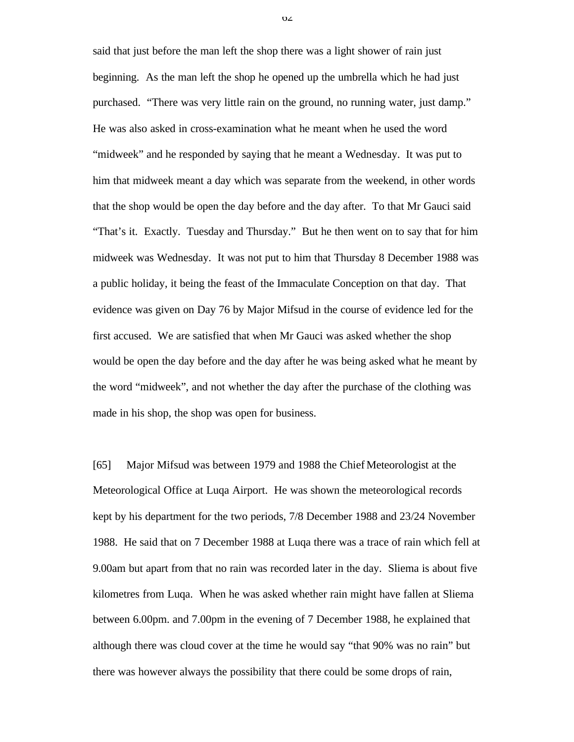said that just before the man left the shop there was a light shower of rain just beginning. As the man left the shop he opened up the umbrella which he had just purchased. "There was very little rain on the ground, no running water, just damp." He was also asked in cross-examination what he meant when he used the word "midweek" and he responded by saying that he meant a Wednesday. It was put to him that midweek meant a day which was separate from the weekend, in other words that the shop would be open the day before and the day after. To that Mr Gauci said "That's it. Exactly. Tuesday and Thursday." But he then went on to say that for him midweek was Wednesday. It was not put to him that Thursday 8 December 1988 was a public holiday, it being the feast of the Immaculate Conception on that day. That evidence was given on Day 76 by Major Mifsud in the course of evidence led for the first accused. We are satisfied that when Mr Gauci was asked whether the shop would be open the day before and the day after he was being asked what he meant by the word "midweek", and not whether the day after the purchase of the clothing was made in his shop, the shop was open for business.

[65] Major Mifsud was between 1979 and 1988 the Chief Meteorologist at the Meteorological Office at Luqa Airport. He was shown the meteorological records kept by his department for the two periods, 7/8 December 1988 and 23/24 November 1988. He said that on 7 December 1988 at Luqa there was a trace of rain which fell at 9.00am but apart from that no rain was recorded later in the day. Sliema is about five kilometres from Luqa. When he was asked whether rain might have fallen at Sliema between 6.00pm. and 7.00pm in the evening of 7 December 1988, he explained that although there was cloud cover at the time he would say "that 90% was no rain" but there was however always the possibility that there could be some drops of rain,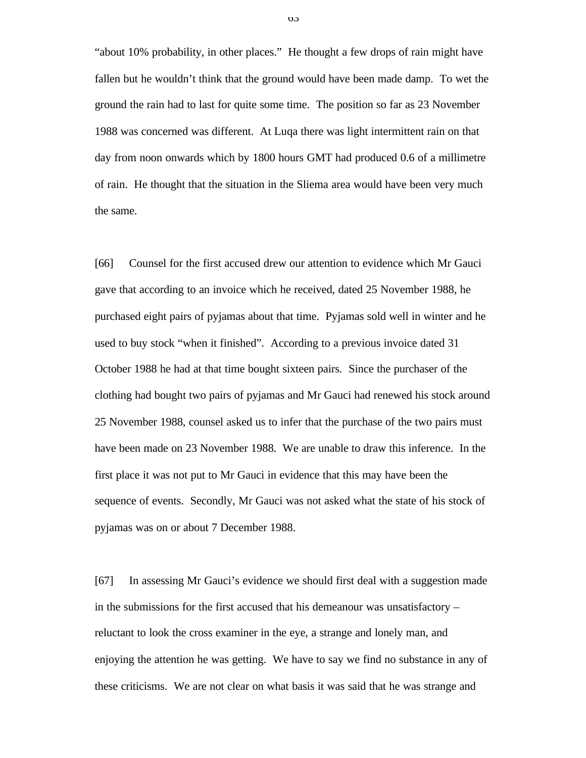"about 10% probability, in other places." He thought a few drops of rain might have fallen but he wouldn't think that the ground would have been made damp. To wet the ground the rain had to last for quite some time. The position so far as 23 November 1988 was concerned was different. At Luqa there was light intermittent rain on that day from noon onwards which by 1800 hours GMT had produced 0.6 of a millimetre of rain. He thought that the situation in the Sliema area would have been very much the same.

[66] Counsel for the first accused drew our attention to evidence which Mr Gauci gave that according to an invoice which he received, dated 25 November 1988, he purchased eight pairs of pyjamas about that time. Pyjamas sold well in winter and he used to buy stock "when it finished". According to a previous invoice dated 31 October 1988 he had at that time bought sixteen pairs. Since the purchaser of the clothing had bought two pairs of pyjamas and Mr Gauci had renewed his stock around 25 November 1988, counsel asked us to infer that the purchase of the two pairs must have been made on 23 November 1988. We are unable to draw this inference. In the first place it was not put to Mr Gauci in evidence that this may have been the sequence of events. Secondly, Mr Gauci was not asked what the state of his stock of pyjamas was on or about 7 December 1988.

[67] In assessing Mr Gauci's evidence we should first deal with a suggestion made in the submissions for the first accused that his demeanour was unsatisfactory – reluctant to look the cross examiner in the eye, a strange and lonely man, and enjoying the attention he was getting. We have to say we find no substance in any of these criticisms. We are not clear on what basis it was said that he was strange and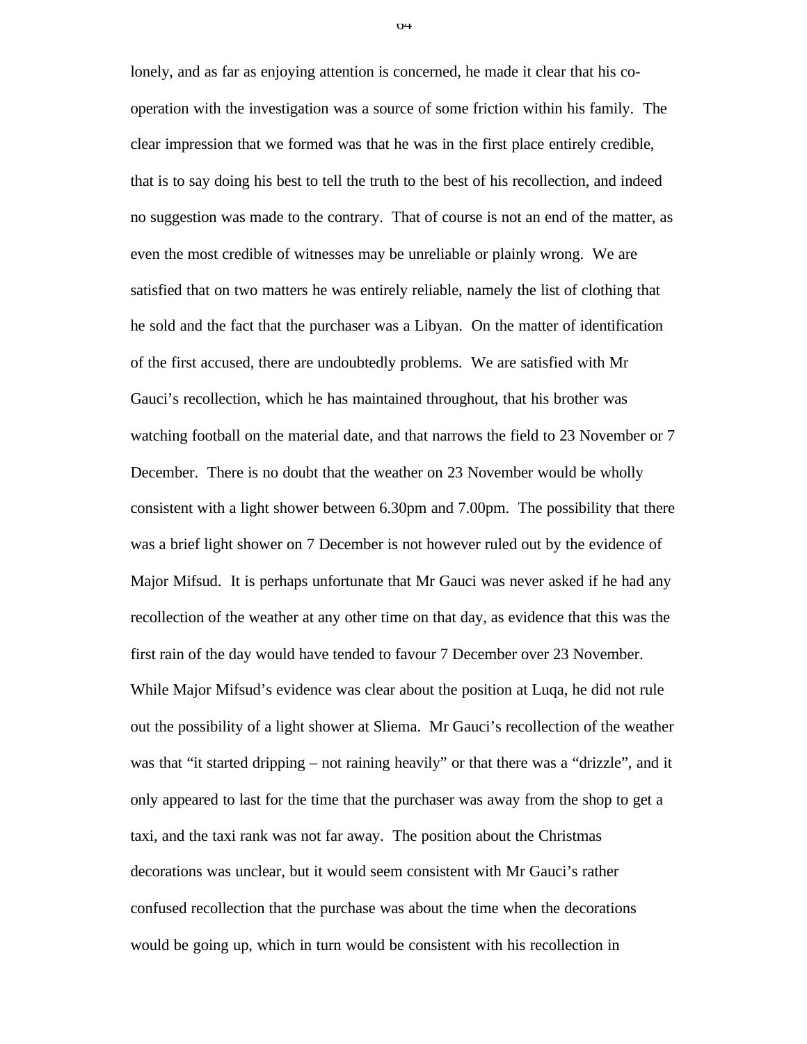lonely, and as far as enjoying attention is concerned, he made it clear that his co-operation with the investigation was a source of some friction within his family. The clear impression that we formed was that he was in the first place entirely credible, that is to say doing his best to tell the truth to the best of his recollection, and indeed no suggestion was made to the contrary. That of course is not an end of the matter, as even the most credible of witnesses may be unreliable or plainly wrong. We are satisfied that on two matters he was entirely reliable, namely the list of clothing that he sold and the fact that the purchaser was a Libyan. On the matter of identification of the first accused, there are undoubtedly problems. We are satisfied with Mr Gauci's recollection, which he has maintained throughout, that his brother was watching football on the material date, and that narrows the field to 23 November or 7 December. There is no doubt that the weather on 23 November would be wholly consistent with a light shower between 6.30pm and 7.00pm. The possibility that there was a brief light shower on 7 December is not however ruled out by the evidence of Major Mifsud. It is perhaps unfortunate that Mr Gauci was never asked if he had any recollection of the weather at any other time on that day, as evidence that this was the first rain of the day would have tended to favour 7 December over 23 November. While Major Mifsud's evidence was clear about the position at Luqa, he did not rule out the possibility of a light shower at Sliema. Mr Gauci's recollection of the weather was that "it started dripping – not raining heavily" or that there was a "drizzle", and it only appeared to last for the time that the purchaser was away from the shop to get a taxi, and the taxi rank was not far away. The position about the Christmas decorations was unclear, but it would seem consistent with Mr Gauci's rather confused recollection that the purchase was about the time when the decorations would be going up, which in turn would be consistent with his recollection in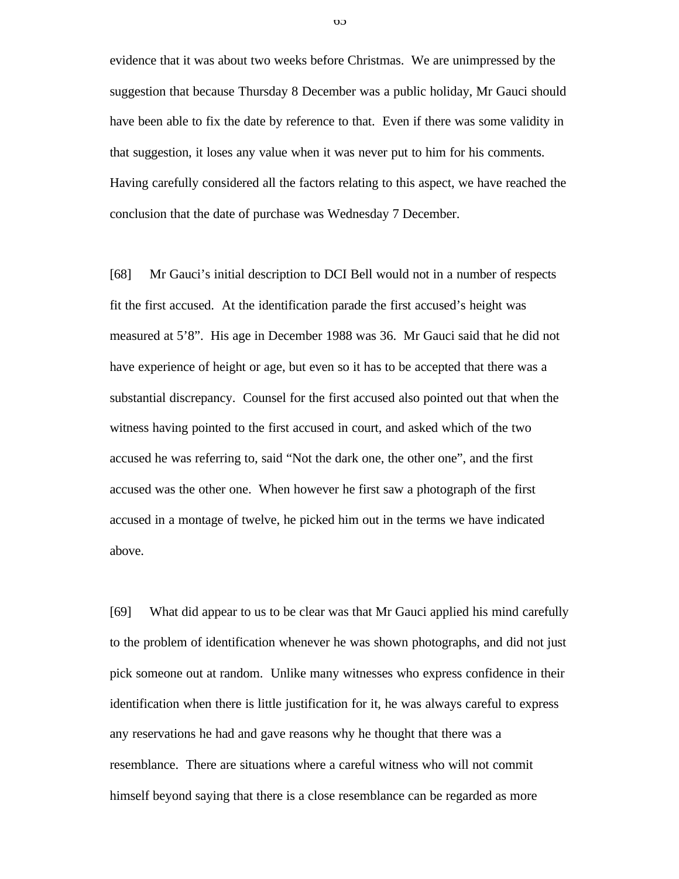evidence that it was about two weeks before Christmas. We are unimpressed by the suggestion that because Thursday 8 December was a public holiday, Mr Gauci should have been able to fix the date by reference to that. Even if there was some validity in that suggestion, it loses any value when it was never put to him for his comments. Having carefully considered all the factors relating to this aspect, we have reached the conclusion that the date of purchase was Wednesday 7 December.

[68] Mr Gauci's initial description to DCI Bell would not in a number of respects fit the first accused. At the identification parade the first accused's height was measured at 5'8". His age in December 1988 was 36. Mr Gauci said that he did not have experience of height or age, but even so it has to be accepted that there was a substantial discrepancy. Counsel for the first accused also pointed out that when the witness having pointed to the first accused in court, and asked which of the two accused he was referring to, said "Not the dark one, the other one", and the first accused was the other one. When however he first saw a photograph of the first accused in a montage of twelve, he picked him out in the terms we have indicated above.

[69] What did appear to us to be clear was that Mr Gauci applied his mind carefully to the problem of identification whenever he was shown photographs, and did not just pick someone out at random. Unlike many witnesses who express confidence in their identification when there is little justification for it, he was always careful to express any reservations he had and gave reasons why he thought that there was a resemblance. There are situations where a careful witness who will not commit himself beyond saying that there is a close resemblance can be regarded as more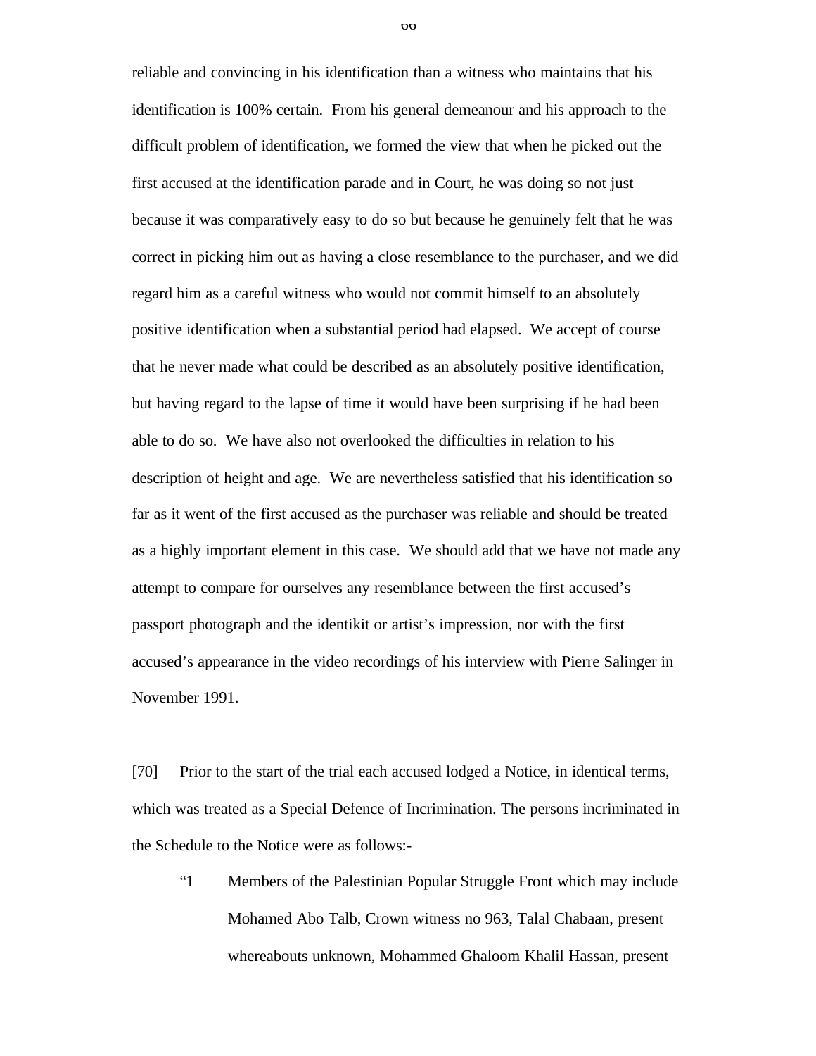reliable and convincing in his identification than a witness who maintains that his identification is 100% certain. From his general demeanour and his approach to the difficult problem of identification, we formed the view that when he picked out the first accused at the identification parade and in Court, he was doing so not just because it was comparatively easy to do so but because he genuinely felt that he was correct in picking him out as having a close resemblance to the purchaser, and we did regard him as a careful witness who would not commit himself to an absolutely positive identification when a substantial period had elapsed. We accept of course that he never made what could be described as an absolutely positive identification, but having regard to the lapse of time it would have been surprising if he had been able to do so. We have also not overlooked the difficulties in relation to his description of height and age. We are nevertheless satisfied that his identification so far as it went of the first accused as the purchaser was reliable and should be treated as a highly important element in this case. We should add that we have not made any attempt to compare for ourselves any resemblance between the first accused's passport photograph and the identikit or artist's impression, nor with the first accused's appearance in the video recordings of his interview with Pierre Salinger in November 1991.

[70] Prior to the start of the trial each accused lodged a Notice, in identical terms, which was treated as a Special Defence of Incrimination. The persons incriminated in the Schedule to the Notice were as follows:-

> "1 Members of the Palestinian Popular Struggle Front which may include Mohamed Abo Talb, Crown witness no 963, Talal Chabaan, present whereabouts unknown, Mohammed Ghaloom Khalil Hassan, present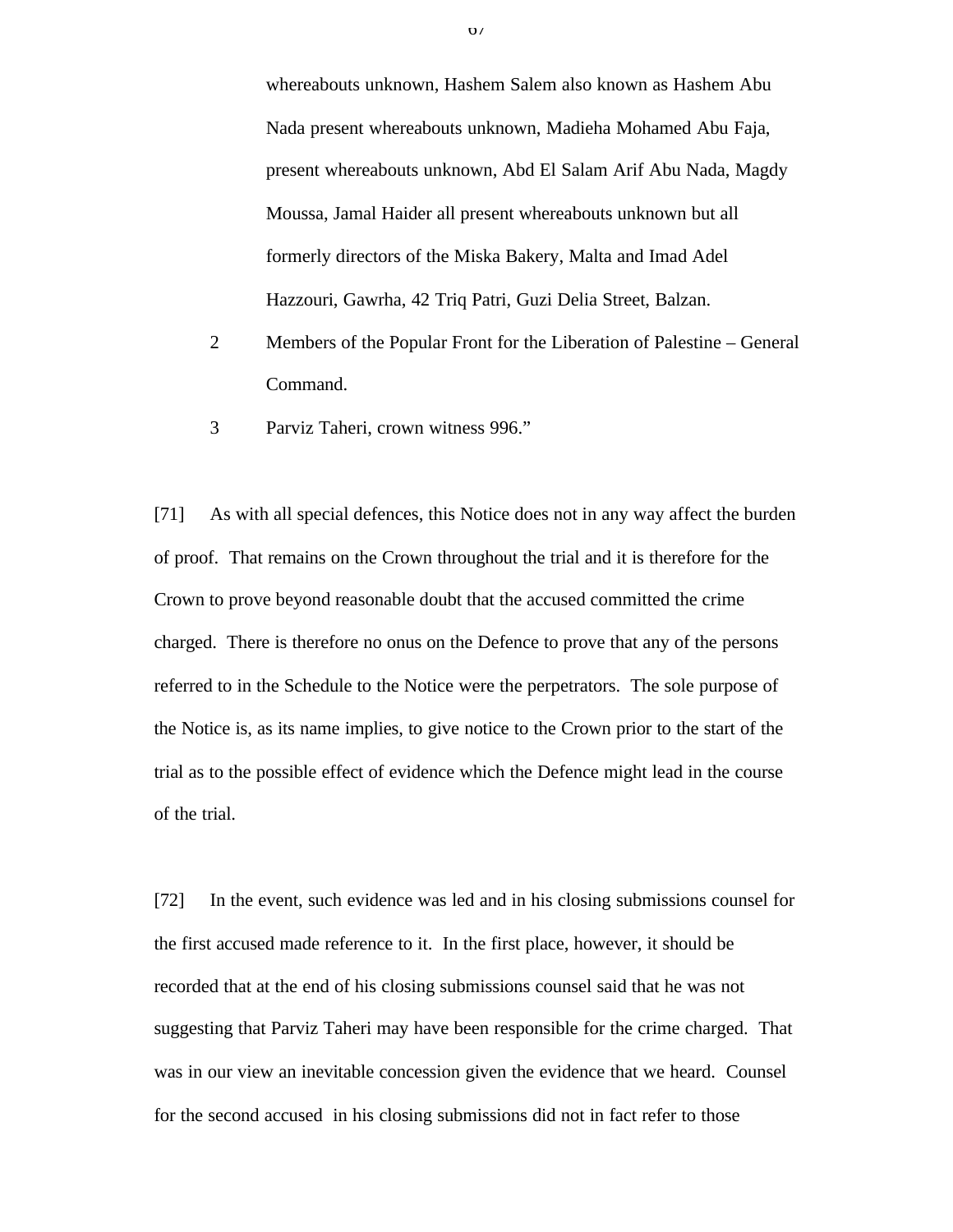whereabouts unknown, Hashem Salem also known as Hashem Abu Nada present whereabouts unknown, Madieha Mohamed Abu Faja, present whereabouts unknown, Abd El Salam Arif Abu Nada, Magdy Moussa, Jamal Haider all present whereabouts unknown but all formerly directors of the Miska Bakery, Malta and Imad Adel Hazzouri, Gawrha, 42 Triq Patri, Guzi Delia Street, Balzan.

2 Members of the Popular Front for the Liberation of Palestine – General Command.

3 Parviz Taheri, crown witness 996."

[71] As with all special defences, this Notice does not in any way affect the burden of proof. That remains on the Crown throughout the trial and it is therefore for the Crown to prove beyond reasonable doubt that the accused committed the crime charged. There is therefore no onus on the Defence to prove that any of the persons referred to in the Schedule to the Notice were the perpetrators. The sole purpose of the Notice is, as its name implies, to give notice to the Crown prior to the start of the trial as to the possible effect of evidence which the Defence might lead in the course of the trial.

[72] In the event, such evidence was led and in his closing submissions counsel for the first accused made reference to it. In the first place, however, it should be recorded that at the end of his closing submissions counsel said that he was not suggesting that Parviz Taheri may have been responsible for the crime charged. That was in our view an inevitable concession given the evidence that we heard. Counsel for the second accused in his closing submissions did not in fact refer to those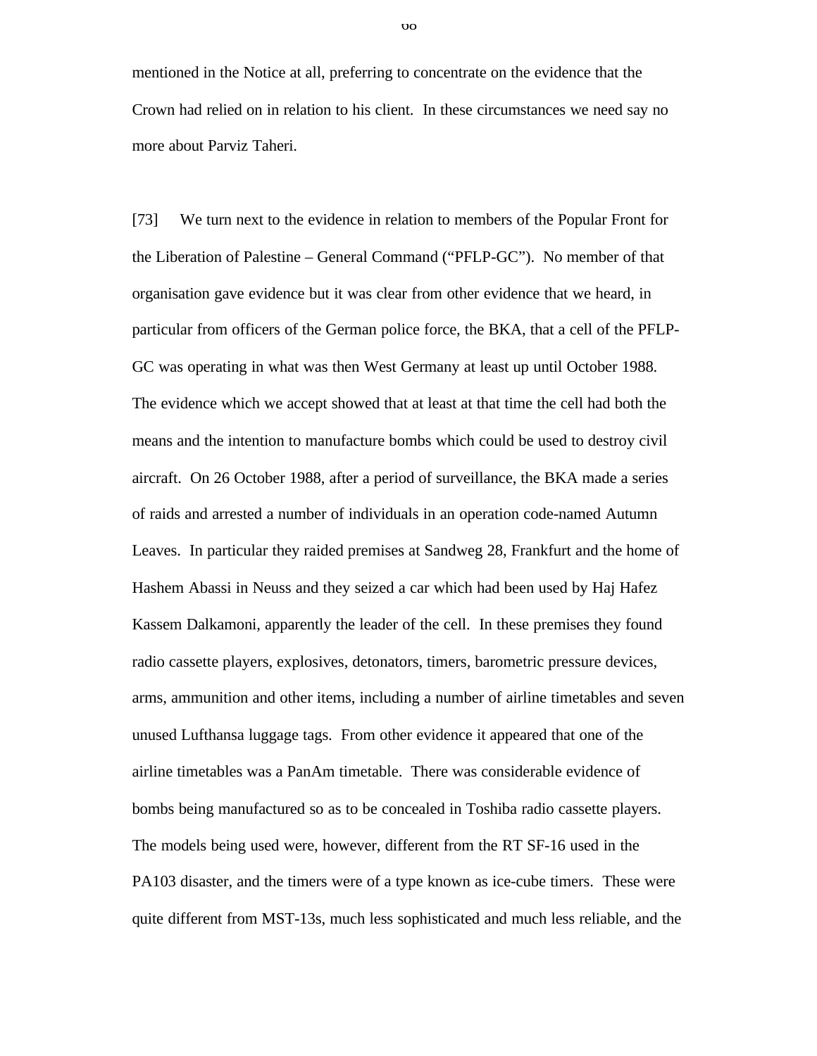mentioned in the Notice at all, preferring to concentrate on the evidence that the Crown had relied on in relation to his client. In these circumstances we need say no more about Parviz Taheri.

[73] We turn next to the evidence in relation to members of the Popular Front for the Liberation of Palestine – General Command ("PFLP-GC"). No member of that organisation gave evidence but it was clear from other evidence that we heard, in particular from officers of the German police force, the BKA, that a cell of the PFLP-GC was operating in what was then West Germany at least up until October 1988. The evidence which we accept showed that at least at that time the cell had both the means and the intention to manufacture bombs which could be used to destroy civil aircraft. On 26 October 1988, after a period of surveillance, the BKA made a series of raids and arrested a number of individuals in an operation code-named Autumn Leaves. In particular they raided premises at Sandweg 28, Frankfurt and the home of Hashem Abassi in Neuss and they seized a car which had been used by Haj Hafez Kassem Dalkamoni, apparently the leader of the cell. In these premises they found radio cassette players, explosives, detonators, timers, barometric pressure devices, arms, ammunition and other items, including a number of airline timetables and seven unused Lufthansa luggage tags. From other evidence it appeared that one of the airline timetables was a PanAm timetable. There was considerable evidence of bombs being manufactured so as to be concealed in Toshiba radio cassette players. The models being used were, however, different from the RT SF-16 used in the PA103 disaster, and the timers were of a type known as ice-cube timers. These were quite different from MST-13s, much less sophisticated and much less reliable, and the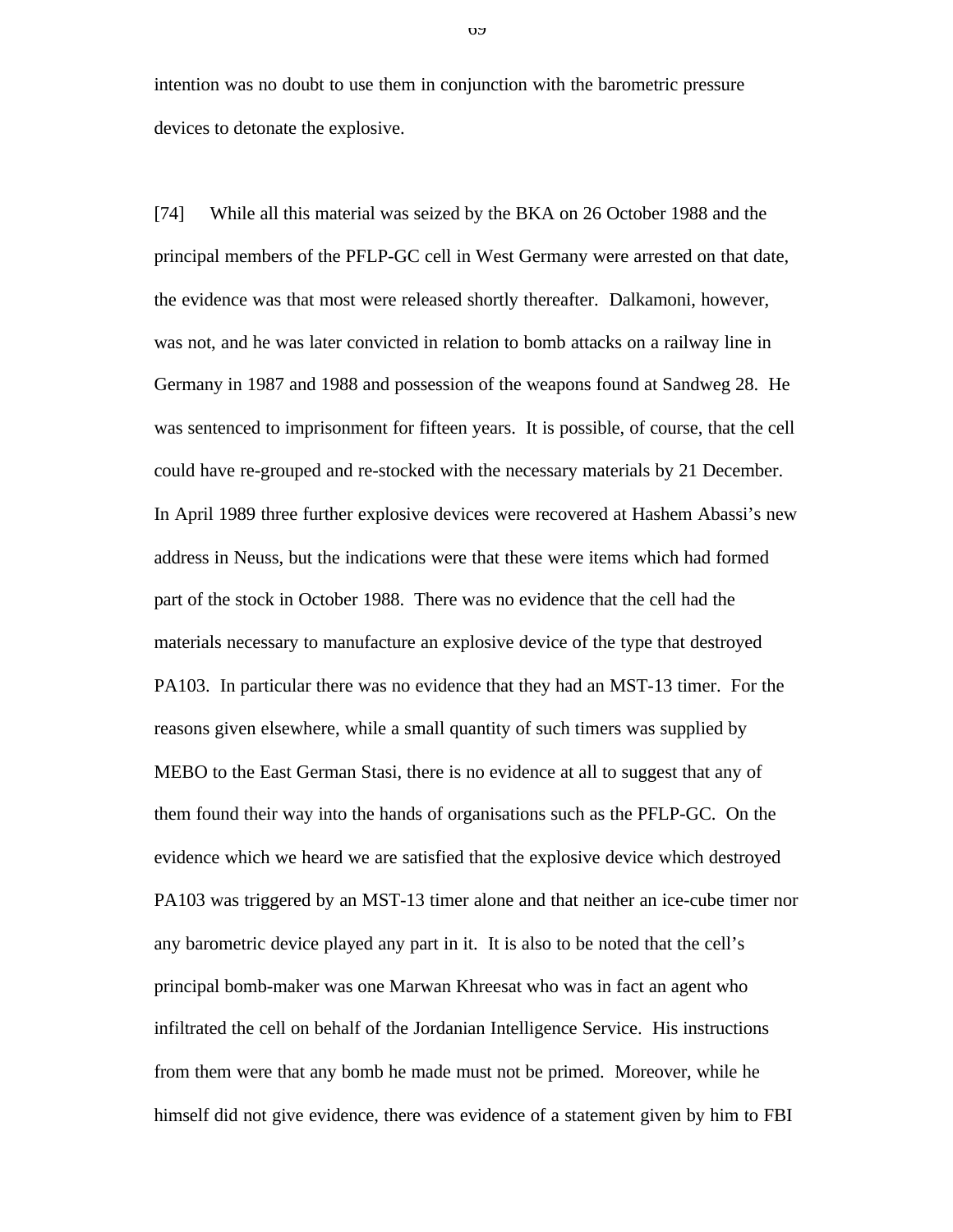intention was no doubt to use them in conjunction with the barometric pressure devices to detonate the explosive.

[74] While all this material was seized by the BKA on 26 October 1988 and the principal members of the PFLP-GC cell in West Germany were arrested on that date, the evidence was that most were released shortly thereafter. Dalkamoni, however, was not, and he was later convicted in relation to bomb attacks on a railway line in Germany in 1987 and 1988 and possession of the weapons found at Sandweg 28. He was sentenced to imprisonment for fifteen years. It is possible, of course, that the cell could have re-grouped and re-stocked with the necessary materials by 21 December. In April 1989 three further explosive devices were recovered at Hashem Abassi's new address in Neuss, but the indications were that these were items which had formed part of the stock in October 1988. There was no evidence that the cell had the materials necessary to manufacture an explosive device of the type that destroyed PA103. In particular there was no evidence that they had an MST-13 timer. For the reasons given elsewhere, while a small quantity of such timers was supplied by MEBO to the East German Stasi, there is no evidence at all to suggest that any of them found their way into the hands of organisations such as the PFLP-GC. On the evidence which we heard we are satisfied that the explosive device which destroyed PA103 was triggered by an MST-13 timer alone and that neither an ice-cube timer nor any barometric device played any part in it. It is also to be noted that the cell's principal bomb-maker was one Marwan Khreesat who was in fact an agent who infiltrated the cell on behalf of the Jordanian Intelligence Service. His instructions from them were that any bomb he made must not be primed. Moreover, while he himself did not give evidence, there was evidence of a statement given by him to FBI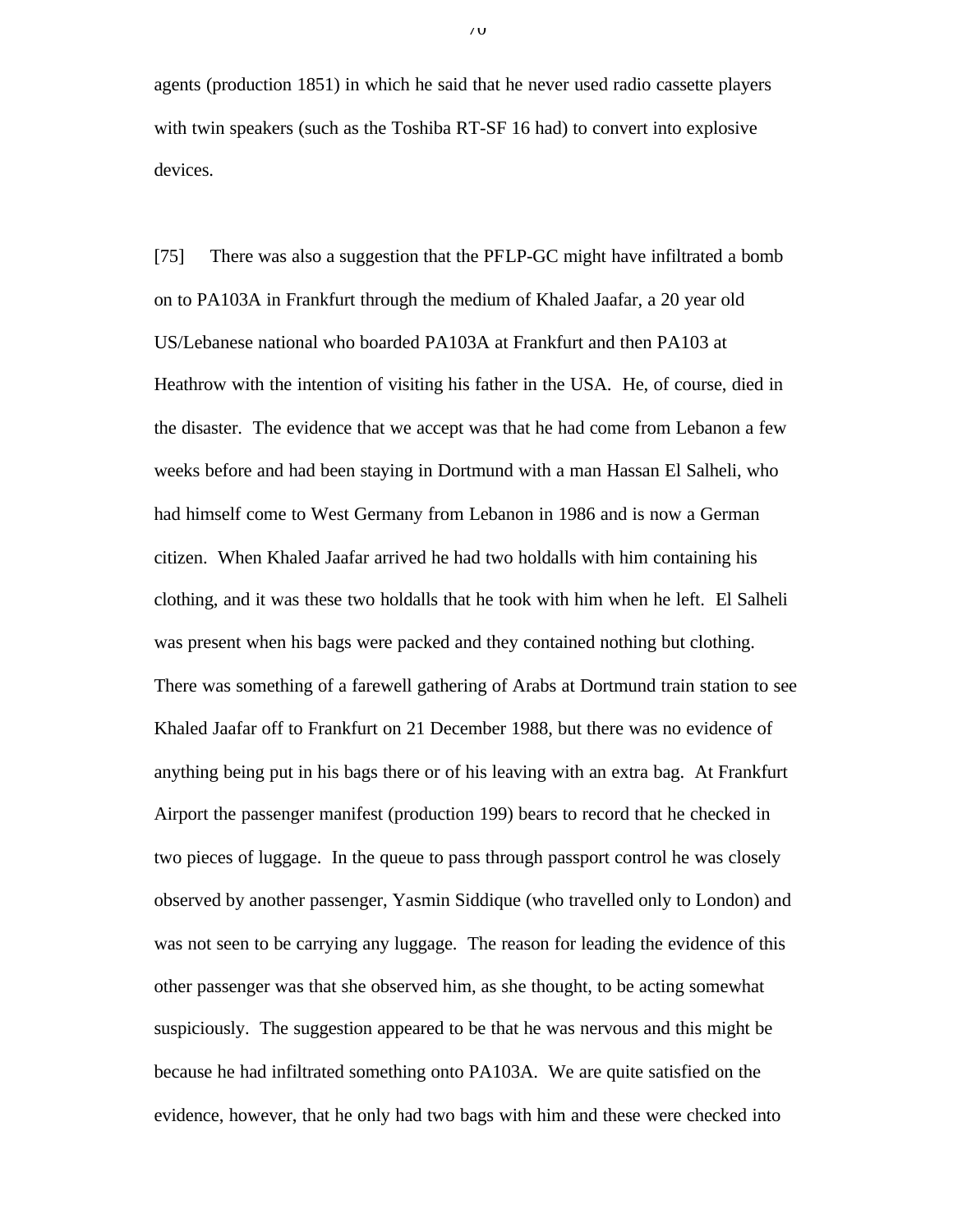agents (production 1851) in which he said that he never used radio cassette players with twin speakers (such as the Toshiba RT-SF 16 had) to convert into explosive devices.

[75] There was also a suggestion that the PFLP-GC might have infiltrated a bomb on to PA103A in Frankfurt through the medium of Khaled Jaafar, a 20 year old US/Lebanese national who boarded PA103A at Frankfurt and then PA103 at Heathrow with the intention of visiting his father in the USA. He, of course, died in the disaster. The evidence that we accept was that he had come from Lebanon a few weeks before and had been staying in Dortmund with a man Hassan El Salheli, who had himself come to West Germany from Lebanon in 1986 and is now a German citizen. When Khaled Jaafar arrived he had two holdalls with him containing his clothing, and it was these two holdalls that he took with him when he left. El Salheli was present when his bags were packed and they contained nothing but clothing. There was something of a farewell gathering of Arabs at Dortmund train station to see Khaled Jaafar off to Frankfurt on 21 December 1988, but there was no evidence of anything being put in his bags there or of his leaving with an extra bag. At Frankfurt Airport the passenger manifest (production 199) bears to record that he checked in two pieces of luggage. In the queue to pass through passport control he was closely observed by another passenger, Yasmin Siddique (who travelled only to London) and was not seen to be carrying any luggage. The reason for leading the evidence of this other passenger was that she observed him, as she thought, to be acting somewhat suspiciously. The suggestion appeared to be that he was nervous and this might be because he had infiltrated something onto PA103A. We are quite satisfied on the evidence, however, that he only had two bags with him and these were checked into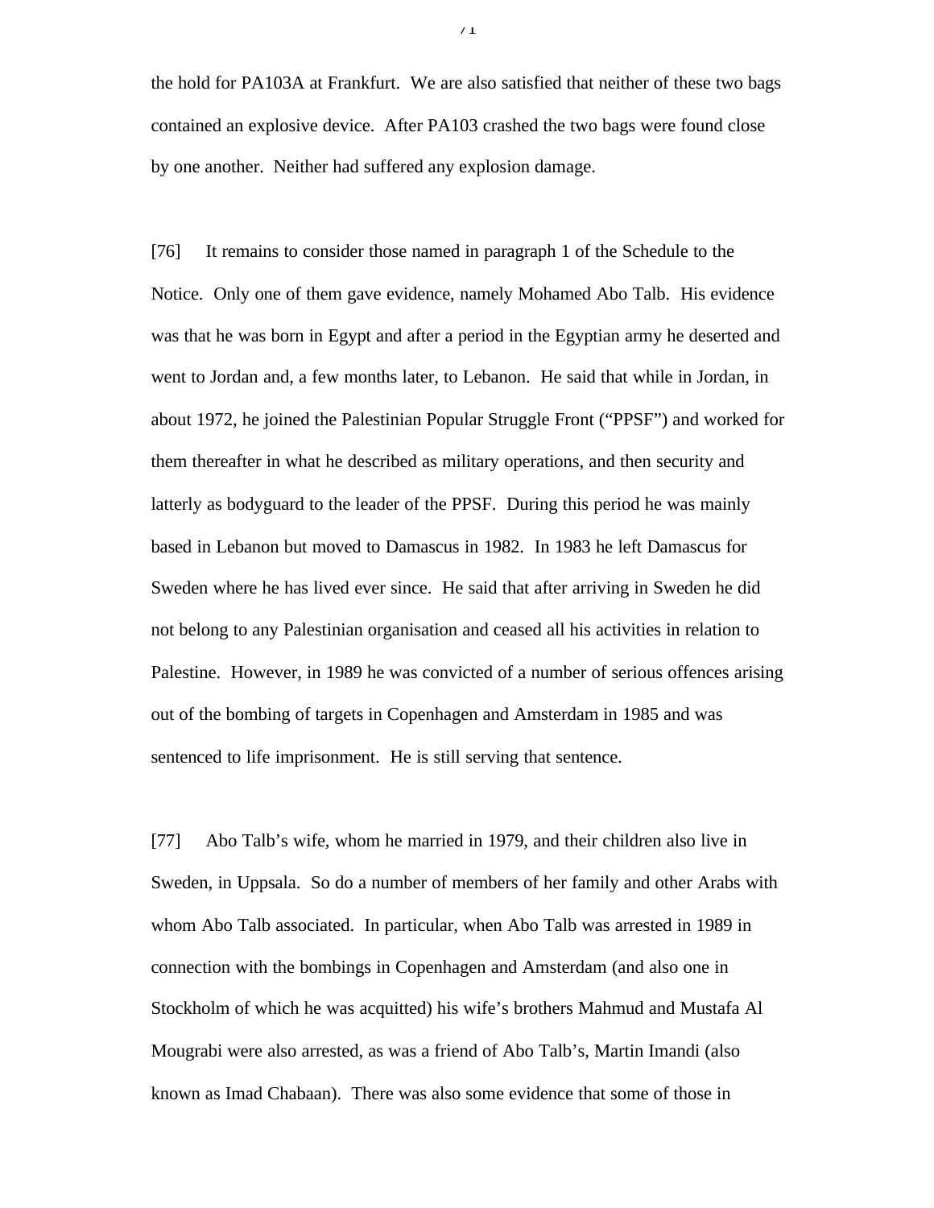the hold for PA103A at Frankfurt. We are also satisfied that neither of these two bags contained an explosive device. After PA103 crashed the two bags were found close by one another. Neither had suffered any explosion damage.

[76] It remains to consider those named in paragraph 1 of the Schedule to the Notice. Only one of them gave evidence, namely Mohamed Abo Talb. His evidence was that he was born in Egypt and after a period in the Egyptian army he deserted and went to Jordan and, a few months later, to Lebanon. He said that while in Jordan, in about 1972, he joined the Palestinian Popular Struggle Front ("PPSF") and worked for them thereafter in what he described as military operations, and then security and latterly as bodyguard to the leader of the PPSF. During this period he was mainly based in Lebanon but moved to Damascus in 1982. In 1983 he left Damascus for Sweden where he has lived ever since. He said that after arriving in Sweden he did not belong to any Palestinian organisation and ceased all his activities in relation to Palestine. However, in 1989 he was convicted of a number of serious offences arising out of the bombing of targets in Copenhagen and Amsterdam in 1985 and was sentenced to life imprisonment. He is still serving that sentence.

[77] Abo Talb's wife, whom he married in 1979, and their children also live in Sweden, in Uppsala. So do a number of members of her family and other Arabs with whom Abo Talb associated. In particular, when Abo Talb was arrested in 1989 in connection with the bombings in Copenhagen and Amsterdam (and also one in Stockholm of which he was acquitted) his wife's brothers Mahmud and Mustafa Al Mougrabi were also arrested, as was a friend of Abo Talb's, Martin Imandi (also known as Imad Chabaan). There was also some evidence that some of those in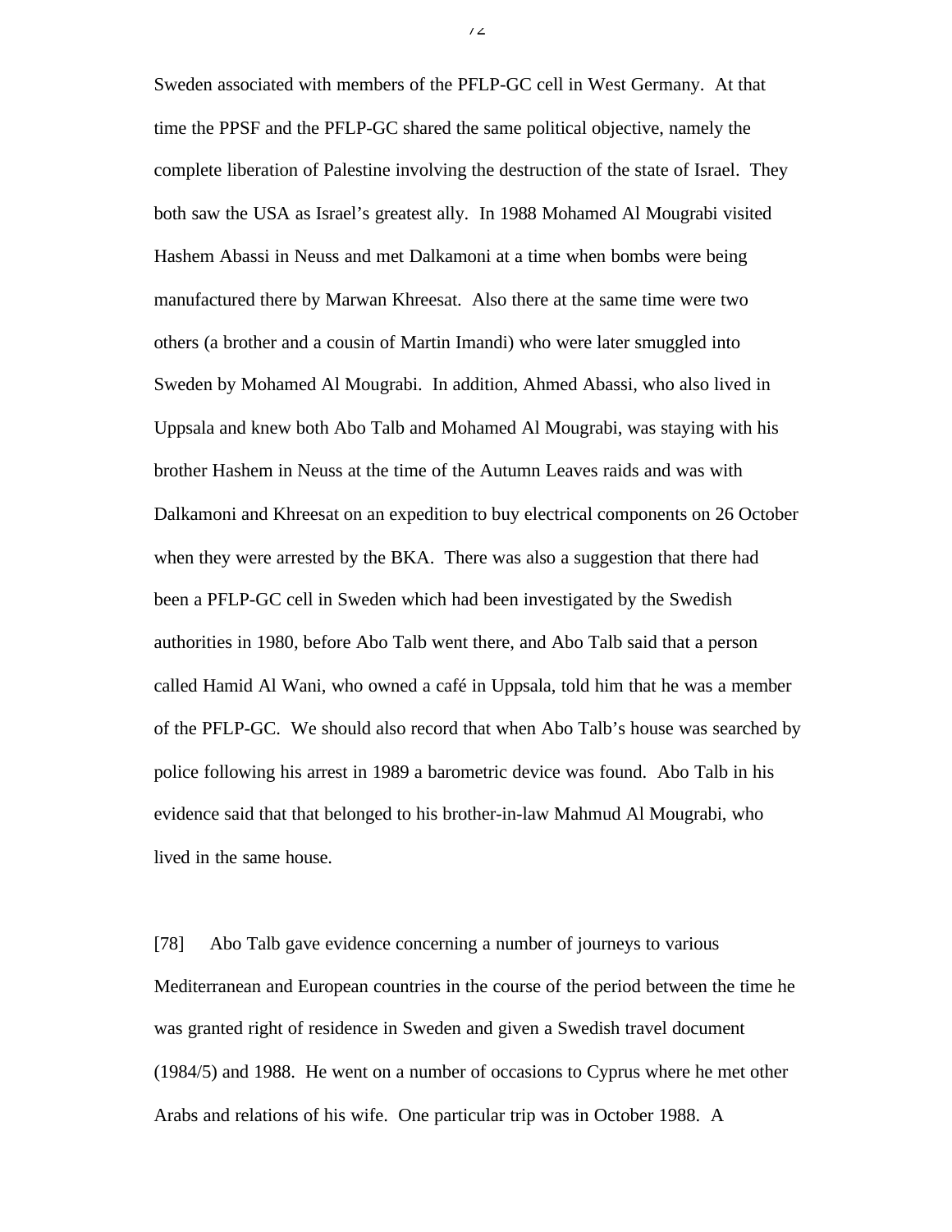Sweden associated with members of the PFLP-GC cell in West Germany. At that time the PPSF and the PFLP-GC shared the same political objective, namely the complete liberation of Palestine involving the destruction of the state of Israel. They both saw the USA as Israel's greatest ally. In 1988 Mohamed Al Mougrabi visited Hashem Abassi in Neuss and met Dalkamoni at a time when bombs were being manufactured there by Marwan Khreesat. Also there at the same time were two others (a brother and a cousin of Martin Imandi) who were later smuggled into Sweden by Mohamed Al Mougrabi. In addition, Ahmed Abassi, who also lived in Uppsala and knew both Abo Talb and Mohamed Al Mougrabi, was staying with his brother Hashem in Neuss at the time of the Autumn Leaves raids and was with Dalkamoni and Khreesat on an expedition to buy electrical components on 26 October when they were arrested by the BKA. There was also a suggestion that there had been a PFLP-GC cell in Sweden which had been investigated by the Swedish authorities in 1980, before Abo Talb went there, and Abo Talb said that a person called Hamid Al Wani, who owned a café in Uppsala, told him that he was a member of the PFLP-GC. We should also record that when Abo Talb's house was searched by police following his arrest in 1989 a barometric device was found. Abo Talb in his evidence said that that belonged to his brother-in-law Mahmud Al Mougrabi, who lived in the same house.

[78] Abo Talb gave evidence concerning a number of journeys to various Mediterranean and European countries in the course of the period between the time he was granted right of residence in Sweden and given a Swedish travel document (1984/5) and 1988. He went on a number of occasions to Cyprus where he met other Arabs and relations of his wife. One particular trip was in October 1988. A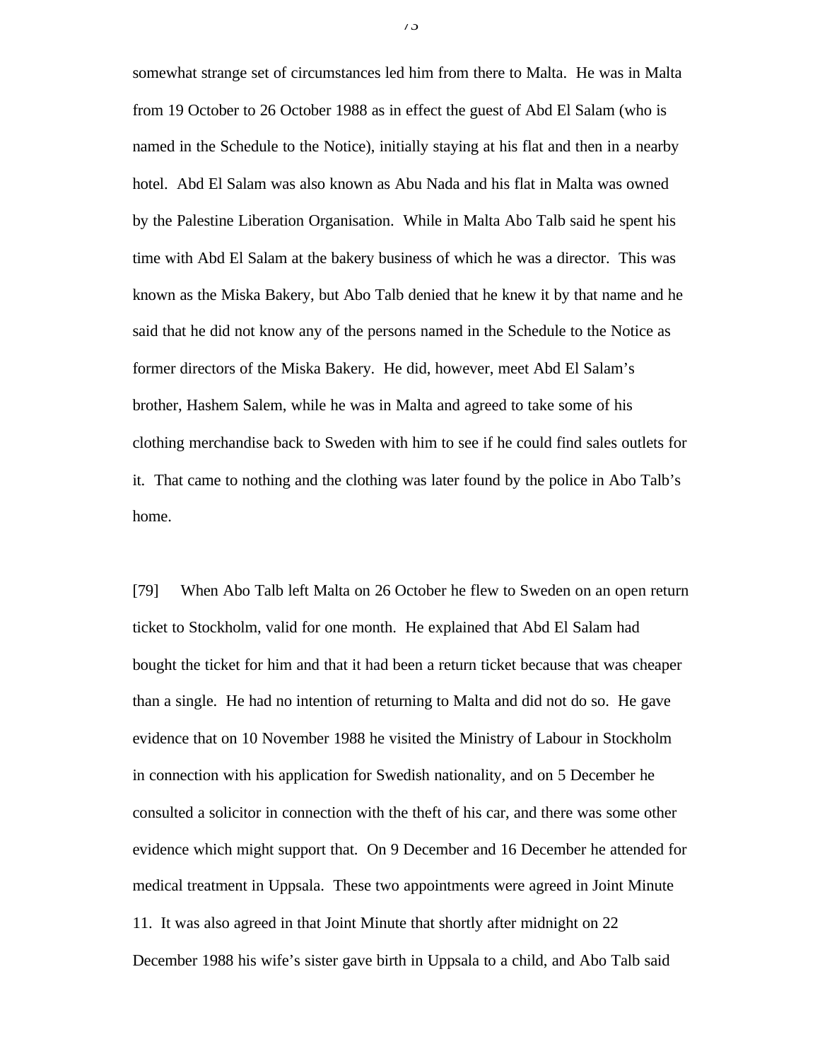somewhat strange set of circumstances led him from there to Malta. He was in Malta from 19 October to 26 October 1988 as in effect the guest of Abd El Salam (who is named in the Schedule to the Notice), initially staying at his flat and then in a nearby hotel. Abd El Salam was also known as Abu Nada and his flat in Malta was owned by the Palestine Liberation Organisation. While in Malta Abo Talb said he spent his time with Abd El Salam at the bakery business of which he was a director. This was known as the Miska Bakery, but Abo Talb denied that he knew it by that name and he said that he did not know any of the persons named in the Schedule to the Notice as former directors of the Miska Bakery. He did, however, meet Abd El Salam's brother, Hashem Salem, while he was in Malta and agreed to take some of his clothing merchandise back to Sweden with him to see if he could find sales outlets for it. That came to nothing and the clothing was later found by the police in Abo Talb's home.

[79] When Abo Talb left Malta on 26 October he flew to Sweden on an open return ticket to Stockholm, valid for one month. He explained that Abd El Salam had bought the ticket for him and that it had been a return ticket because that was cheaper than a single. He had no intention of returning to Malta and did not do so. He gave evidence that on 10 November 1988 he visited the Ministry of Labour in Stockholm in connection with his application for Swedish nationality, and on 5 December he consulted a solicitor in connection with the theft of his car, and there was some other evidence which might support that. On 9 December and 16 December he attended for medical treatment in Uppsala. These two appointments were agreed in Joint Minute 11. It was also agreed in that Joint Minute that shortly after midnight on 22 December 1988 his wife's sister gave birth in Uppsala to a child, and Abo Talb said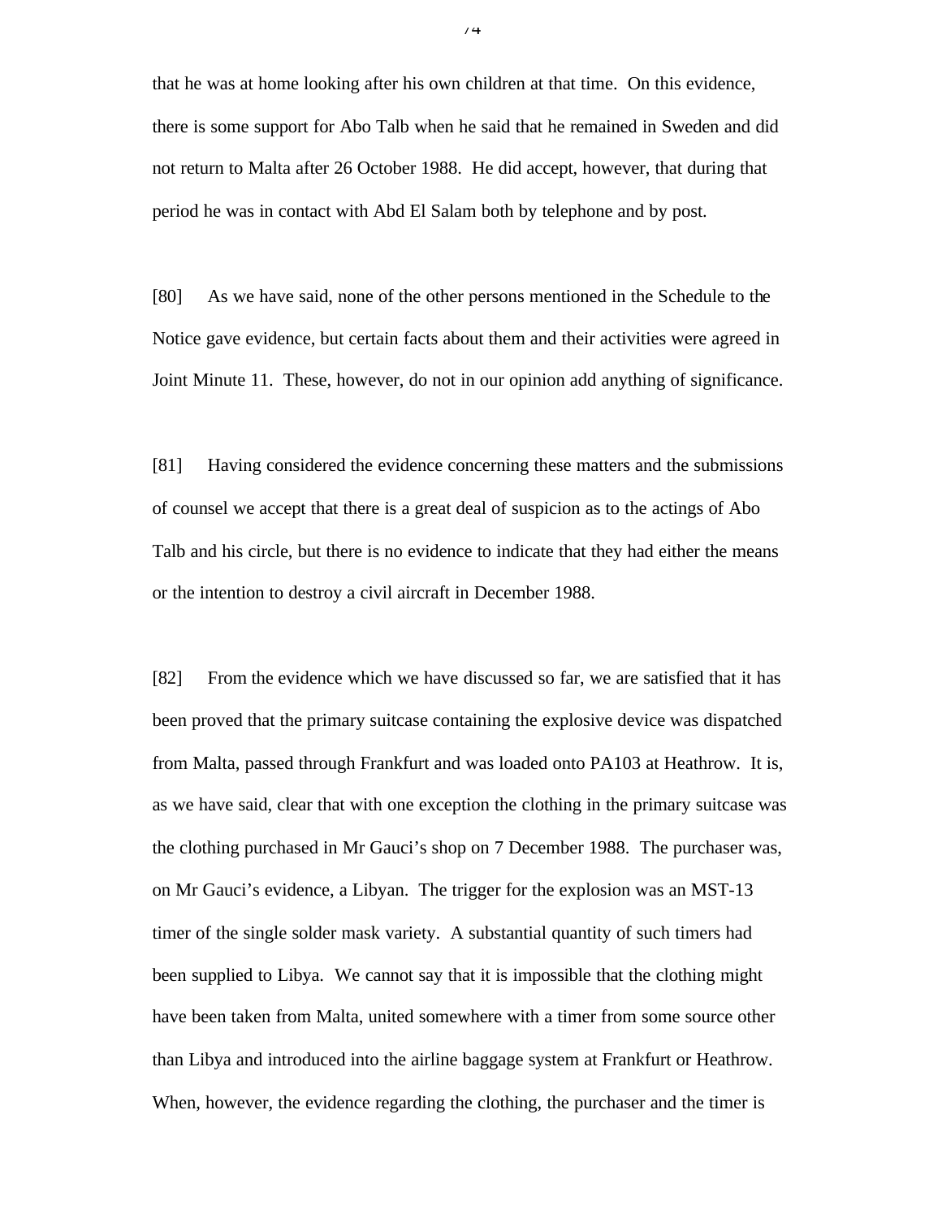that he was at home looking after his own children at that time. On this evidence, there is some support for Abo Talb when he said that he remained in Sweden and did not return to Malta after 26 October 1988. He did accept, however, that during that period he was in contact with Abd El Salam both by telephone and by post.

[80] As we have said, none of the other persons mentioned in the Schedule to the Notice gave evidence, but certain facts about them and their activities were agreed in Joint Minute 11. These, however, do not in our opinion add anything of significance.

[81] Having considered the evidence concerning these matters and the submissions of counsel we accept that there is a great deal of suspicion as to the actings of Abo Talb and his circle, but there is no evidence to indicate that they had either the means or the intention to destroy a civil aircraft in December 1988.

[82] From the evidence which we have discussed so far, we are satisfied that it has been proved that the primary suitcase containing the explosive device was dispatched from Malta, passed through Frankfurt and was loaded onto PA103 at Heathrow. It is, as we have said, clear that with one exception the clothing in the primary suitcase was the clothing purchased in Mr Gauci's shop on 7 December 1988. The purchaser was, on Mr Gauci's evidence, a Libyan. The trigger for the explosion was an MST-13 timer of the single solder mask variety. A substantial quantity of such timers had been supplied to Libya. We cannot say that it is impossible that the clothing might have been taken from Malta, united somewhere with a timer from some source other than Libya and introduced into the airline baggage system at Frankfurt or Heathrow. When, however, the evidence regarding the clothing, the purchaser and the timer is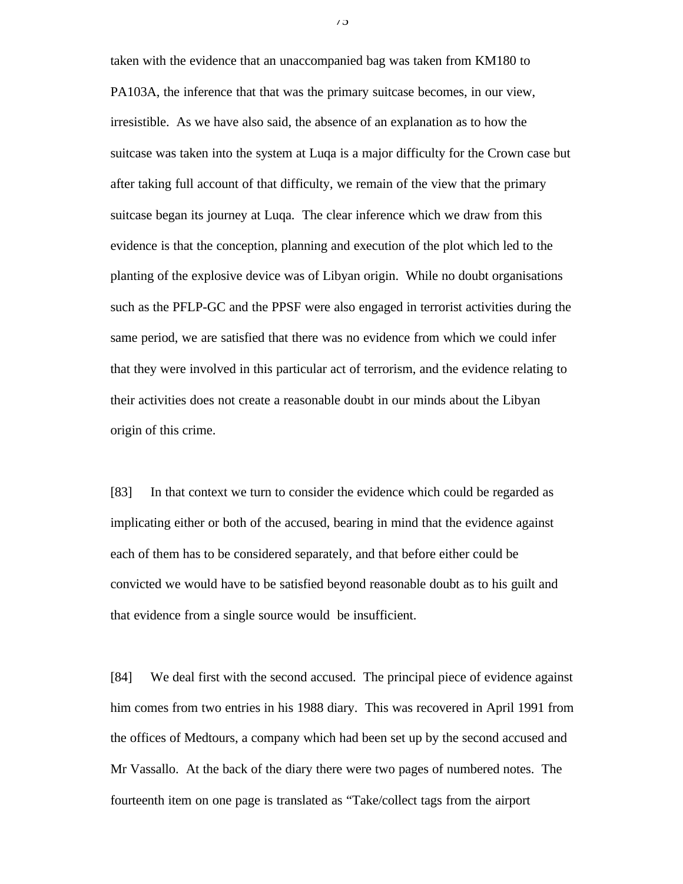taken with the evidence that an unaccompanied bag was taken from KM180 to PA103A, the inference that that was the primary suitcase becomes, in our view, irresistible. As we have also said, the absence of an explanation as to how the suitcase was taken into the system at Luqa is a major difficulty for the Crown case but after taking full account of that difficulty, we remain of the view that the primary suitcase began its journey at Luqa. The clear inference which we draw from this evidence is that the conception, planning and execution of the plot which led to the planting of the explosive device was of Libyan origin. While no doubt organisations such as the PFLP-GC and the PPSF were also engaged in terrorist activities during the same period, we are satisfied that there was no evidence from which we could infer that they were involved in this particular act of terrorism, and the evidence relating to their activities does not create a reasonable doubt in our minds about the Libyan origin of this crime.

[83] In that context we turn to consider the evidence which could be regarded as implicating either or both of the accused, bearing in mind that the evidence against each of them has to be considered separately, and that before either could be convicted we would have to be satisfied beyond reasonable doubt as to his guilt and that evidence from a single source would be insufficient.

[84] We deal first with the second accused. The principal piece of evidence against him comes from two entries in his 1988 diary. This was recovered in April 1991 from the offices of Medtours, a company which had been set up by the second accused and Mr Vassallo. At the back of the diary there were two pages of numbered notes. The fourteenth item on one page is translated as “Take/collect tags from the airport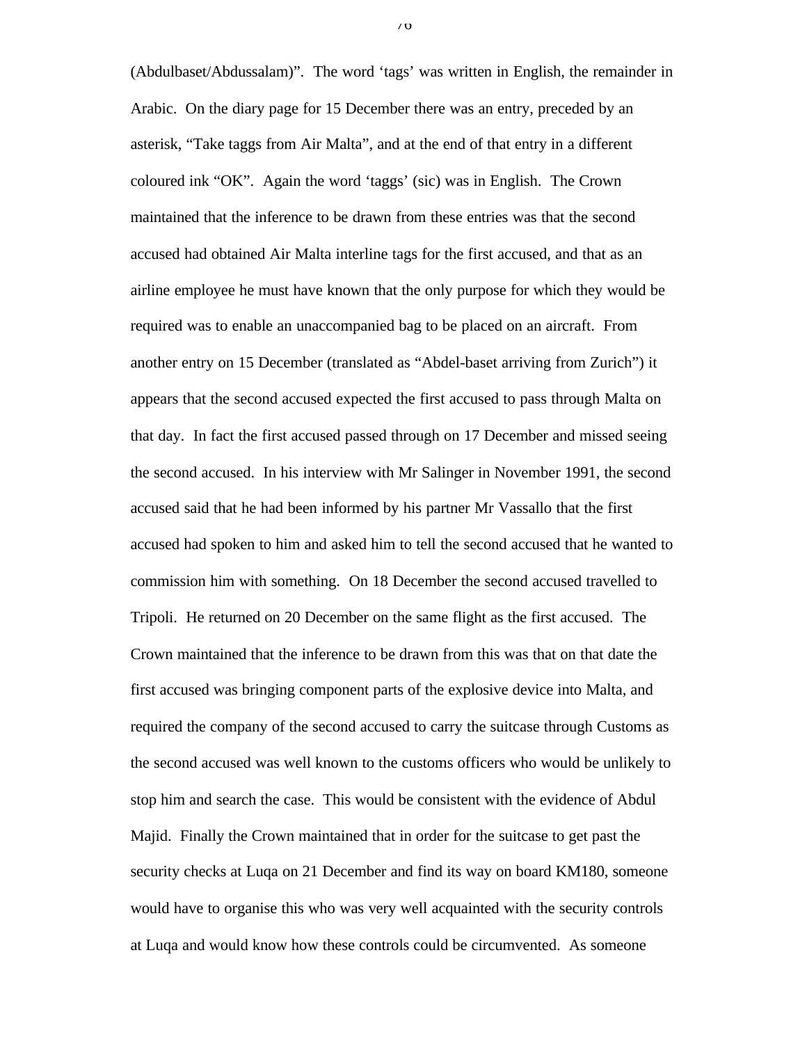(Abdulbaset/Abdussalam)". The word 'tags' was written in English, the remainder in Arabic. On the diary page for 15 December there was an entry, preceded by an asterisk, "Take taggs from Air Malta", and at the end of that entry in a different coloured ink "OK". Again the word 'taggs' (sic) was in English. The Crown maintained that the inference to be drawn from these entries was that the second accused had obtained Air Malta interline tags for the first accused, and that as an airline employee he must have known that the only purpose for which they would be required was to enable an unaccompanied bag to be placed on an aircraft. From another entry on 15 December (translated as "Abdel-baset arriving from Zurich") it appears that the second accused expected the first accused to pass through Malta on that day. In fact the first accused passed through on 17 December and missed seeing the second accused. In his interview with Mr Salinger in November 1991, the second accused said that he had been informed by his partner Mr Vassallo that the first accused had spoken to him and asked him to tell the second accused that he wanted to commission him with something. On 18 December the second accused travelled to Tripoli. He returned on 20 December on the same flight as the first accused. The Crown maintained that the inference to be drawn from this was that on that date the first accused was bringing component parts of the explosive device into Malta, and required the company of the second accused to carry the suitcase through Customs as the second accused was well known to the customs officers who would be unlikely to stop him and search the case. This would be consistent with the evidence of Abdul Majid. Finally the Crown maintained that in order for the suitcase to get past the security checks at Luqa on 21 December and find its way on board KM180, someone would have to organise this who was very well acquainted with the security controls at Luqa and would know how these controls could be circumvented. As someone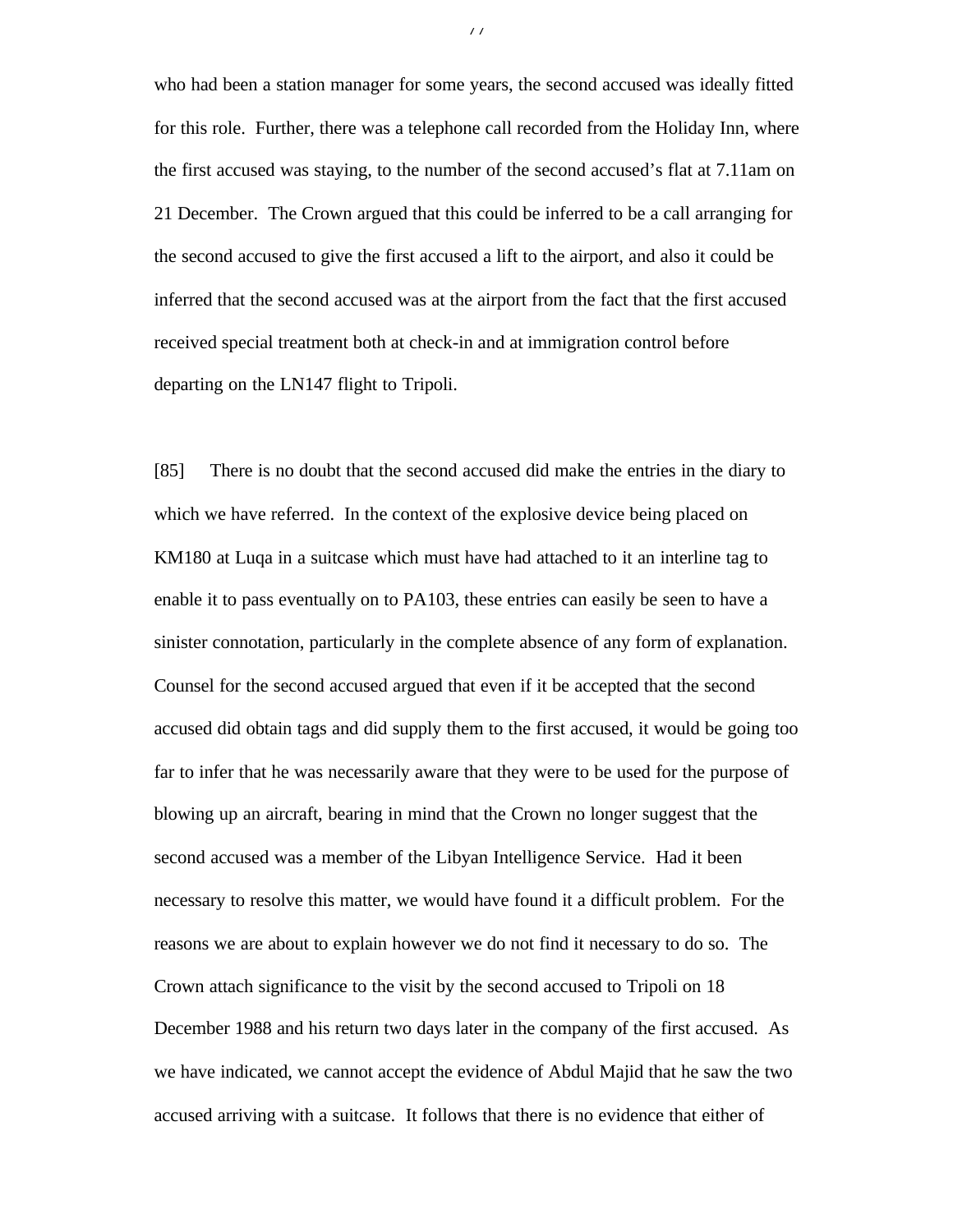who had been a station manager for some years, the second accused was ideally fitted for this role. Further, there was a telephone call recorded from the Holiday Inn, where the first accused was staying, to the number of the second accused's flat at 7.11am on 21 December. The Crown argued that this could be inferred to be a call arranging for the second accused to give the first accused a lift to the airport, and also it could be inferred that the second accused was at the airport from the fact that the first accused received special treatment both at check-in and at immigration control before departing on the LN147 flight to Tripoli.

[85] There is no doubt that the second accused did make the entries in the diary to which we have referred. In the context of the explosive device being placed on KM180 at Luqa in a suitcase which must have had attached to it an interline tag to enable it to pass eventually on to PA103, these entries can easily be seen to have a sinister connotation, particularly in the complete absence of any form of explanation. Counsel for the second accused argued that even if it be accepted that the second accused did obtain tags and did supply them to the first accused, it would be going too far to infer that he was necessarily aware that they were to be used for the purpose of blowing up an aircraft, bearing in mind that the Crown no longer suggest that the second accused was a member of the Libyan Intelligence Service. Had it been necessary to resolve this matter, we would have found it a difficult problem. For the reasons we are about to explain however we do not find it necessary to do so. The Crown attach significance to the visit by the second accused to Tripoli on 18 December 1988 and his return two days later in the company of the first accused. As we have indicated, we cannot accept the evidence of Abdul Majid that he saw the two accused arriving with a suitcase. It follows that there is no evidence that either of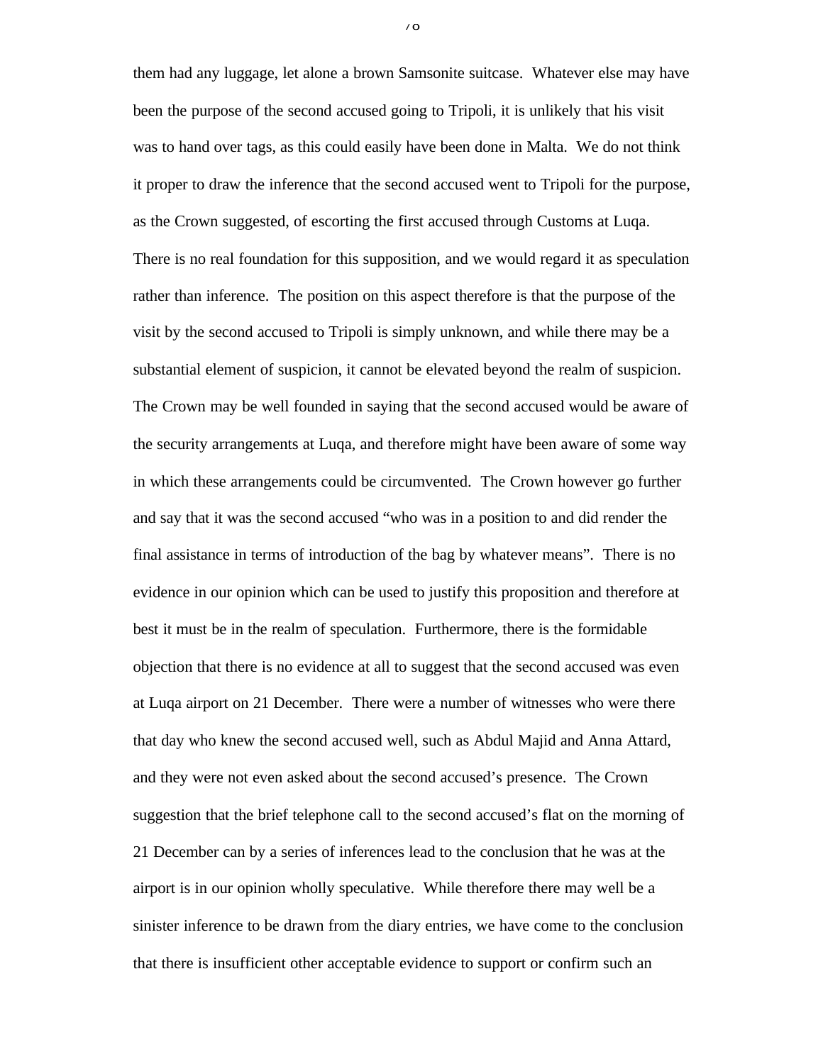them had any luggage, let alone a brown Samsonite suitcase. Whatever else may have been the purpose of the second accused going to Tripoli, it is unlikely that his visit was to hand over tags, as this could easily have been done in Malta. We do not think it proper to draw the inference that the second accused went to Tripoli for the purpose, as the Crown suggested, of escorting the first accused through Customs at Luqa. There is no real foundation for this supposition, and we would regard it as speculation rather than inference. The position on this aspect therefore is that the purpose of the visit by the second accused to Tripoli is simply unknown, and while there may be a substantial element of suspicion, it cannot be elevated beyond the realm of suspicion. The Crown may be well founded in saying that the second accused would be aware of the security arrangements at Luqa, and therefore might have been aware of some way in which these arrangements could be circumvented. The Crown however go further and say that it was the second accused "who was in a position to and did render the final assistance in terms of introduction of the bag by whatever means". There is no evidence in our opinion which can be used to justify this proposition and therefore at best it must be in the realm of speculation. Furthermore, there is the formidable objection that there is no evidence at all to suggest that the second accused was even at Luqa airport on 21 December. There were a number of witnesses who were there that day who knew the second accused well, such as Abdul Majid and Anna Attard, and they were not even asked about the second accused's presence. The Crown suggestion that the brief telephone call to the second accused's flat on the morning of 21 December can by a series of inferences lead to the conclusion that he was at the airport is in our opinion wholly speculative. While therefore there may well be a sinister inference to be drawn from the diary entries, we have come to the conclusion that there is insufficient other acceptable evidence to support or confirm such an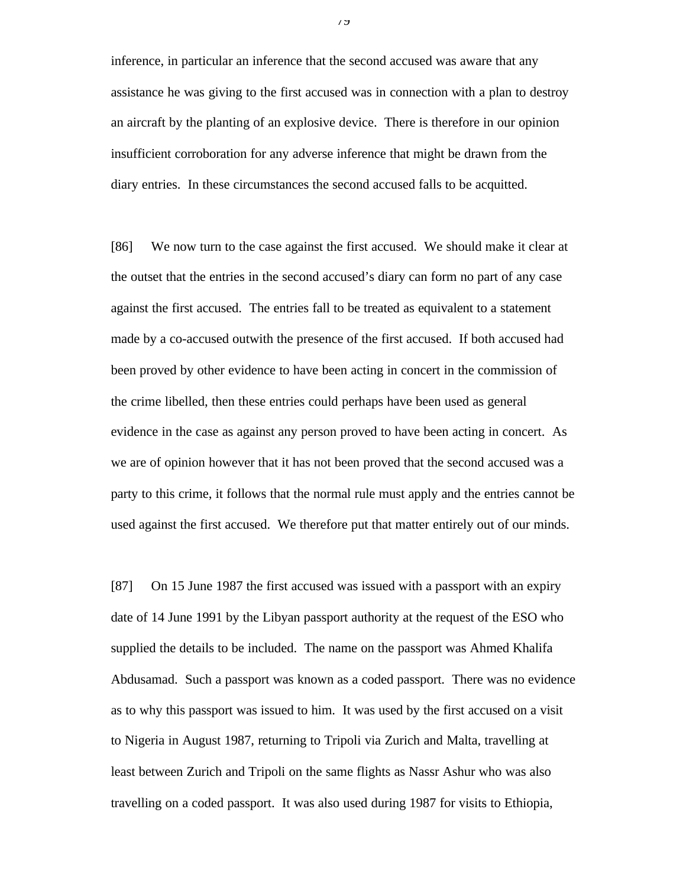inference, in particular an inference that the second accused was aware that any assistance he was giving to the first accused was in connection with a plan to destroy an aircraft by the planting of an explosive device. There is therefore in our opinion insufficient corroboration for any adverse inference that might be drawn from the diary entries. In these circumstances the second accused falls to be acquitted.

[86] We now turn to the case against the first accused. We should make it clear at the outset that the entries in the second accused's diary can form no part of any case against the first accused. The entries fall to be treated as equivalent to a statement made by a co-accused outwith the presence of the first accused. If both accused had been proved by other evidence to have been acting in concert in the commission of the crime libelled, then these entries could perhaps have been used as general evidence in the case as against any person proved to have been acting in concert. As we are of opinion however that it has not been proved that the second accused was a party to this crime, it follows that the normal rule must apply and the entries cannot be used against the first accused. We therefore put that matter entirely out of our minds.

[87] On 15 June 1987 the first accused was issued with a passport with an expiry date of 14 June 1991 by the Libyan passport authority at the request of the ESO who supplied the details to be included. The name on the passport was Ahmed Khalifa Abdusamad. Such a passport was known as a coded passport. There was no evidence as to why this passport was issued to him. It was used by the first accused on a visit to Nigeria in August 1987, returning to Tripoli via Zurich and Malta, travelling at least between Zurich and Tripoli on the same flights as Nassr Ashur who was also travelling on a coded passport. It was also used during 1987 for visits to Ethiopia,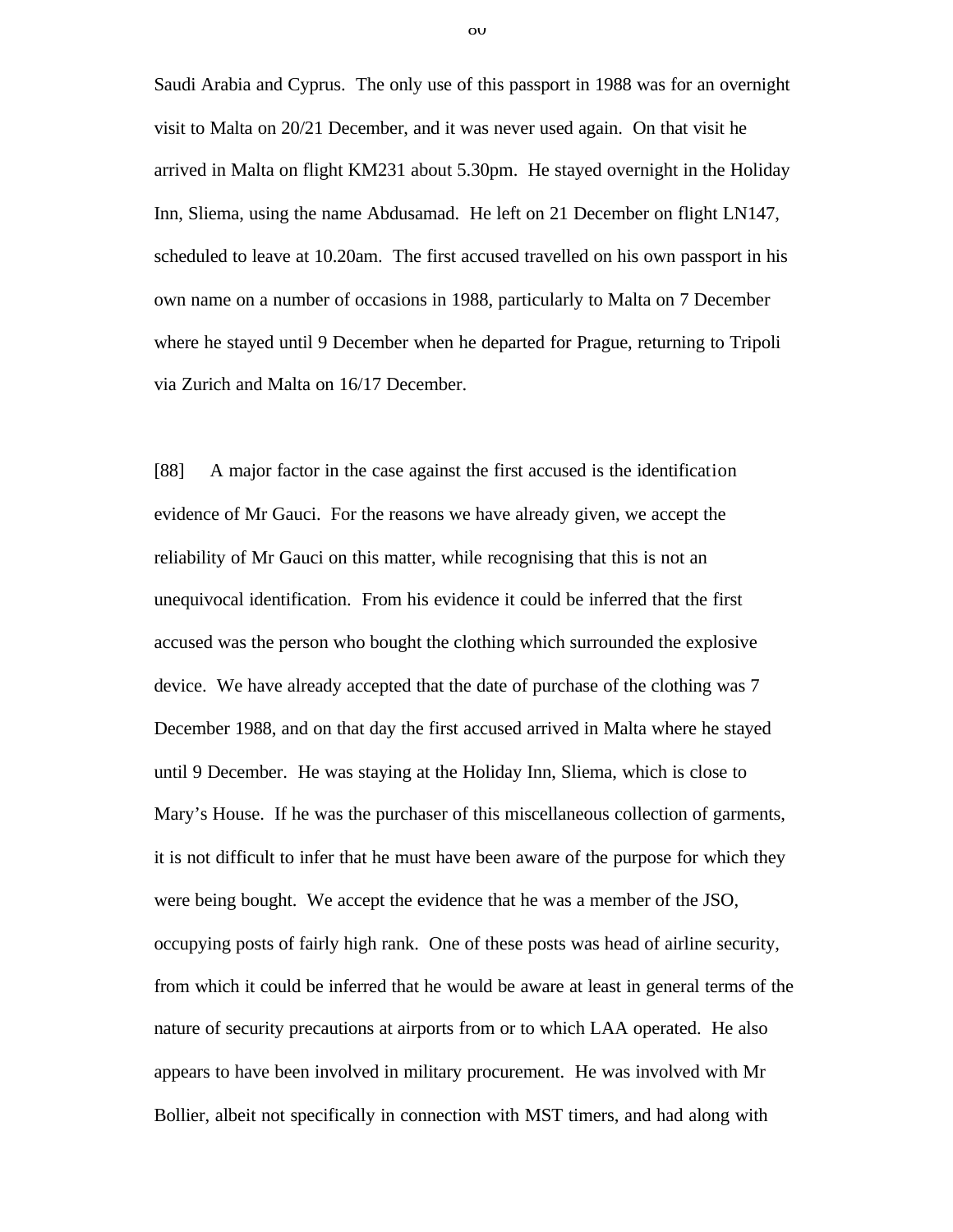Saudi Arabia and Cyprus. The only use of this passport in 1988 was for an overnight visit to Malta on 20/21 December, and it was never used again. On that visit he arrived in Malta on flight KM231 about 5.30pm. He stayed overnight in the Holiday Inn, Sliema, using the name Abdusamad. He left on 21 December on flight LN147, scheduled to leave at 10.20am. The first accused travelled on his own passport in his own name on a number of occasions in 1988, particularly to Malta on 7 December where he stayed until 9 December when he departed for Prague, returning to Tripoli via Zurich and Malta on 16/17 December.

[88] A major factor in the case against the first accused is the identification evidence of Mr Gauci. For the reasons we have already given, we accept the reliability of Mr Gauci on this matter, while recognising that this is not an unequivocal identification. From his evidence it could be inferred that the first accused was the person who bought the clothing which surrounded the explosive device. We have already accepted that the date of purchase of the clothing was 7 December 1988, and on that day the first accused arrived in Malta where he stayed until 9 December. He was staying at the Holiday Inn, Sliema, which is close to Mary's House. If he was the purchaser of this miscellaneous collection of garments, it is not difficult to infer that he must have been aware of the purpose for which they were being bought. We accept the evidence that he was a member of the JSO, occupying posts of fairly high rank. One of these posts was head of airline security, from which it could be inferred that he would be aware at least in general terms of the nature of security precautions at airports from or to which LAA operated. He also appears to have been involved in military procurement. He was involved with Mr Bollier, albeit not specifically in connection with MST timers, and had along with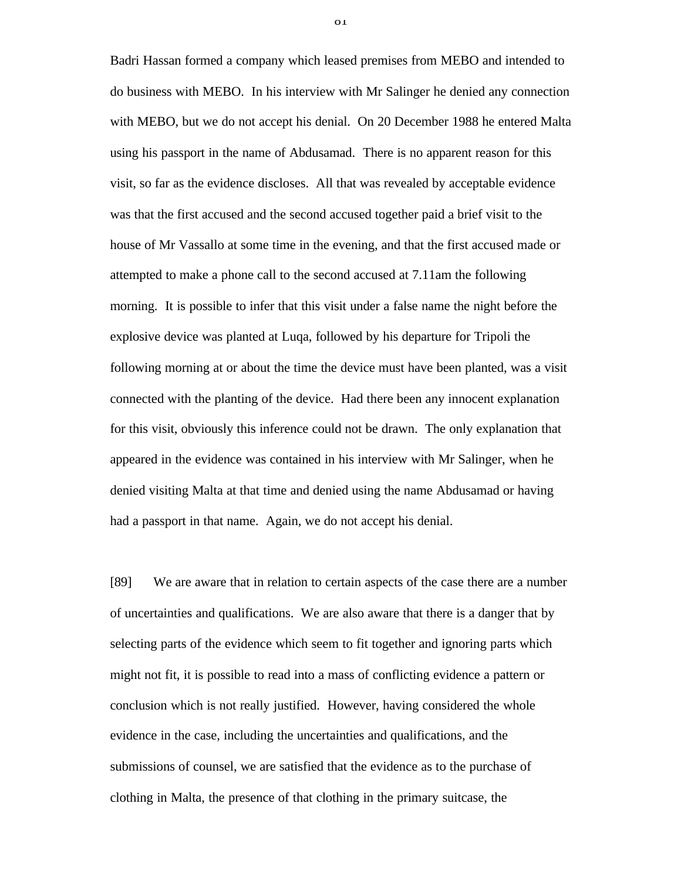Badri Hassan formed a company which leased premises from MEBO and intended to do business with MEBO. In his interview with Mr Salinger he denied any connection with MEBO, but we do not accept his denial. On 20 December 1988 he entered Malta using his passport in the name of Abdusamad. There is no apparent reason for this visit, so far as the evidence discloses. All that was revealed by acceptable evidence was that the first accused and the second accused together paid a brief visit to the house of Mr Vassallo at some time in the evening, and that the first accused made or attempted to make a phone call to the second accused at 7.11am the following morning. It is possible to infer that this visit under a false name the night before the explosive device was planted at Luqa, followed by his departure for Tripoli the following morning at or about the time the device must have been planted, was a visit connected with the planting of the device. Had there been any innocent explanation for this visit, obviously this inference could not be drawn. The only explanation that appeared in the evidence was contained in his interview with Mr Salinger, when he denied visiting Malta at that time and denied using the name Abdusamad or having had a passport in that name. Again, we do not accept his denial.

[89] We are aware that in relation to certain aspects of the case there are a number of uncertainties and qualifications. We are also aware that there is a danger that by selecting parts of the evidence which seem to fit together and ignoring parts which might not fit, it is possible to read into a mass of conflicting evidence a pattern or conclusion which is not really justified. However, having considered the whole evidence in the case, including the uncertainties and qualifications, and the submissions of counsel, we are satisfied that the evidence as to the purchase of clothing in Malta, the presence of that clothing in the primary suitcase, the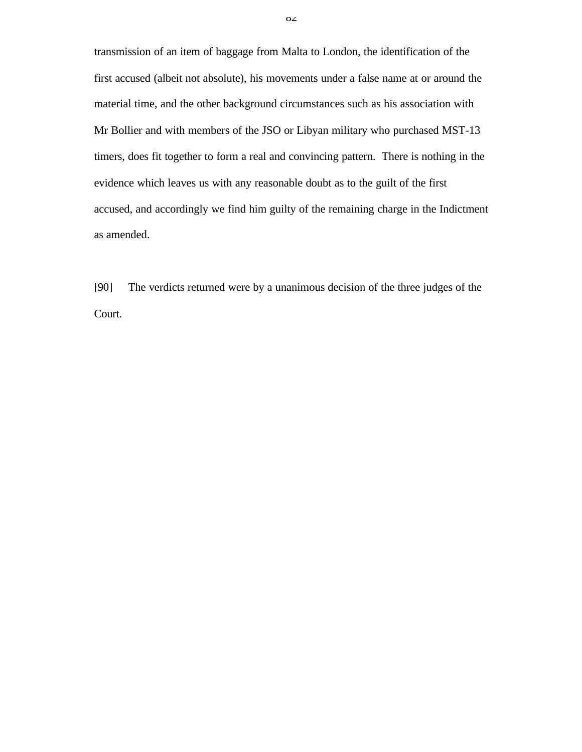transmission of an item of baggage from Malta to London, the identification of the first accused (albeit not absolute), his movements under a false name at or around the material time, and the other background circumstances such as his association with Mr Bollier and with members of the JSO or Libyan military who purchased MST-13 timers, does fit together to form a real and convincing pattern. There is nothing in the evidence which leaves us with any reasonable doubt as to the guilt of the first accused, and accordingly we find him guilty of the remaining charge in the Indictment as amended.

[90] The verdicts returned were by a unanimous decision of the three judges of the Court.